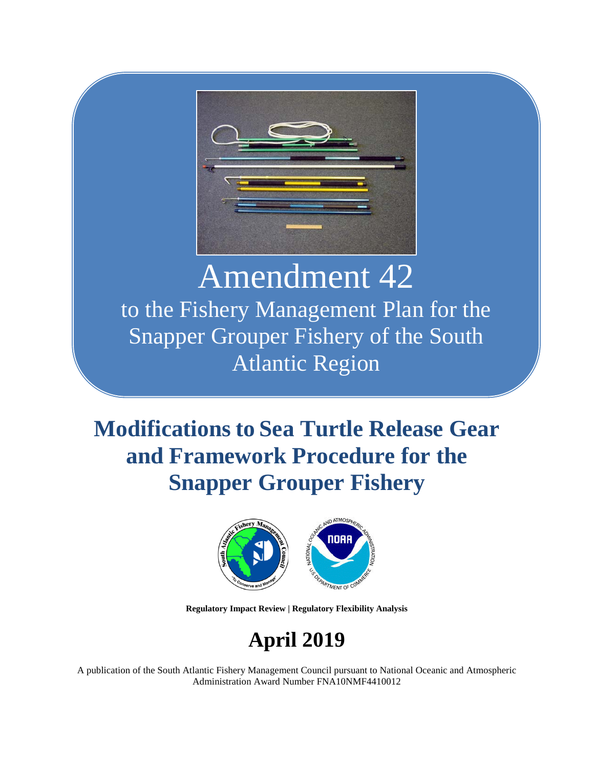# Amendment 42

to the Fishery Management Plan for the Snapper Grouper Fishery of the South Atlantic Region

## Modifications to Sea Turtle Release Gear and Framework Procedure for the Snapper Grouper Fishery

**Regulatory Impact Review | Regulatory Flexibility Analysis**

## April 2019

A publication of the South Atlantic Fishery Management Council pursuant to National Oceanic and Atmospheric Administration Award Number FNA10NMF4410012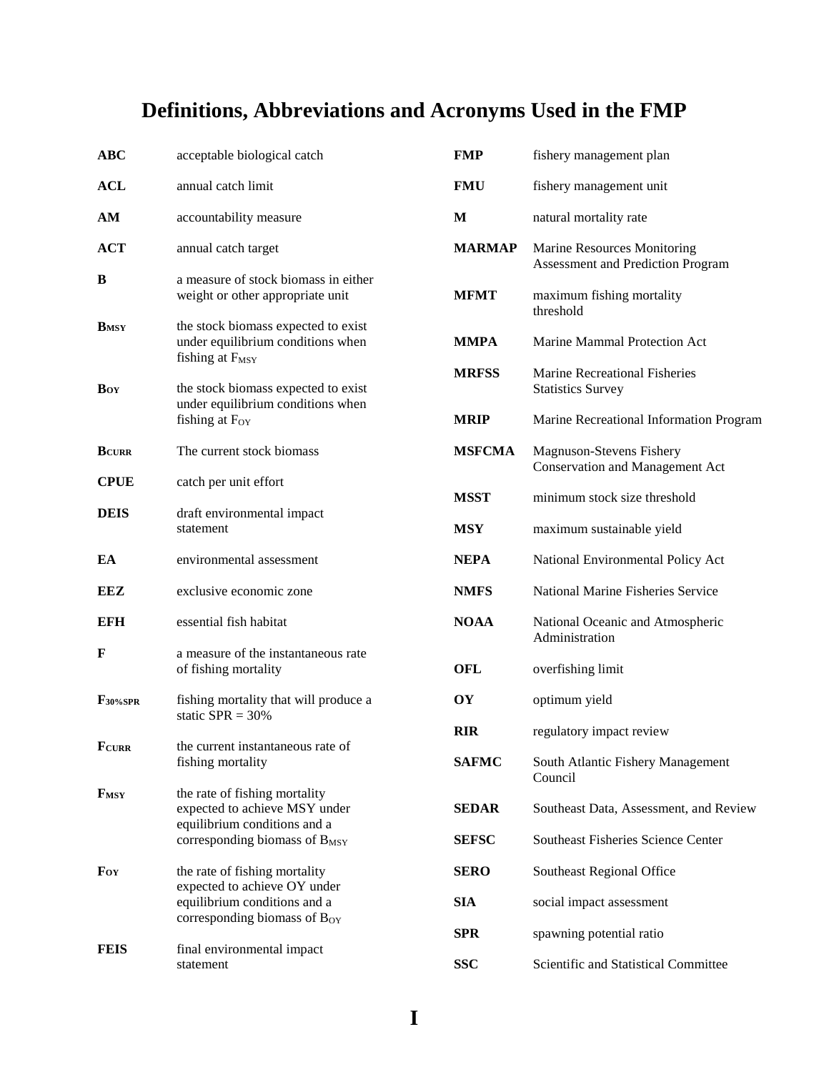# Definitions, Abbreviations and Acronyms Used in the FMP

| | |
|---|---|
| **ABC** | acceptable biological catch |
| **ACL** | annual catch limit |
| **AM** | accountability measure |
| **ACT** | annual catch target |
| **B** | a measure of stock biomass in either weight or other appropriate unit |
| **$B_{MSY}$** | the stock biomass expected to exist under equilibrium conditions when fishing at $F_{MSY}$ |
| **$B_{OY}$** | the stock biomass expected to exist under equilibrium conditions when fishing at $F_{OY}$ |
| **$B_{CURR}$** | The current stock biomass |
| **CPUE** | catch per unit effort |
| **DEIS** | draft environmental impact statement |
| **EA** | environmental assessment |
| **EEZ** | exclusive economic zone |
| **EFH** | essential fish habitat |
| **F** | a measure of the instantaneous rate of fishing mortality |
| **$F_{30\%SPR}$** | fishing mortality that will produce a static SPR = 30% |
| **$F_{CURR}$** | the current instantaneous rate of fishing mortality |
| **$F_{MSY}$** | the rate of fishing mortality expected to achieve MSY under equilibrium conditions and a corresponding biomass of $B_{MSY}$ |
| **$F_{OY}$** | the rate of fishing mortality expected to achieve OY under equilibrium conditions and a corresponding biomass of $B_{OY}$ |
| **FEIS** | final environmental impact statement |
| **FMP** | fishery management plan |
| **FMU** | fishery management unit |
| **M** | natural mortality rate |
| **MARMAP** | Marine Resources Monitoring Assessment and Prediction Program |
| **MFMT** | maximum fishing mortality threshold |
| **MMPA** | Marine Mammal Protection Act |
| **MRFSS** | Marine Recreational Fisheries Statistics Survey |
| **MRIP** | Marine Recreational Information Program |
| **MSFCMA** | Magnuson-Stevens Fishery Conservation and Management Act |
| **MSST** | minimum stock size threshold |
| **MSY** | maximum sustainable yield |
| **NEPA** | National Environmental Policy Act |
| **NMFS** | National Marine Fisheries Service |
| **NOAA** | National Oceanic and Atmospheric Administration |
| **OFL** | overfishing limit |
| **OY** | optimum yield |
| **RIR** | regulatory impact review |
| **SAFMC** | South Atlantic Fishery Management Council |
| **SEDAR** | Southeast Data, Assessment, and Review |
| **SEFSC** | Southeast Fisheries Science Center |
| **SERO** | Southeast Regional Office |
| **SIA** | social impact assessment |
| **SPR** | spawning potential ratio |
| **SSC** | Scientific and Statistical Committee |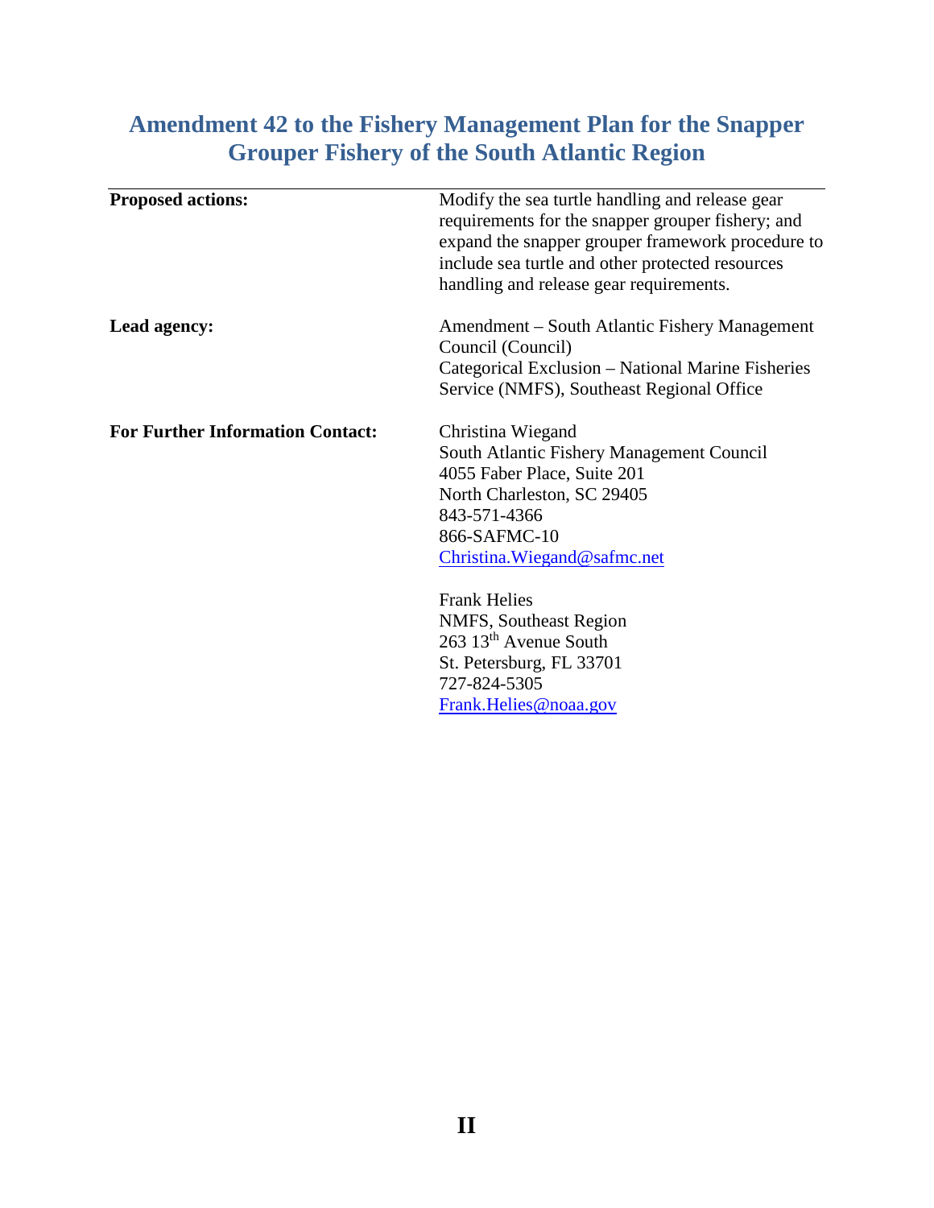# Amendment 42 to the Fishery Management Plan for the Snapper Grouper Fishery of the South Atlantic Region

| | |
|---|---|
| **Proposed actions:** | Modify the sea turtle handling and release gear requirements for the snapper grouper fishery; and expand the snapper grouper framework procedure to include sea turtle and other protected resources handling and release gear requirements. |
| **Lead agency:** | Amendment – South Atlantic Fishery Management Council (Council)<br>Categorical Exclusion – National Marine Fisheries Service (NMFS), Southeast Regional Office |
| **For Further Information Contact:** | Christina Wiegand<br>South Atlantic Fishery Management Council<br>4055 Faber Place, Suite 201<br>North Charleston, SC 29405<br>843-571-4366<br>866-SAFMC-10<br>Christina.Wiegand@safmc.net<br><br>Frank Helies<br>NMFS, Southeast Region<br>263 13th Avenue South<br>St. Petersburg, FL 33701<br>727-824-5305<br>Frank.Helies@noaa.gov |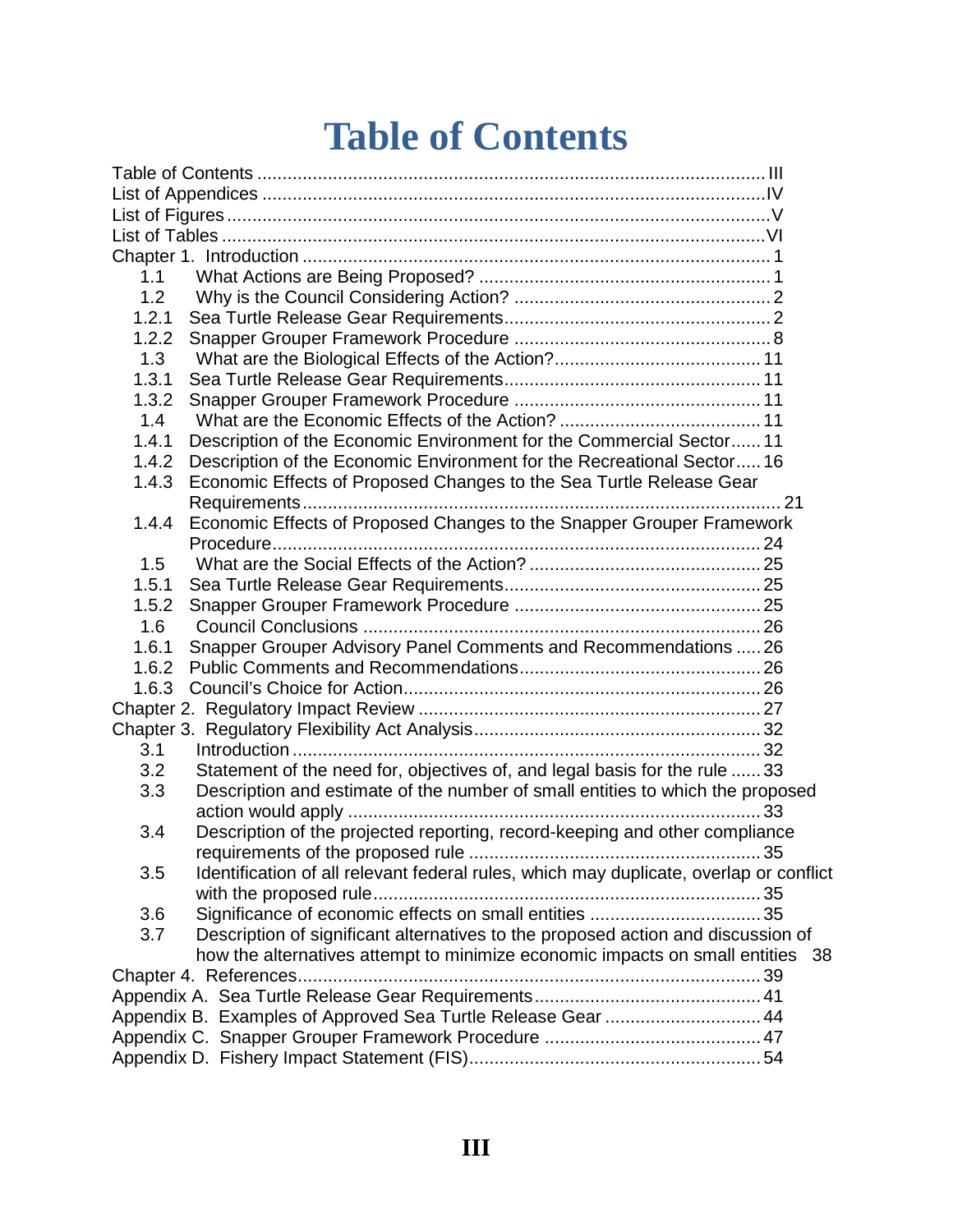# Table of Contents

Table of Contents ..................................................................................................... III
List of Appendices .................................................................................................... IV
List of Figures ............................................................................................................ V
List of Tables ............................................................................................................ VI
Chapter 1. Introduction ............................................................................................. 1
1.1 What Actions are Being Proposed? ........................................................... 1
1.2 Why is the Council Considering Action? .................................................... 2
1.2.1 Sea Turtle Release Gear Requirements ...................................................... 2
1.2.2 Snapper Grouper Framework Procedure .................................................... 8
1.3 What are the Biological Effects of the Action? ......................................... 11
1.3.1 Sea Turtle Release Gear Requirements .................................................... 11
1.3.2 Snapper Grouper Framework Procedure .................................................. 11
1.4 What are the Economic Effects of the Action? ......................................... 11
1.4.1 Description of the Economic Environment for the Commercial Sector ...... 11
1.4.2 Description of the Economic Environment for the Recreational Sector ..... 16
1.4.3 Economic Effects of Proposed Changes to the Sea Turtle Release Gear Requirements ................................................................................................ 21
1.4.4 Economic Effects of Proposed Changes to the Snapper Grouper Framework Procedure .................................................................................................. 24
1.5 What are the Social Effects of the Action? ............................................... 25
1.5.1 Sea Turtle Release Gear Requirements .................................................... 25
1.5.2 Snapper Grouper Framework Procedure .................................................. 25
1.6 Council Conclusions ................................................................................ 26
1.6.1 Snapper Grouper Advisory Panel Comments and Recommendations ..... 26
1.6.2 Public Comments and Recommendations ................................................ 26
1.6.3 Council's Choice for Action ....................................................................... 26
Chapter 2. Regulatory Impact Review ..................................................................... 27
Chapter 3. Regulatory Flexibility Act Analysis ......................................................... 32
3.1 Introduction ............................................................................................. 32
3.2 Statement of the need for, objectives of, and legal basis for the rule ...... 33
3.3 Description and estimate of the number of small entities to which the proposed action would apply .................................................................................. 33
3.4 Description of the projected reporting, record-keeping and other compliance requirements of the proposed rule .......................................................... 35
3.5 Identification of all relevant federal rules, which may duplicate, overlap or conflict with the proposed rule ............................................................................. 35
3.6 Significance of economic effects on small entities .................................. 35
3.7 Description of significant alternatives to the proposed action and discussion of how the alternatives attempt to minimize economic impacts on small entities 38
Chapter 4. References ............................................................................................ 39
Appendix A. Sea Turtle Release Gear Requirements ............................................. 41
Appendix B. Examples of Approved Sea Turtle Release Gear ............................... 44
Appendix C. Snapper Grouper Framework Procedure ........................................... 47
Appendix D. Fishery Impact Statement (FIS) .......................................................... 54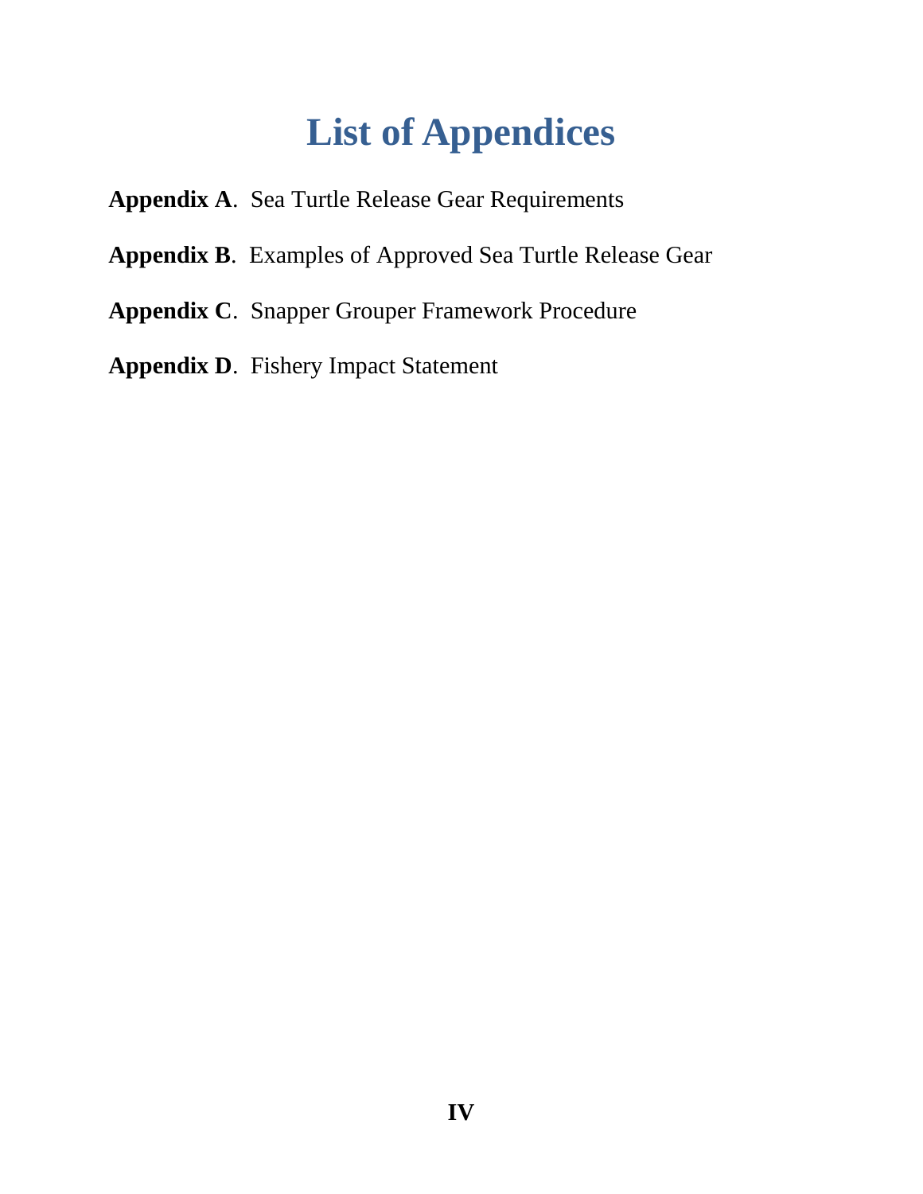# List of Appendices

**Appendix A**. Sea Turtle Release Gear Requirements

**Appendix B**. Examples of Approved Sea Turtle Release Gear

**Appendix C**. Snapper Grouper Framework Procedure

**Appendix D**. Fishery Impact Statement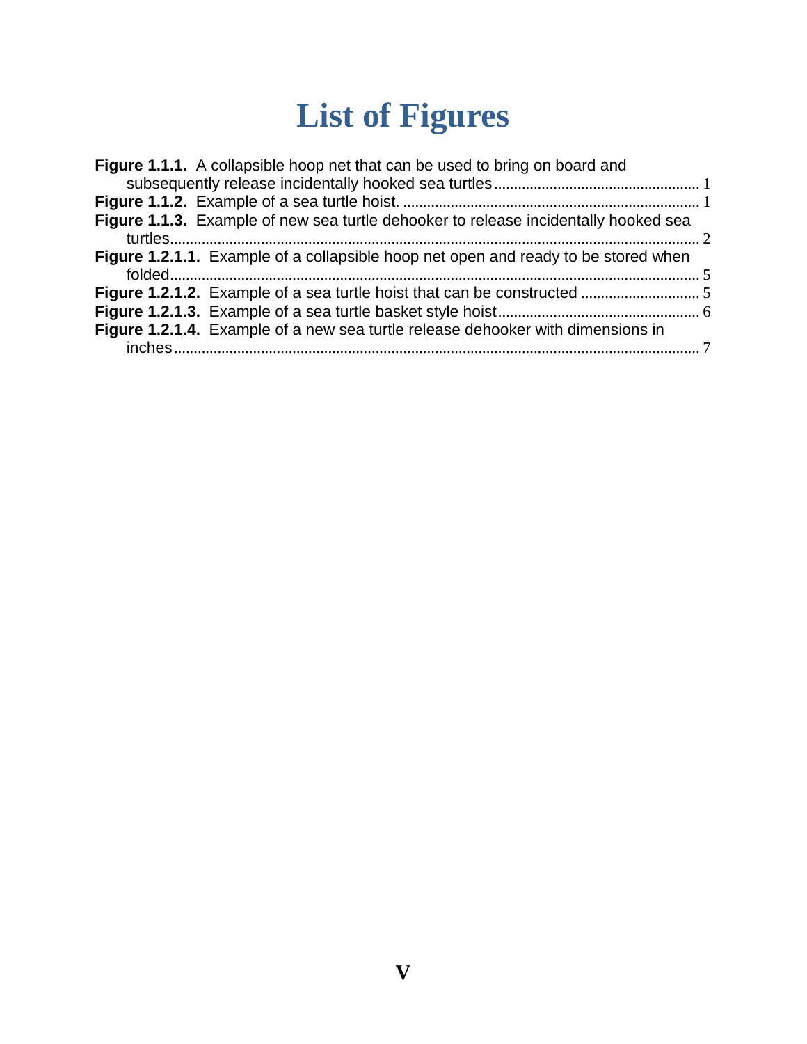# List of Figures

**Figure 1.1.1.** A collapsible hoop net that can be used to bring on board and subsequently release incidentally hooked sea turtles ..... 1

**Figure 1.1.2.** Example of a sea turtle hoist. ..... 1

**Figure 1.1.3.** Example of new sea turtle dehooker to release incidentally hooked sea turtles ..... 2

**Figure 1.2.1.1.** Example of a collapsible hoop net open and ready to be stored when folded ..... 5

**Figure 1.2.1.2.** Example of a sea turtle hoist that can be constructed ..... 5

**Figure 1.2.1.3.** Example of a sea turtle basket style hoist ..... 6

**Figure 1.2.1.4.** Example of a new sea turtle release dehooker with dimensions in inches ..... 7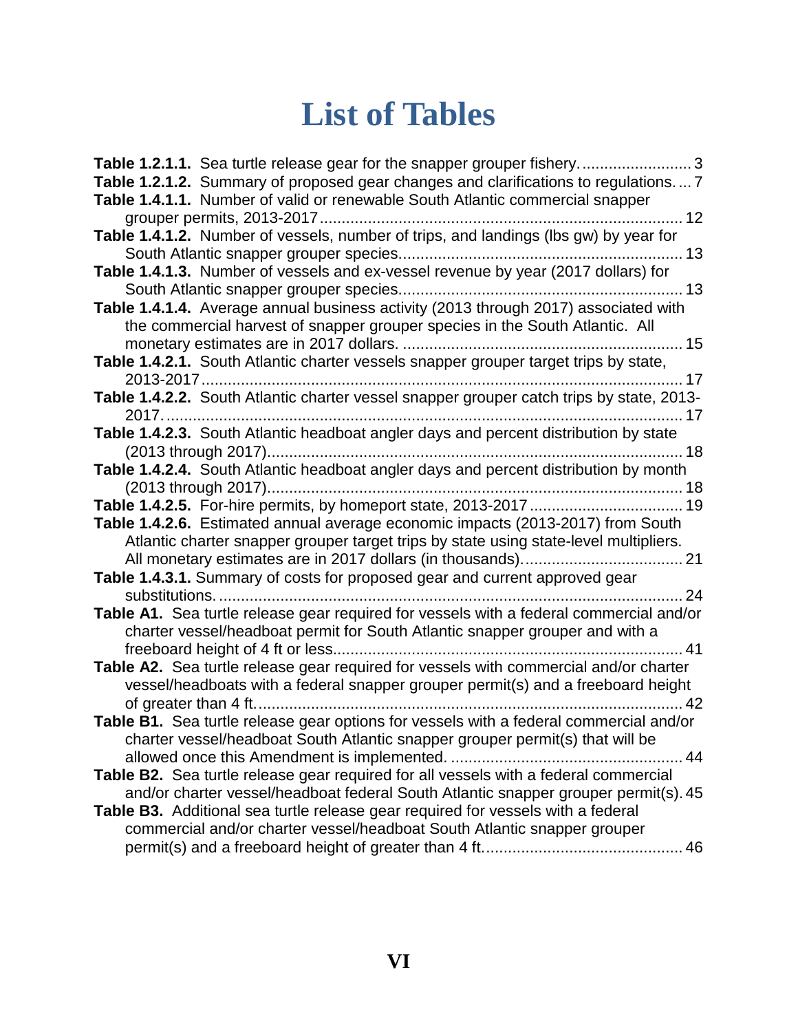# List of Tables

**Table 1.2.1.1.** Sea turtle release gear for the snapper grouper fishery. ........................ 3
**Table 1.2.1.2.** Summary of proposed gear changes and clarifications to regulations. ... 7
**Table 1.4.1.1.** Number of valid or renewable South Atlantic commercial snapper grouper permits, 2013-2017 ................................................................................. 12
**Table 1.4.1.2.** Number of vessels, number of trips, and landings (lbs gw) by year for South Atlantic snapper grouper species............................................................... 13
**Table 1.4.1.3.** Number of vessels and ex-vessel revenue by year (2017 dollars) for South Atlantic snapper grouper species............................................................... 13
**Table 1.4.1.4.** Average annual business activity (2013 through 2017) associated with the commercial harvest of snapper grouper species in the South Atlantic. All monetary estimates are in 2017 dollars. ............................................................... 15
**Table 1.4.2.1.** South Atlantic charter vessels snapper grouper target trips by state, 2013-2017 ............................................................................................................ 17
**Table 1.4.2.2.** South Atlantic charter vessel snapper grouper catch trips by state, 2013-2017. .................................................................................................................... 17
**Table 1.4.2.3.** South Atlantic headboat angler days and percent distribution by state (2013 through 2017)............................................................................................ 18
**Table 1.4.2.4.** South Atlantic headboat angler days and percent distribution by month (2013 through 2017)............................................................................................ 18
**Table 1.4.2.5.** For-hire permits, by homeport state, 2013-2017 .................................. 19
**Table 1.4.2.6.** Estimated annual average economic impacts (2013-2017) from South Atlantic charter snapper grouper target trips by state using state-level multipliers. All monetary estimates are in 2017 dollars (in thousands). ................................... 21
**Table 1.4.3.1.** Summary of costs for proposed gear and current approved gear substitutions. ........................................................................................................ 24
**Table A1.** Sea turtle release gear required for vessels with a federal commercial and/or charter vessel/headboat permit for South Atlantic snapper grouper and with a freeboard height of 4 ft or less.............................................................................. 41
**Table A2.** Sea turtle release gear required for vessels with commercial and/or charter vessel/headboats with a federal snapper grouper permit(s) and a freeboard height of greater than 4 ft................................................................................................ 42
**Table B1.** Sea turtle release gear options for vessels with a federal commercial and/or charter vessel/headboat South Atlantic snapper grouper permit(s) that will be allowed once this Amendment is implemented. .................................................... 44
**Table B2.** Sea turtle release gear required for all vessels with a federal commercial and/or charter vessel/headboat federal South Atlantic snapper grouper permit(s). 45
**Table B3.** Additional sea turtle release gear required for vessels with a federal commercial and/or charter vessel/headboat South Atlantic snapper grouper permit(s) and a freeboard height of greater than 4 ft............................................. 46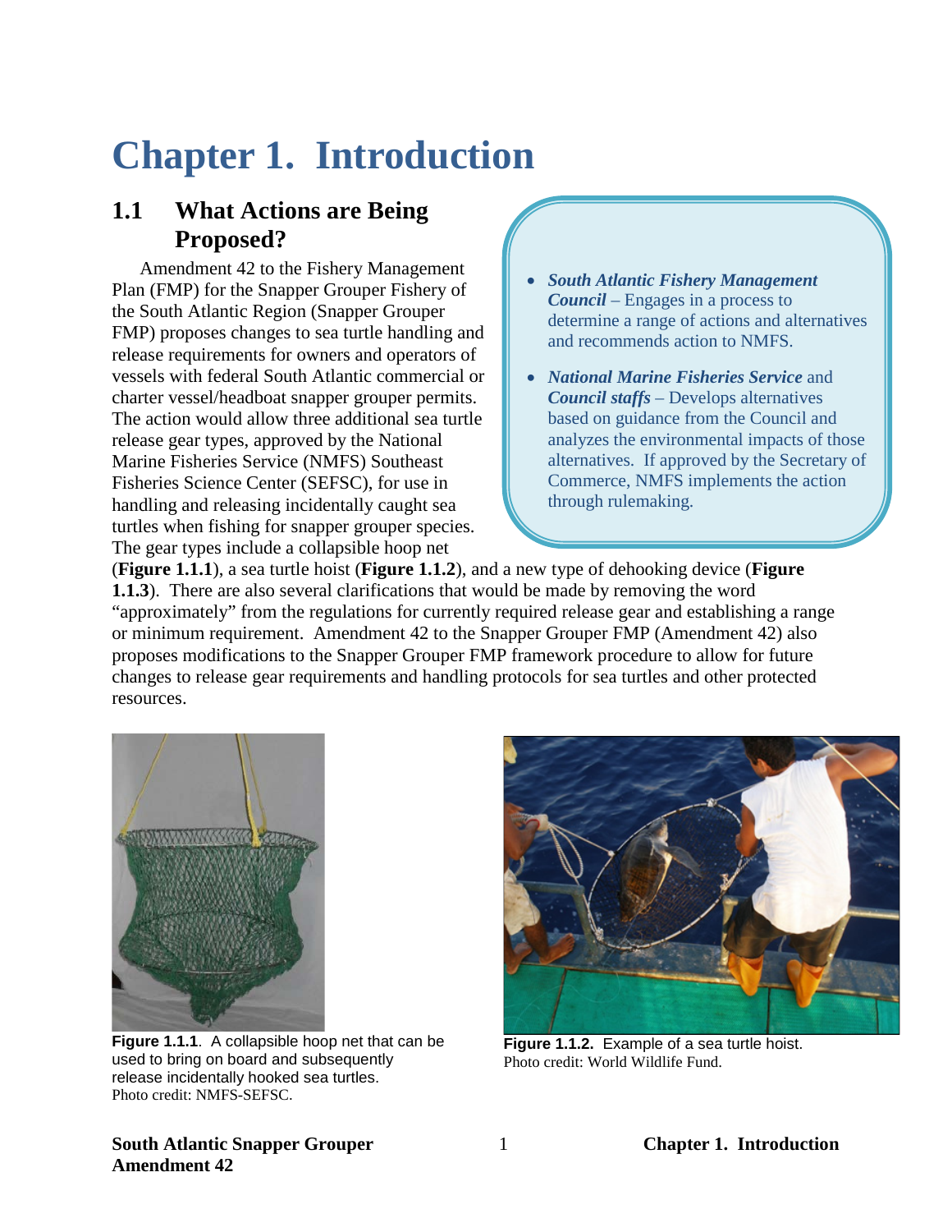# Chapter 1. Introduction

## 1.1 What Actions are Being Proposed?

Amendment 42 to the Fishery Management Plan (FMP) for the Snapper Grouper Fishery of the South Atlantic Region (Snapper Grouper FMP) proposes changes to sea turtle handling and release requirements for owners and operators of vessels with federal South Atlantic commercial or charter vessel/headboat snapper grouper permits. The action would allow three additional sea turtle release gear types, approved by the National Marine Fisheries Service (NMFS) Southeast Fisheries Science Center (SEFSC), for use in handling and releasing incidentally caught sea turtles when fishing for snapper grouper species. The gear types include a collapsible hoop net (**Figure 1.1.1**), a sea turtle hoist (**Figure 1.1.2**), and a new type of dehooking device (**Figure 1.1.3**). There are also several clarifications that would be made by removing the word "approximately" from the regulations for currently required release gear and establishing a range or minimum requirement. Amendment 42 to the Snapper Grouper FMP (Amendment 42) also proposes modifications to the Snapper Grouper FMP framework procedure to allow for future changes to release gear requirements and handling protocols for sea turtles and other protected resources.

- ***South Atlantic Fishery Management Council*** – Engages in a process to determine a range of actions and alternatives and recommends action to NMFS.
- ***National Marine Fisheries Service*** and ***Council staffs*** – Develops alternatives based on guidance from the Council and analyzes the environmental impacts of those alternatives. If approved by the Secretary of Commerce, NMFS implements the action through rulemaking.

**Figure 1.1.1**. A collapsible hoop net that can be used to bring on board and subsequently release incidentally hooked sea turtles.
Photo credit: NMFS-SEFSC.

**Figure 1.1.2.** Example of a sea turtle hoist.
Photo credit: World Wildlife Fund.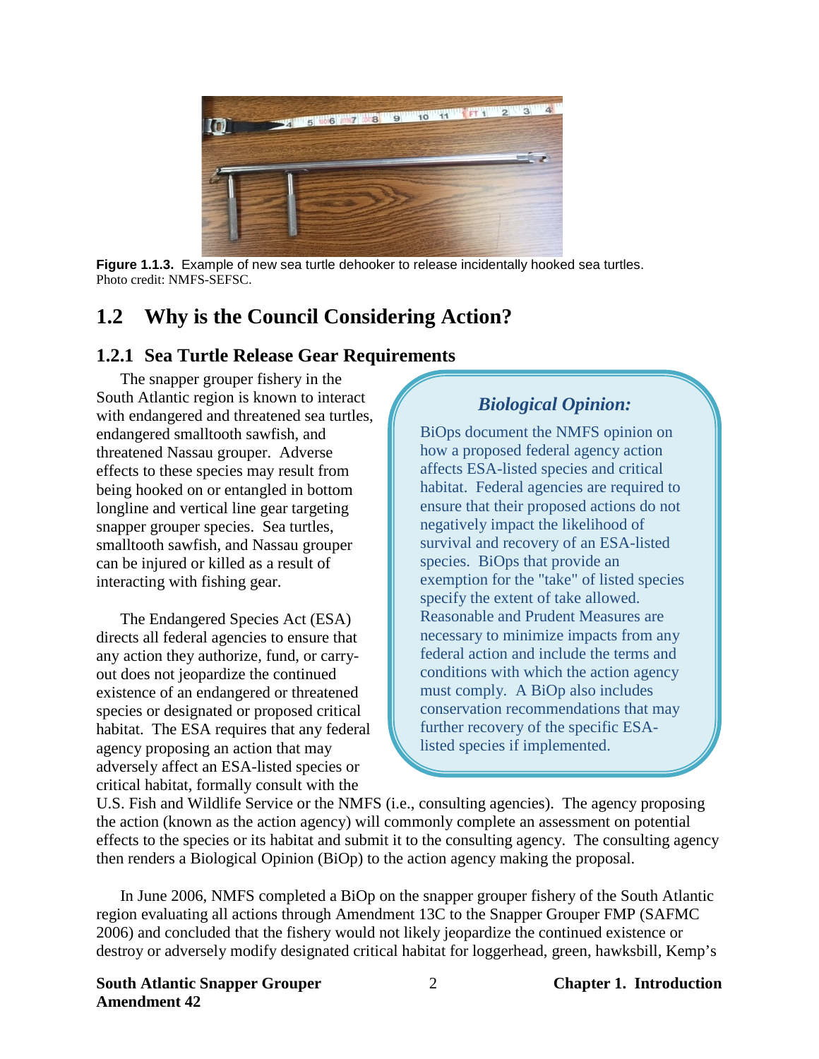**Figure 1.1.3.** Example of new sea turtle dehooker to release incidentally hooked sea turtles. Photo credit: NMFS-SEFSC.

## 1.2 Why is the Council Considering Action?

### 1.2.1 Sea Turtle Release Gear Requirements

The snapper grouper fishery in the South Atlantic region is known to interact with endangered and threatened sea turtles, endangered smalltooth sawfish, and threatened Nassau grouper. Adverse effects to these species may result from being hooked on or entangled in bottom longline and vertical line gear targeting snapper grouper species. Sea turtles, smalltooth sawfish, and Nassau grouper can be injured or killed as a result of interacting with fishing gear.

> ***Biological Opinion:***
>
> BiOps document the NMFS opinion on how a proposed federal agency action affects ESA-listed species and critical habitat. Federal agencies are required to ensure that their proposed actions do not negatively impact the likelihood of survival and recovery of an ESA-listed species. BiOps that provide an exemption for the "take" of listed species specify the extent of take allowed. Reasonable and Prudent Measures are necessary to minimize impacts from any federal action and include the terms and conditions with which the action agency must comply. A BiOp also includes conservation recommendations that may further recovery of the specific ESA-listed species if implemented.

The Endangered Species Act (ESA) directs all federal agencies to ensure that any action they authorize, fund, or carry-out does not jeopardize the continued existence of an endangered or threatened species or designated or proposed critical habitat. The ESA requires that any federal agency proposing an action that may adversely affect an ESA-listed species or critical habitat, formally consult with the U.S. Fish and Wildlife Service or the NMFS (i.e., consulting agencies). The agency proposing the action (known as the action agency) will commonly complete an assessment on potential effects to the species or its habitat and submit it to the consulting agency. The consulting agency then renders a Biological Opinion (BiOp) to the action agency making the proposal.

In June 2006, NMFS completed a BiOp on the snapper grouper fishery of the South Atlantic region evaluating all actions through Amendment 13C to the Snapper Grouper FMP (SAFMC 2006) and concluded that the fishery would not likely jeopardize the continued existence or destroy or adversely modify designated critical habitat for loggerhead, green, hawksbill, Kemp's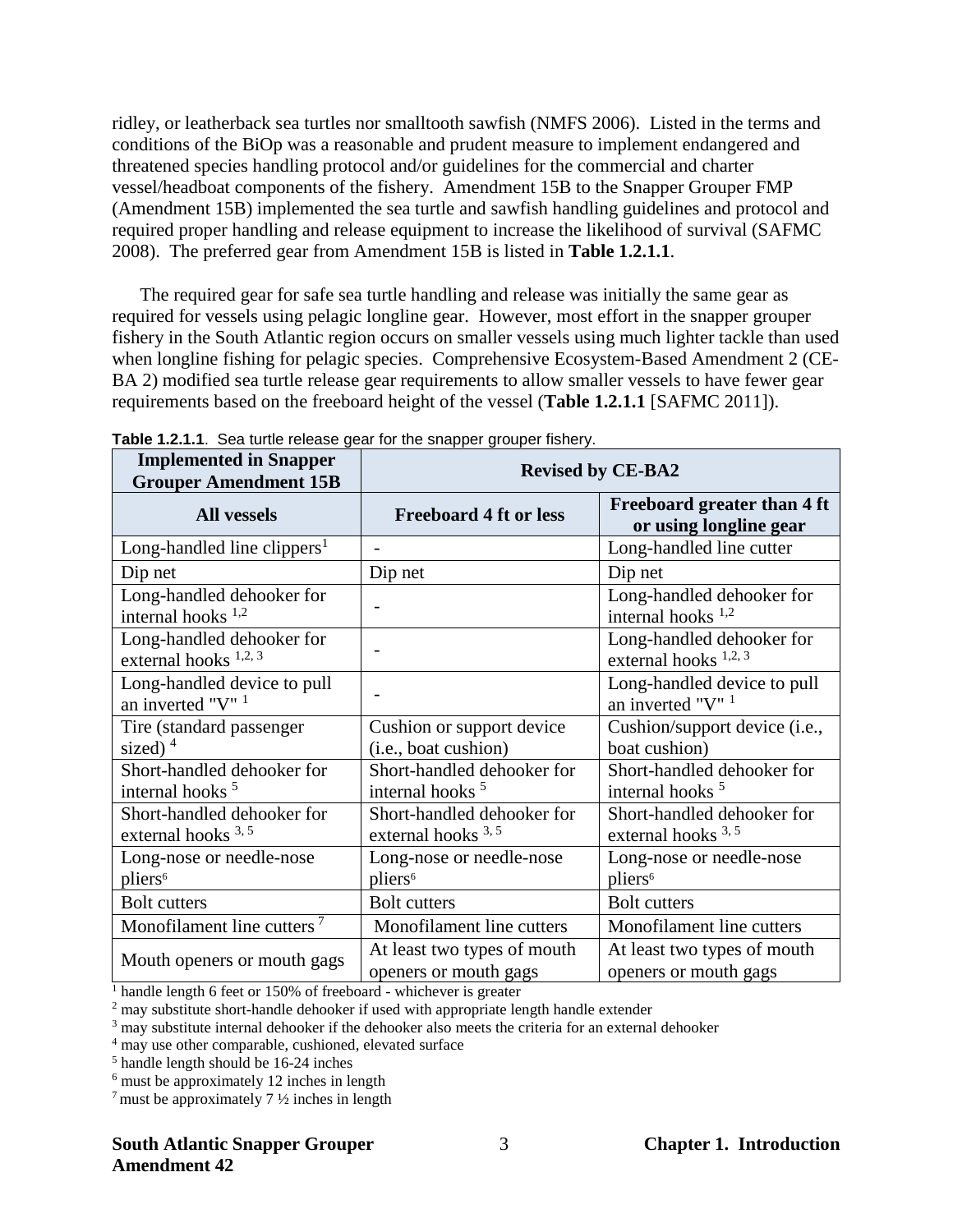ridley, or leatherback sea turtles nor smalltooth sawfish (NMFS 2006). Listed in the terms and conditions of the BiOp was a reasonable and prudent measure to implement endangered and threatened species handling protocol and/or guidelines for the commercial and charter vessel/headboat components of the fishery. Amendment 15B to the Snapper Grouper FMP (Amendment 15B) implemented the sea turtle and sawfish handling guidelines and protocol and required proper handling and release equipment to increase the likelihood of survival (SAFMC 2008). The preferred gear from Amendment 15B is listed in **Table 1.2.1.1**.

The required gear for safe sea turtle handling and release was initially the same gear as required for vessels using pelagic longline gear. However, most effort in the snapper grouper fishery in the South Atlantic region occurs on smaller vessels using much lighter tackle than used when longline fishing for pelagic species. Comprehensive Ecosystem-Based Amendment 2 (CE-BA 2) modified sea turtle release gear requirements to allow smaller vessels to have fewer gear requirements based on the freeboard height of the vessel (**Table 1.2.1.1** [SAFMC 2011]).

**Table 1.2.1.1**. Sea turtle release gear for the snapper grouper fishery.

| Implemented in Snapper Grouper Amendment 15B | Revised by CE-BA2 | |
|---|---|---|
| **All vessels** | **Freeboard 4 ft or less** | **Freeboard greater than 4 ft or using longline gear** |
| Long-handled line clippers[1] | - | Long-handled line cutter |
| Dip net | Dip net | Dip net |
| Long-handled dehooker for internal hooks [1,2] | - | Long-handled dehooker for internal hooks [1,2] |
| Long-handled dehooker for external hooks [1,2,3] | - | Long-handled dehooker for external hooks [1,2,3] |
| Long-handled device to pull an inverted "V" [1] | - | Long-handled device to pull an inverted "V" [1] |
| Tire (standard passenger sized) [4] | Cushion or support device (i.e., boat cushion) | Cushion/support device (i.e., boat cushion) |
| Short-handled dehooker for internal hooks [5] | Short-handled dehooker for internal hooks [5] | Short-handled dehooker for internal hooks [5] |
| Short-handled dehooker for external hooks [3,5] | Short-handled dehooker for external hooks [3,5] | Short-handled dehooker for external hooks [3,5] |
| Long-nose or needle-nose pliers[6] | Long-nose or needle-nose pliers[6] | Long-nose or needle-nose pliers[6] |
| Bolt cutters | Bolt cutters | Bolt cutters |
| Monofilament line cutters [7] | Monofilament line cutters | Monofilament line cutters |
| Mouth openers or mouth gags | At least two types of mouth openers or mouth gags | At least two types of mouth openers or mouth gags |

[1] handle length 6 feet or 150% of freeboard - whichever is greater
[2] may substitute short-handle dehooker if used with appropriate length handle extender
[3] may substitute internal dehooker if the dehooker also meets the criteria for an external dehooker
[4] may use other comparable, cushioned, elevated surface
[5] handle length should be 16-24 inches
[6] must be approximately 12 inches in length
[7] must be approximately 7 ½ inches in length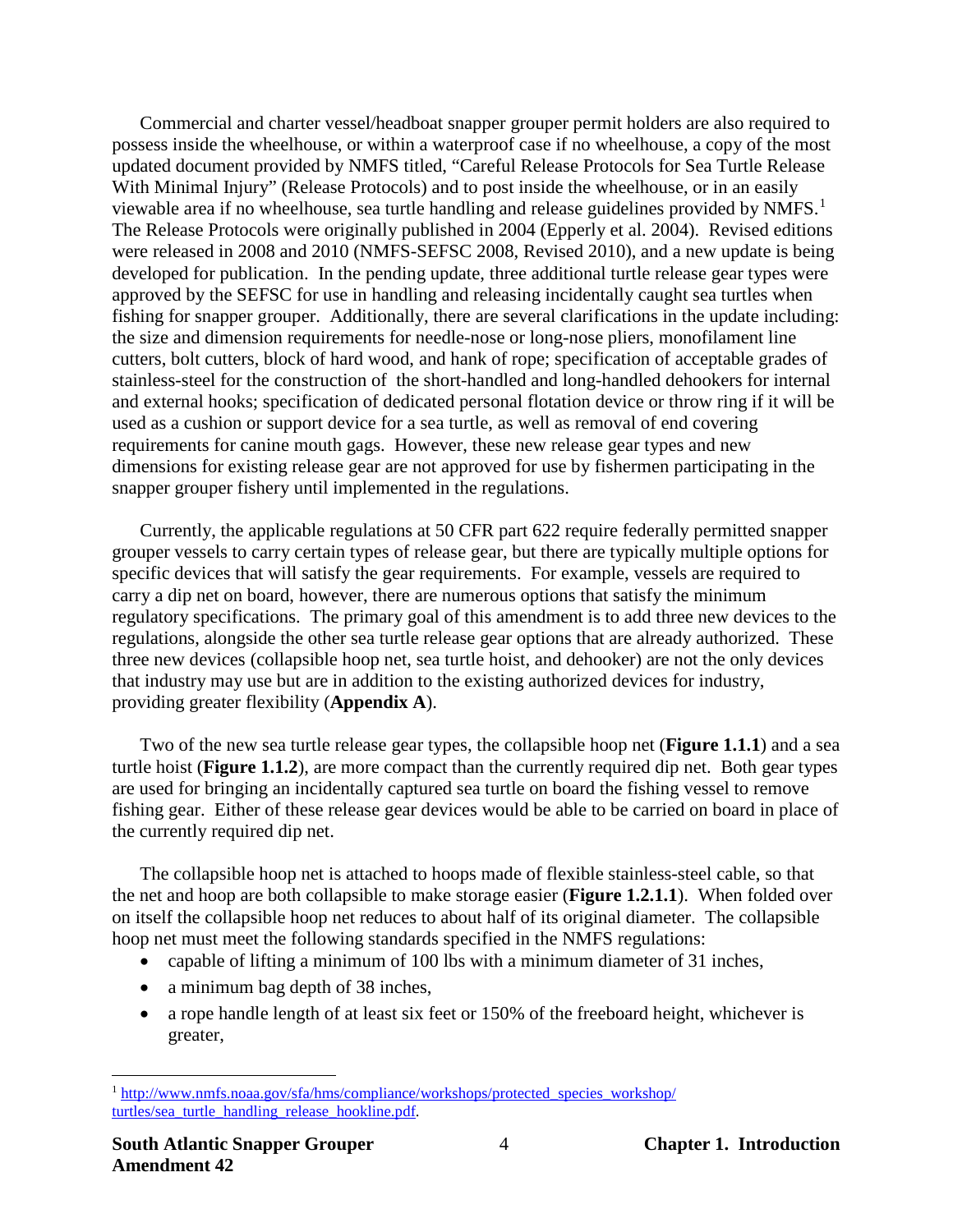Commercial and charter vessel/headboat snapper grouper permit holders are also required to possess inside the wheelhouse, or within a waterproof case if no wheelhouse, a copy of the most updated document provided by NMFS titled, "Careful Release Protocols for Sea Turtle Release With Minimal Injury" (Release Protocols) and to post inside the wheelhouse, or in an easily viewable area if no wheelhouse, sea turtle handling and release guidelines provided by NMFS.[1] The Release Protocols were originally published in 2004 (Epperly et al. 2004). Revised editions were released in 2008 and 2010 (NMFS-SEFSC 2008, Revised 2010), and a new update is being developed for publication. In the pending update, three additional turtle release gear types were approved by the SEFSC for use in handling and releasing incidentally caught sea turtles when fishing for snapper grouper. Additionally, there are several clarifications in the update including: the size and dimension requirements for needle-nose or long-nose pliers, monofilament line cutters, bolt cutters, block of hard wood, and hank of rope; specification of acceptable grades of stainless-steel for the construction of the short-handled and long-handled dehookers for internal and external hooks; specification of dedicated personal flotation device or throw ring if it will be used as a cushion or support device for a sea turtle, as well as removal of end covering requirements for canine mouth gags. However, these new release gear types and new dimensions for existing release gear are not approved for use by fishermen participating in the snapper grouper fishery until implemented in the regulations.

Currently, the applicable regulations at 50 CFR part 622 require federally permitted snapper grouper vessels to carry certain types of release gear, but there are typically multiple options for specific devices that will satisfy the gear requirements. For example, vessels are required to carry a dip net on board, however, there are numerous options that satisfy the minimum regulatory specifications. The primary goal of this amendment is to add three new devices to the regulations, alongside the other sea turtle release gear options that are already authorized. These three new devices (collapsible hoop net, sea turtle hoist, and dehooker) are not the only devices that industry may use but are in addition to the existing authorized devices for industry, providing greater flexibility (**Appendix A**).

Two of the new sea turtle release gear types, the collapsible hoop net (**Figure 1.1.1**) and a sea turtle hoist (**Figure 1.1.2**), are more compact than the currently required dip net. Both gear types are used for bringing an incidentally captured sea turtle on board the fishing vessel to remove fishing gear. Either of these release gear devices would be able to be carried on board in place of the currently required dip net.

The collapsible hoop net is attached to hoops made of flexible stainless-steel cable, so that the net and hoop are both collapsible to make storage easier (**Figure 1.2.1.1**). When folded over on itself the collapsible hoop net reduces to about half of its original diameter. The collapsible hoop net must meet the following standards specified in the NMFS regulations:

- capable of lifting a minimum of 100 lbs with a minimum diameter of 31 inches,
- a minimum bag depth of 38 inches,
- a rope handle length of at least six feet or 150% of the freeboard height, whichever is greater,

[1] http://www.nmfs.noaa.gov/sfa/hms/compliance/workshops/protected_species_workshop/turtles/sea_turtle_handling_release_hookline.pdf.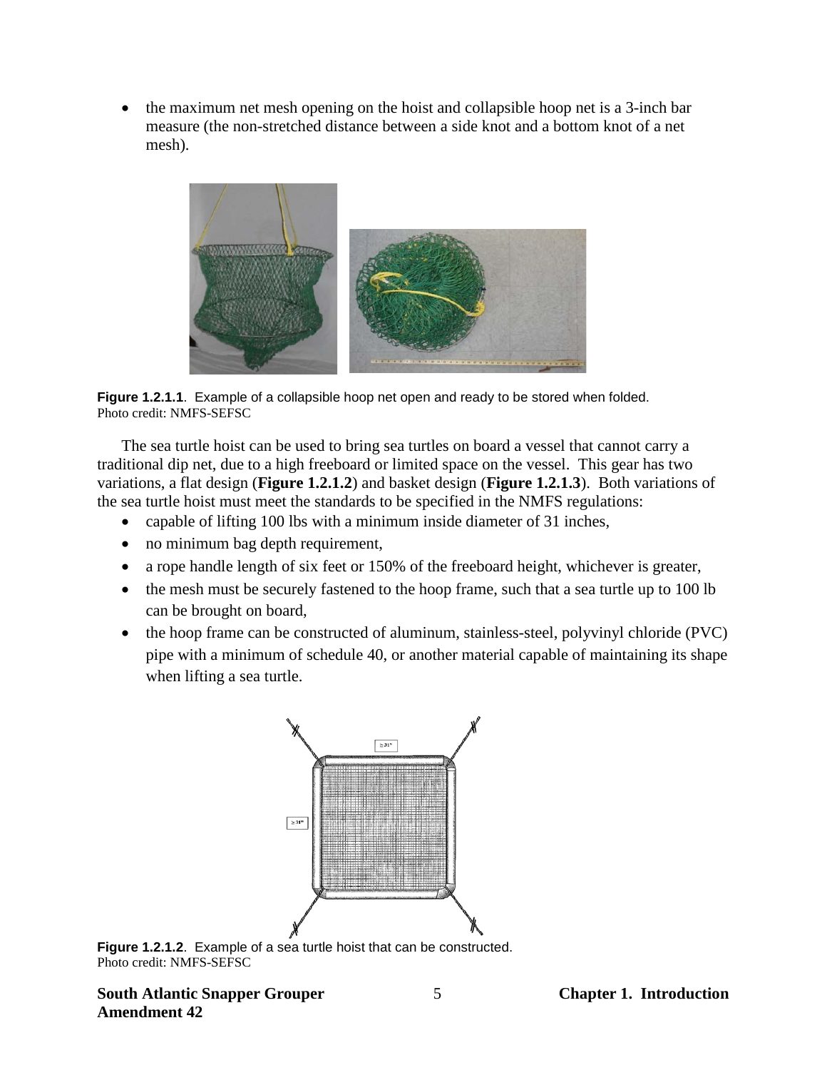- the maximum net mesh opening on the hoist and collapsible hoop net is a 3-inch bar measure (the non-stretched distance between a side knot and a bottom knot of a net mesh).

**Figure 1.2.1.1**. Example of a collapsible hoop net open and ready to be stored when folded.
Photo credit: NMFS-SEFSC

The sea turtle hoist can be used to bring sea turtles on board a vessel that cannot carry a traditional dip net, due to a high freeboard or limited space on the vessel. This gear has two variations, a flat design (**Figure 1.2.1.2**) and basket design (**Figure 1.2.1.3**). Both variations of the sea turtle hoist must meet the standards to be specified in the NMFS regulations:

- capable of lifting 100 lbs with a minimum inside diameter of 31 inches,
- no minimum bag depth requirement,
- a rope handle length of six feet or 150% of the freeboard height, whichever is greater,
- the mesh must be securely fastened to the hoop frame, such that a sea turtle up to 100 lb can be brought on board,
- the hoop frame can be constructed of aluminum, stainless-steel, polyvinyl chloride (PVC) pipe with a minimum of schedule 40, or another material capable of maintaining its shape when lifting a sea turtle.

**Figure 1.2.1.2**. Example of a sea turtle hoist that can be constructed.
Photo credit: NMFS-SEFSC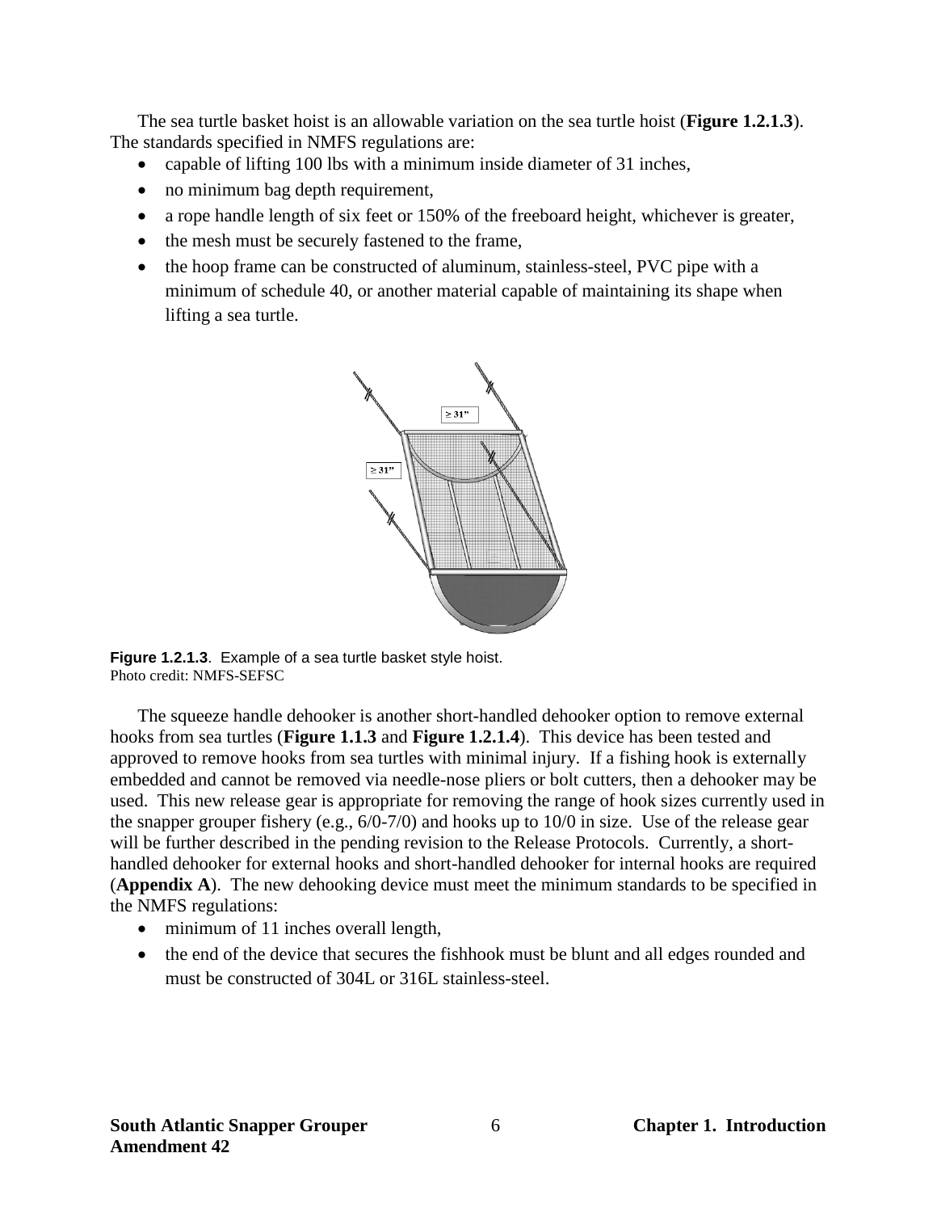The sea turtle basket hoist is an allowable variation on the sea turtle hoist (**Figure 1.2.1.3**). The standards specified in NMFS regulations are:

- capable of lifting 100 lbs with a minimum inside diameter of 31 inches,
- no minimum bag depth requirement,
- a rope handle length of six feet or 150% of the freeboard height, whichever is greater,
- the mesh must be securely fastened to the frame,
- the hoop frame can be constructed of aluminum, stainless-steel, PVC pipe with a minimum of schedule 40, or another material capable of maintaining its shape when lifting a sea turtle.

**Figure 1.2.1.3**. Example of a sea turtle basket style hoist.
Photo credit: NMFS-SEFSC

The squeeze handle dehooker is another short-handled dehooker option to remove external hooks from sea turtles (**Figure 1.1.3** and **Figure 1.2.1.4**). This device has been tested and approved to remove hooks from sea turtles with minimal injury. If a fishing hook is externally embedded and cannot be removed via needle-nose pliers or bolt cutters, then a dehooker may be used. This new release gear is appropriate for removing the range of hook sizes currently used in the snapper grouper fishery (e.g., 6/0-7/0) and hooks up to 10/0 in size. Use of the release gear will be further described in the pending revision to the Release Protocols. Currently, a short-handled dehooker for external hooks and short-handled dehooker for internal hooks are required (**Appendix A**). The new dehooking device must meet the minimum standards to be specified in the NMFS regulations:

- minimum of 11 inches overall length,
- the end of the device that secures the fishhook must be blunt and all edges rounded and must be constructed of 304L or 316L stainless-steel.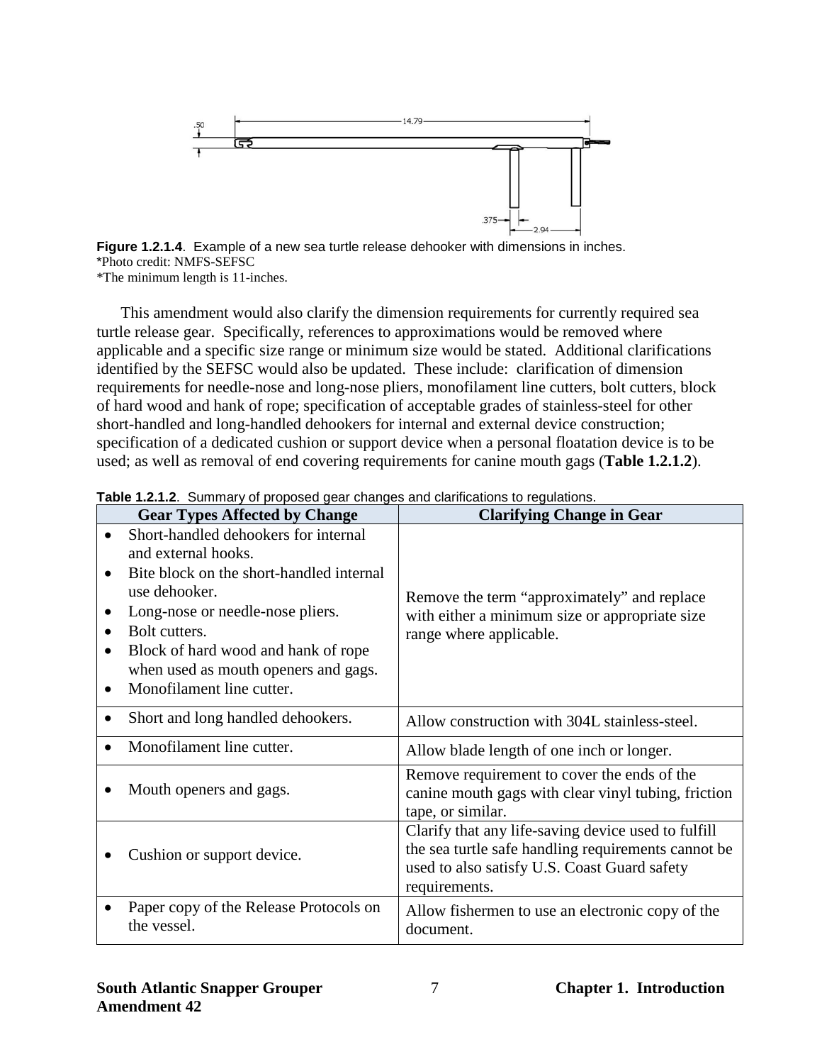**Figure 1.2.1.4**. Example of a new sea turtle release dehooker with dimensions in inches.
*Photo credit: NMFS-SEFSC
*The minimum length is 11-inches.

This amendment would also clarify the dimension requirements for currently required sea turtle release gear. Specifically, references to approximations would be removed where applicable and a specific size range or minimum size would be stated. Additional clarifications identified by the SEFSC would also be updated. These include: clarification of dimension requirements for needle-nose and long-nose pliers, monofilament line cutters, bolt cutters, block of hard wood and hank of rope; specification of acceptable grades of stainless-steel for other short-handled and long-handled dehookers for internal and external device construction; specification of a dedicated cushion or support device when a personal floatation device is to be used; as well as removal of end covering requirements for canine mouth gags (**Table 1.2.1.2**).

**Table 1.2.1.2**. Summary of proposed gear changes and clarifications to regulations.

| Gear Types Affected by Change | Clarifying Change in Gear |
|---|---|
| • Short-handled dehookers for internal and external hooks.<br>• Bite block on the short-handled internal use dehooker.<br>• Long-nose or needle-nose pliers.<br>• Bolt cutters.<br>• Block of hard wood and hank of rope when used as mouth openers and gags.<br>• Monofilament line cutter. | Remove the term "approximately" and replace with either a minimum size or appropriate size range where applicable. |
| • Short and long handled dehookers. | Allow construction with 304L stainless-steel. |
| • Monofilament line cutter. | Allow blade length of one inch or longer. |
| • Mouth openers and gags. | Remove requirement to cover the ends of the canine mouth gags with clear vinyl tubing, friction tape, or similar. |
| • Cushion or support device. | Clarify that any life-saving device used to fulfill the sea turtle safe handling requirements cannot be used to also satisfy U.S. Coast Guard safety requirements. |
| • Paper copy of the Release Protocols on the vessel. | Allow fishermen to use an electronic copy of the document. |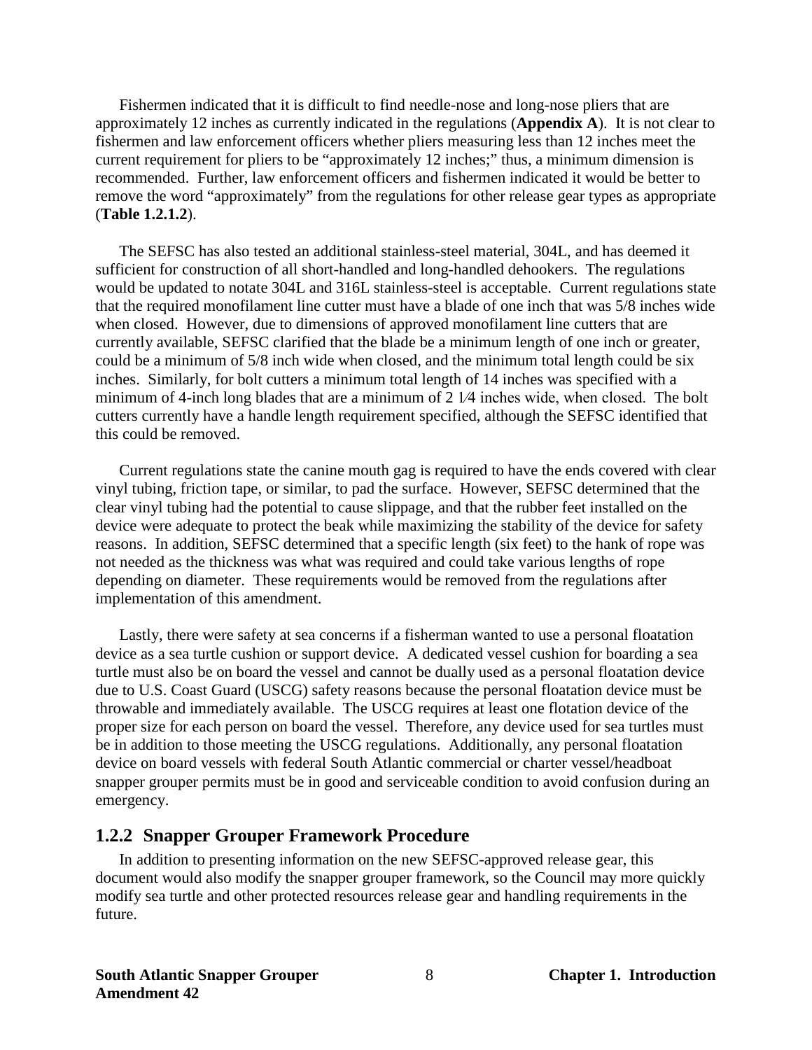Fishermen indicated that it is difficult to find needle-nose and long-nose pliers that are approximately 12 inches as currently indicated in the regulations (**Appendix A**). It is not clear to fishermen and law enforcement officers whether pliers measuring less than 12 inches meet the current requirement for pliers to be "approximately 12 inches;" thus, a minimum dimension is recommended. Further, law enforcement officers and fishermen indicated it would be better to remove the word "approximately" from the regulations for other release gear types as appropriate (**Table 1.2.1.2**).

The SEFSC has also tested an additional stainless-steel material, 304L, and has deemed it sufficient for construction of all short-handled and long-handled dehookers. The regulations would be updated to notate 304L and 316L stainless-steel is acceptable. Current regulations state that the required monofilament line cutter must have a blade of one inch that was 5/8 inches wide when closed. However, due to dimensions of approved monofilament line cutters that are currently available, SEFSC clarified that the blade be a minimum length of one inch or greater, could be a minimum of 5/8 inch wide when closed, and the minimum total length could be six inches. Similarly, for bolt cutters a minimum total length of 14 inches was specified with a minimum of 4-inch long blades that are a minimum of 2 1⁄4 inches wide, when closed. The bolt cutters currently have a handle length requirement specified, although the SEFSC identified that this could be removed.

Current regulations state the canine mouth gag is required to have the ends covered with clear vinyl tubing, friction tape, or similar, to pad the surface. However, SEFSC determined that the clear vinyl tubing had the potential to cause slippage, and that the rubber feet installed on the device were adequate to protect the beak while maximizing the stability of the device for safety reasons. In addition, SEFSC determined that a specific length (six feet) to the hank of rope was not needed as the thickness was what was required and could take various lengths of rope depending on diameter. These requirements would be removed from the regulations after implementation of this amendment.

Lastly, there were safety at sea concerns if a fisherman wanted to use a personal floatation device as a sea turtle cushion or support device. A dedicated vessel cushion for boarding a sea turtle must also be on board the vessel and cannot be dually used as a personal floatation device due to U.S. Coast Guard (USCG) safety reasons because the personal floatation device must be throwable and immediately available. The USCG requires at least one flotation device of the proper size for each person on board the vessel. Therefore, any device used for sea turtles must be in addition to those meeting the USCG regulations. Additionally, any personal floatation device on board vessels with federal South Atlantic commercial or charter vessel/headboat snapper grouper permits must be in good and serviceable condition to avoid confusion during an emergency.

### 1.2.2 Snapper Grouper Framework Procedure

In addition to presenting information on the new SEFSC-approved release gear, this document would also modify the snapper grouper framework, so the Council may more quickly modify sea turtle and other protected resources release gear and handling requirements in the future.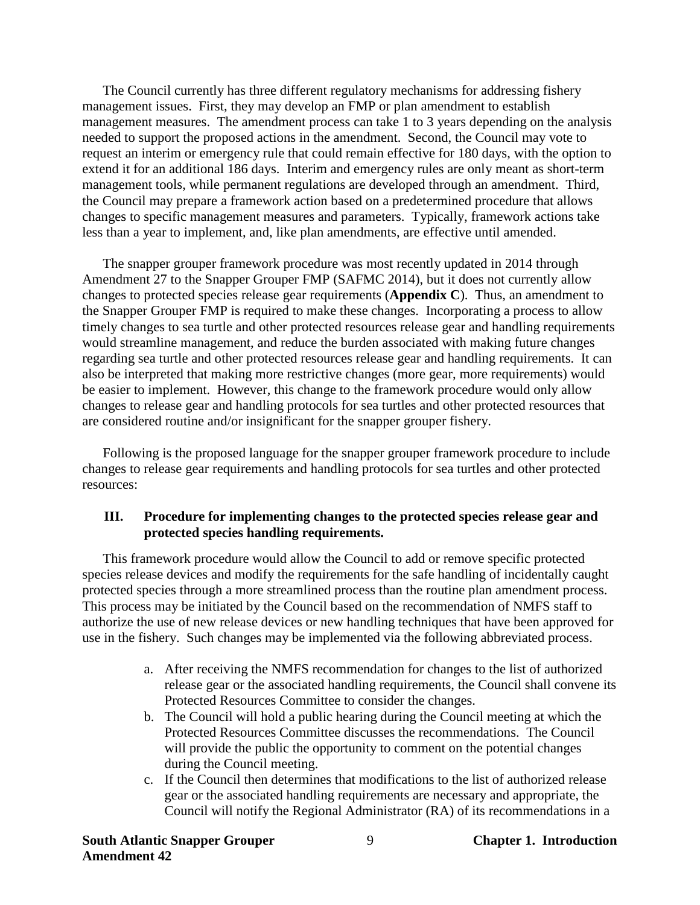The Council currently has three different regulatory mechanisms for addressing fishery management issues. First, they may develop an FMP or plan amendment to establish management measures. The amendment process can take 1 to 3 years depending on the analysis needed to support the proposed actions in the amendment. Second, the Council may vote to request an interim or emergency rule that could remain effective for 180 days, with the option to extend it for an additional 186 days. Interim and emergency rules are only meant as short-term management tools, while permanent regulations are developed through an amendment. Third, the Council may prepare a framework action based on a predetermined procedure that allows changes to specific management measures and parameters. Typically, framework actions take less than a year to implement, and, like plan amendments, are effective until amended.

The snapper grouper framework procedure was most recently updated in 2014 through Amendment 27 to the Snapper Grouper FMP (SAFMC 2014), but it does not currently allow changes to protected species release gear requirements (**Appendix C**). Thus, an amendment to the Snapper Grouper FMP is required to make these changes. Incorporating a process to allow timely changes to sea turtle and other protected resources release gear and handling requirements would streamline management, and reduce the burden associated with making future changes regarding sea turtle and other protected resources release gear and handling requirements. It can also be interpreted that making more restrictive changes (more gear, more requirements) would be easier to implement. However, this change to the framework procedure would only allow changes to release gear and handling protocols for sea turtles and other protected resources that are considered routine and/or insignificant for the snapper grouper fishery.

Following is the proposed language for the snapper grouper framework procedure to include changes to release gear requirements and handling protocols for sea turtles and other protected resources:

### III. Procedure for implementing changes to the protected species release gear and protected species handling requirements.

This framework procedure would allow the Council to add or remove specific protected species release devices and modify the requirements for the safe handling of incidentally caught protected species through a more streamlined process than the routine plan amendment process. This process may be initiated by the Council based on the recommendation of NMFS staff to authorize the use of new release devices or new handling techniques that have been approved for use in the fishery. Such changes may be implemented via the following abbreviated process.

a. After receiving the NMFS recommendation for changes to the list of authorized release gear or the associated handling requirements, the Council shall convene its Protected Resources Committee to consider the changes.
b. The Council will hold a public hearing during the Council meeting at which the Protected Resources Committee discusses the recommendations. The Council will provide the public the opportunity to comment on the potential changes during the Council meeting.
c. If the Council then determines that modifications to the list of authorized release gear or the associated handling requirements are necessary and appropriate, the Council will notify the Regional Administrator (RA) of its recommendations in a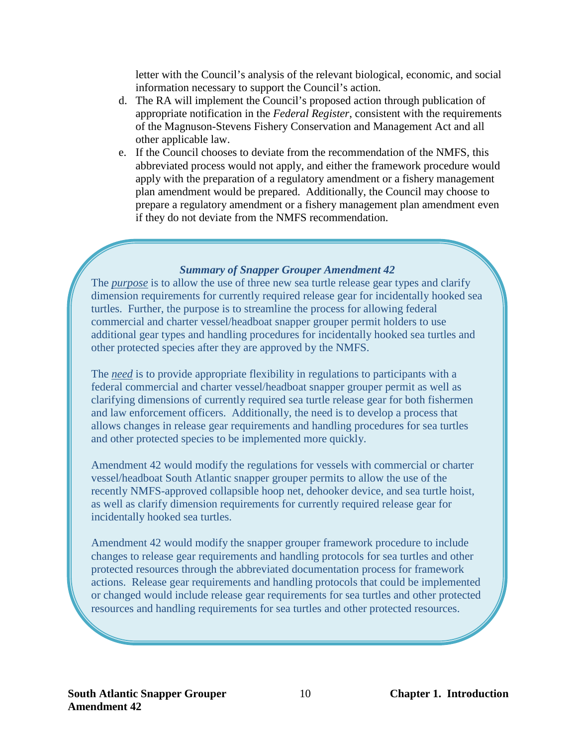letter with the Council's analysis of the relevant biological, economic, and social information necessary to support the Council's action.

d. The RA will implement the Council's proposed action through publication of appropriate notification in the *Federal Register*, consistent with the requirements of the Magnuson-Stevens Fishery Conservation and Management Act and all other applicable law.
e. If the Council chooses to deviate from the recommendation of the NMFS, this abbreviated process would not apply, and either the framework procedure would apply with the preparation of a regulatory amendment or a fishery management plan amendment would be prepared. Additionally, the Council may choose to prepare a regulatory amendment or a fishery management plan amendment even if they do not deviate from the NMFS recommendation.

***Summary of Snapper Grouper Amendment 42***

The ***purpose*** is to allow the use of three new sea turtle release gear types and clarify dimension requirements for currently required release gear for incidentally hooked sea turtles. Further, the purpose is to streamline the process for allowing federal commercial and charter vessel/headboat snapper grouper permit holders to use additional gear types and handling procedures for incidentally hooked sea turtles and other protected species after they are approved by the NMFS.

The ***need*** is to provide appropriate flexibility in regulations to participants with a federal commercial and charter vessel/headboat snapper grouper permit as well as clarifying dimensions of currently required sea turtle release gear for both fishermen and law enforcement officers. Additionally, the need is to develop a process that allows changes in release gear requirements and handling procedures for sea turtles and other protected species to be implemented more quickly.

Amendment 42 would modify the regulations for vessels with commercial or charter vessel/headboat South Atlantic snapper grouper permits to allow the use of the recently NMFS-approved collapsible hoop net, dehooker device, and sea turtle hoist, as well as clarify dimension requirements for currently required release gear for incidentally hooked sea turtles.

Amendment 42 would modify the snapper grouper framework procedure to include changes to release gear requirements and handling protocols for sea turtles and other protected resources through the abbreviated documentation process for framework actions. Release gear requirements and handling protocols that could be implemented or changed would include release gear requirements for sea turtles and other protected resources and handling requirements for sea turtles and other protected resources.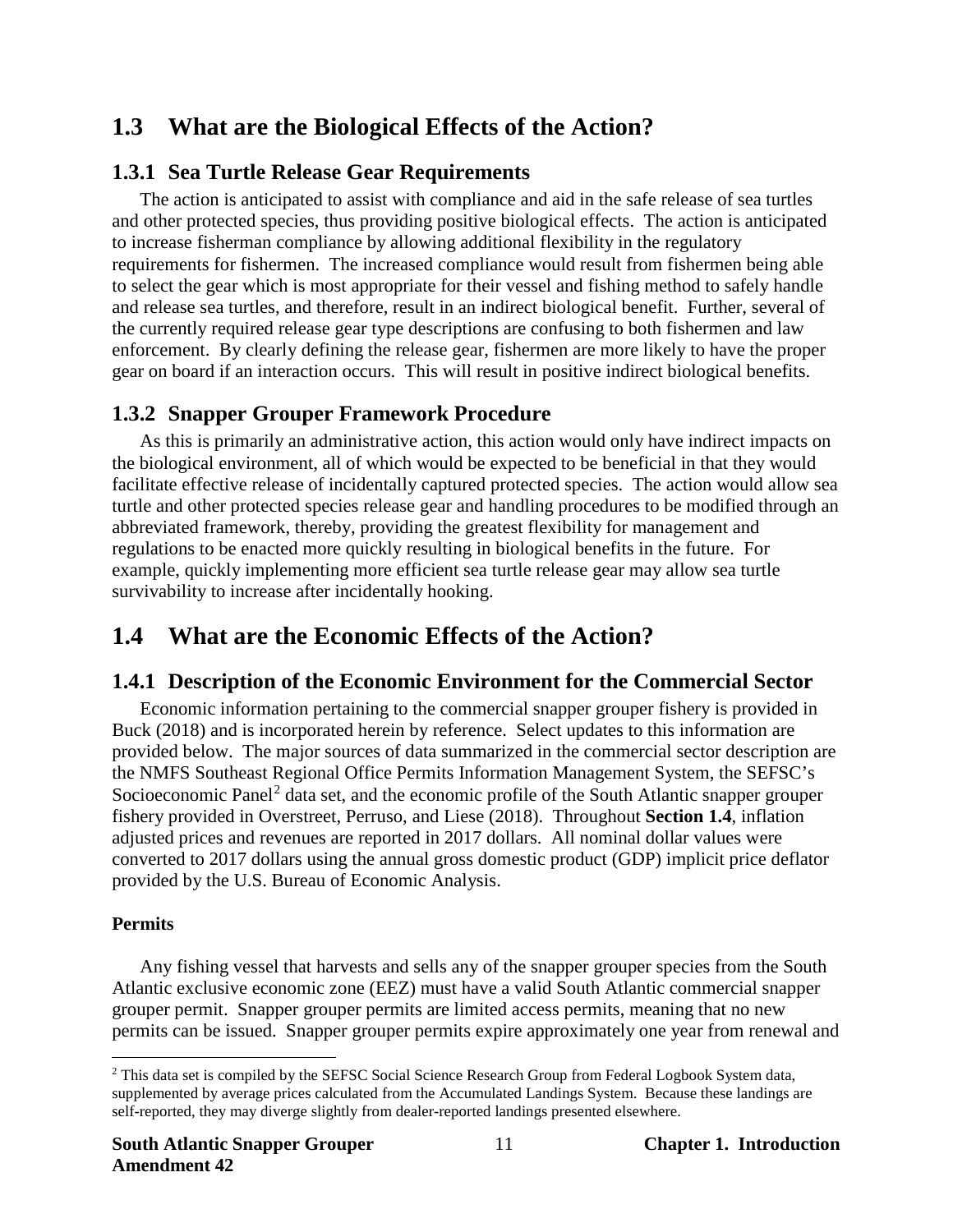## 1.3 What are the Biological Effects of the Action?

### 1.3.1 Sea Turtle Release Gear Requirements

The action is anticipated to assist with compliance and aid in the safe release of sea turtles and other protected species, thus providing positive biological effects. The action is anticipated to increase fisherman compliance by allowing additional flexibility in the regulatory requirements for fishermen. The increased compliance would result from fishermen being able to select the gear which is most appropriate for their vessel and fishing method to safely handle and release sea turtles, and therefore, result in an indirect biological benefit. Further, several of the currently required release gear type descriptions are confusing to both fishermen and law enforcement. By clearly defining the release gear, fishermen are more likely to have the proper gear on board if an interaction occurs. This will result in positive indirect biological benefits.

### 1.3.2 Snapper Grouper Framework Procedure

As this is primarily an administrative action, this action would only have indirect impacts on the biological environment, all of which would be expected to be beneficial in that they would facilitate effective release of incidentally captured protected species. The action would allow sea turtle and other protected species release gear and handling procedures to be modified through an abbreviated framework, thereby, providing the greatest flexibility for management and regulations to be enacted more quickly resulting in biological benefits in the future. For example, quickly implementing more efficient sea turtle release gear may allow sea turtle survivability to increase after incidentally hooking.

## 1.4 What are the Economic Effects of the Action?

### 1.4.1 Description of the Economic Environment for the Commercial Sector

Economic information pertaining to the commercial snapper grouper fishery is provided in Buck (2018) and is incorporated herein by reference. Select updates to this information are provided below. The major sources of data summarized in the commercial sector description are the NMFS Southeast Regional Office Permits Information Management System, the SEFSC's Socioeconomic Panel[2] data set, and the economic profile of the South Atlantic snapper grouper fishery provided in Overstreet, Perruso, and Liese (2018). Throughout **Section 1.4**, inflation adjusted prices and revenues are reported in 2017 dollars. All nominal dollar values were converted to 2017 dollars using the annual gross domestic product (GDP) implicit price deflator provided by the U.S. Bureau of Economic Analysis.

**Permits**

Any fishing vessel that harvests and sells any of the snapper grouper species from the South Atlantic exclusive economic zone (EEZ) must have a valid South Atlantic commercial snapper grouper permit. Snapper grouper permits are limited access permits, meaning that no new permits can be issued. Snapper grouper permits expire approximately one year from renewal and

[2] This data set is compiled by the SEFSC Social Science Research Group from Federal Logbook System data, supplemented by average prices calculated from the Accumulated Landings System. Because these landings are self-reported, they may diverge slightly from dealer-reported landings presented elsewhere.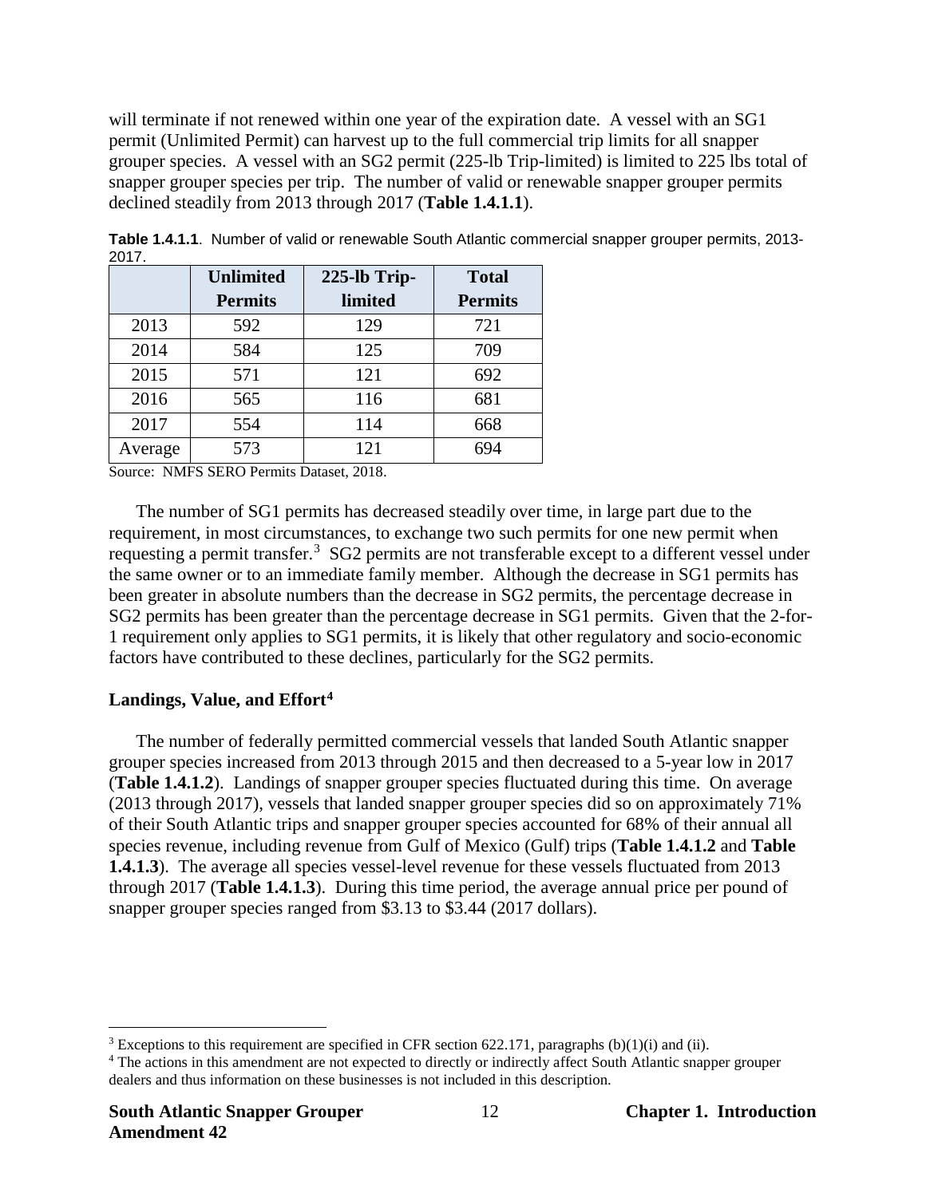will terminate if not renewed within one year of the expiration date. A vessel with an SG1 permit (Unlimited Permit) can harvest up to the full commercial trip limits for all snapper grouper species. A vessel with an SG2 permit (225-lb Trip-limited) is limited to 225 lbs total of snapper grouper species per trip. The number of valid or renewable snapper grouper permits declined steadily from 2013 through 2017 (**Table 1.4.1.1**).

**Table 1.4.1.1**. Number of valid or renewable South Atlantic commercial snapper grouper permits, 2013-2017.

| | Unlimited Permits | 225-lb Trip-limited | Total Permits |
|---|---|---|---|
| 2013 | 592 | 129 | 721 |
| 2014 | 584 | 125 | 709 |
| 2015 | 571 | 121 | 692 |
| 2016 | 565 | 116 | 681 |
| 2017 | 554 | 114 | 668 |
| Average | 573 | 121 | 694 |

Source: NMFS SERO Permits Dataset, 2018.

The number of SG1 permits has decreased steadily over time, in large part due to the requirement, in most circumstances, to exchange two such permits for one new permit when requesting a permit transfer.[3] SG2 permits are not transferable except to a different vessel under the same owner or to an immediate family member. Although the decrease in SG1 permits has been greater in absolute numbers than the decrease in SG2 permits, the percentage decrease in SG2 permits has been greater than the percentage decrease in SG1 permits. Given that the 2-for-1 requirement only applies to SG1 permits, it is likely that other regulatory and socio-economic factors have contributed to these declines, particularly for the SG2 permits.

### Landings, Value, and Effort[4]

The number of federally permitted commercial vessels that landed South Atlantic snapper grouper species increased from 2013 through 2015 and then decreased to a 5-year low in 2017 (**Table 1.4.1.2**). Landings of snapper grouper species fluctuated during this time. On average (2013 through 2017), vessels that landed snapper grouper species did so on approximately 71% of their South Atlantic trips and snapper grouper species accounted for 68% of their annual all species revenue, including revenue from Gulf of Mexico (Gulf) trips (**Table 1.4.1.2** and **Table 1.4.1.3**). The average all species vessel-level revenue for these vessels fluctuated from 2013 through 2017 (**Table 1.4.1.3**). During this time period, the average annual price per pound of snapper grouper species ranged from \$3.13 to \$3.44 (2017 dollars).

---

[3] Exceptions to this requirement are specified in CFR section 622.171, paragraphs (b)(1)(i) and (ii).

[4] The actions in this amendment are not expected to directly or indirectly affect South Atlantic snapper grouper dealers and thus information on these businesses is not included in this description.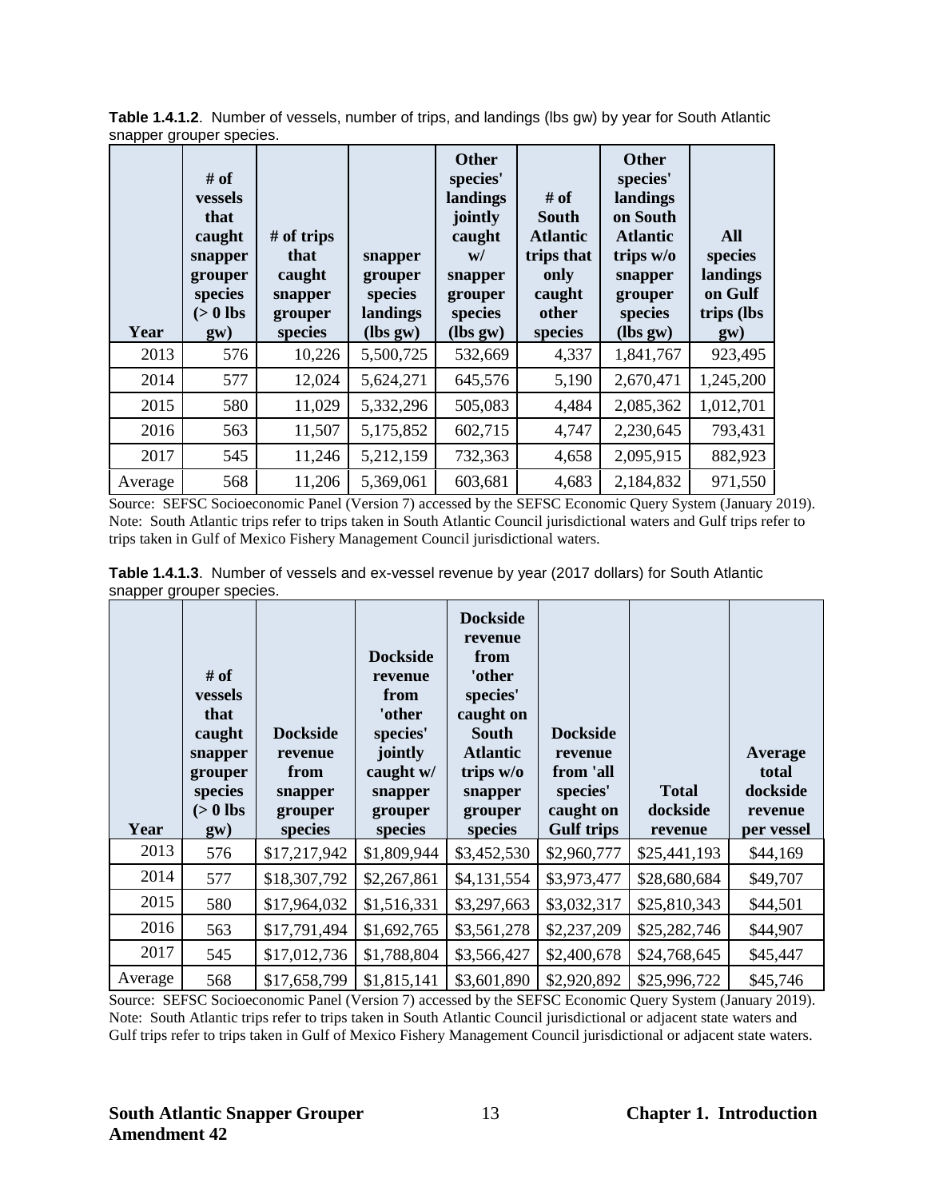**Table 1.4.1.2**. Number of vessels, number of trips, and landings (lbs gw) by year for South Atlantic snapper grouper species.

| Year | # of vessels that caught snapper grouper species (> 0 lbs gw) | # of trips that caught snapper grouper species | snapper grouper species landings (lbs gw) | Other species' landings jointly caught w/ snapper grouper species (lbs gw) | # of South Atlantic trips that only caught other species | Other species' landings on South Atlantic trips w/o snapper grouper species (lbs gw) | All species landings on Gulf trips (lbs gw) |
|---|---|---|---|---|---|---|---|
| 2013 | 576 | 10,226 | 5,500,725 | 532,669 | 4,337 | 1,841,767 | 923,495 |
| 2014 | 577 | 12,024 | 5,624,271 | 645,576 | 5,190 | 2,670,471 | 1,245,200 |
| 2015 | 580 | 11,029 | 5,332,296 | 505,083 | 4,484 | 2,085,362 | 1,012,701 |
| 2016 | 563 | 11,507 | 5,175,852 | 602,715 | 4,747 | 2,230,645 | 793,431 |
| 2017 | 545 | 11,246 | 5,212,159 | 732,363 | 4,658 | 2,095,915 | 882,923 |
| Average | 568 | 11,206 | 5,369,061 | 603,681 | 4,683 | 2,184,832 | 971,550 |

Source: SEFSC Socioeconomic Panel (Version 7) accessed by the SEFSC Economic Query System (January 2019).
Note: South Atlantic trips refer to trips taken in South Atlantic Council jurisdictional waters and Gulf trips refer to trips taken in Gulf of Mexico Fishery Management Council jurisdictional waters.

**Table 1.4.1.3**. Number of vessels and ex-vessel revenue by year (2017 dollars) for South Atlantic snapper grouper species.

| Year | # of vessels that caught snapper grouper species (> 0 lbs gw) | Dockside revenue from snapper grouper species | Dockside revenue from 'other species' jointly caught w/ snapper grouper species | Dockside revenue from 'other species' caught on South Atlantic trips w/o snapper grouper species | Dockside revenue from 'all species' caught on Gulf trips | Total dockside revenue | Average total dockside revenue per vessel |
|---|---|---|---|---|---|---|---|
| 2013 | 576 | $17,217,942 | $1,809,944 | $3,452,530 | $2,960,777 | $25,441,193 | $44,169 |
| 2014 | 577 | $18,307,792 | $2,267,861 | $4,131,554 | $3,973,477 | $28,680,684 | $49,707 |
| 2015 | 580 | $17,964,032 | $1,516,331 | $3,297,663 | $3,032,317 | $25,810,343 | $44,501 |
| 2016 | 563 | $17,791,494 | $1,692,765 | $3,561,278 | $2,237,209 | $25,282,746 | $44,907 |
| 2017 | 545 | $17,012,736 | $1,788,804 | $3,566,427 | $2,400,678 | $24,768,645 | $45,447 |
| Average | 568 | $17,658,799 | $1,815,141 | $3,601,890 | $2,920,892 | $25,996,722 | $45,746 |

Source: SEFSC Socioeconomic Panel (Version 7) accessed by the SEFSC Economic Query System (January 2019).
Note: South Atlantic trips refer to trips taken in South Atlantic Council jurisdictional or adjacent state waters and Gulf trips refer to trips taken in Gulf of Mexico Fishery Management Council jurisdictional or adjacent state waters.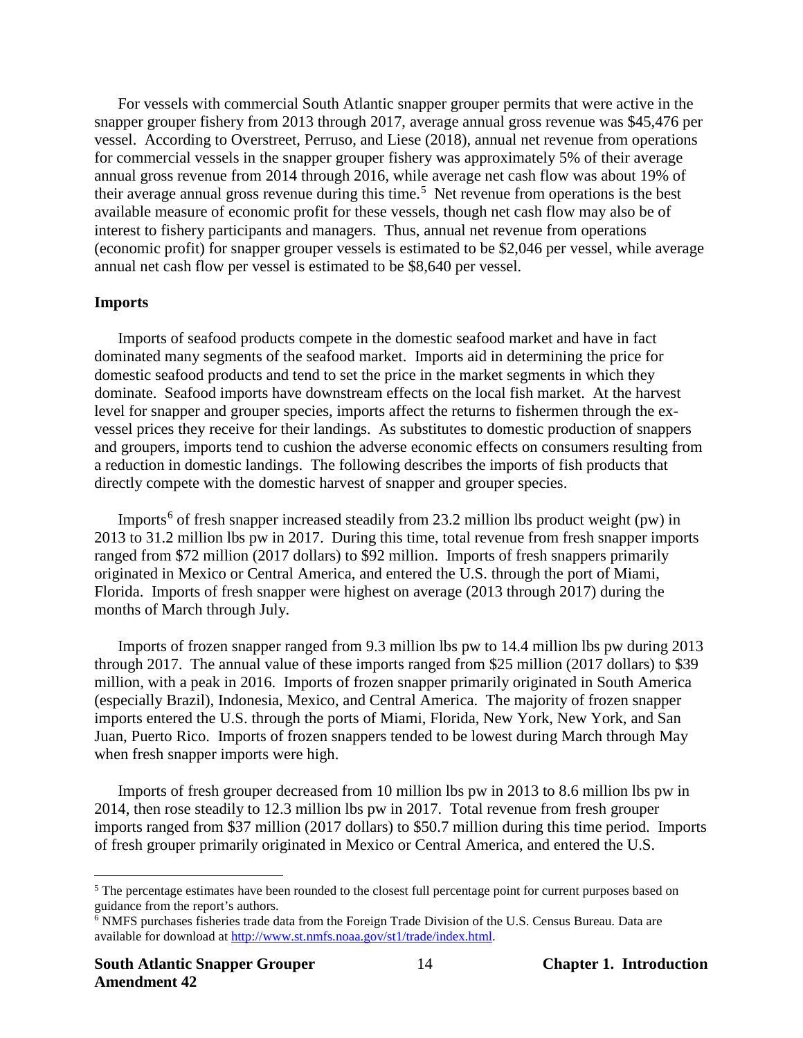For vessels with commercial South Atlantic snapper grouper permits that were active in the snapper grouper fishery from 2013 through 2017, average annual gross revenue was $45,476 per vessel. According to Overstreet, Perruso, and Liese (2018), annual net revenue from operations for commercial vessels in the snapper grouper fishery was approximately 5% of their average annual gross revenue from 2014 through 2016, while average net cash flow was about 19% of their average annual gross revenue during this time.[5] Net revenue from operations is the best available measure of economic profit for these vessels, though net cash flow may also be of interest to fishery participants and managers. Thus, annual net revenue from operations (economic profit) for snapper grouper vessels is estimated to be $2,046 per vessel, while average annual net cash flow per vessel is estimated to be $8,640 per vessel.

**Imports**

Imports of seafood products compete in the domestic seafood market and have in fact dominated many segments of the seafood market. Imports aid in determining the price for domestic seafood products and tend to set the price in the market segments in which they dominate. Seafood imports have downstream effects on the local fish market. At the harvest level for snapper and grouper species, imports affect the returns to fishermen through the ex-vessel prices they receive for their landings. As substitutes to domestic production of snappers and groupers, imports tend to cushion the adverse economic effects on consumers resulting from a reduction in domestic landings. The following describes the imports of fish products that directly compete with the domestic harvest of snapper and grouper species.

Imports[6] of fresh snapper increased steadily from 23.2 million lbs product weight (pw) in 2013 to 31.2 million lbs pw in 2017. During this time, total revenue from fresh snapper imports ranged from $72 million (2017 dollars) to $92 million. Imports of fresh snappers primarily originated in Mexico or Central America, and entered the U.S. through the port of Miami, Florida. Imports of fresh snapper were highest on average (2013 through 2017) during the months of March through July.

Imports of frozen snapper ranged from 9.3 million lbs pw to 14.4 million lbs pw during 2013 through 2017. The annual value of these imports ranged from $25 million (2017 dollars) to $39 million, with a peak in 2016. Imports of frozen snapper primarily originated in South America (especially Brazil), Indonesia, Mexico, and Central America. The majority of frozen snapper imports entered the U.S. through the ports of Miami, Florida, New York, New York, and San Juan, Puerto Rico. Imports of frozen snappers tended to be lowest during March through May when fresh snapper imports were high.

Imports of fresh grouper decreased from 10 million lbs pw in 2013 to 8.6 million lbs pw in 2014, then rose steadily to 12.3 million lbs pw in 2017. Total revenue from fresh grouper imports ranged from $37 million (2017 dollars) to $50.7 million during this time period. Imports of fresh grouper primarily originated in Mexico or Central America, and entered the U.S.

[5] The percentage estimates have been rounded to the closest full percentage point for current purposes based on guidance from the report's authors.

[6] NMFS purchases fisheries trade data from the Foreign Trade Division of the U.S. Census Bureau. Data are available for download at http://www.st.nmfs.noaa.gov/st1/trade/index.html.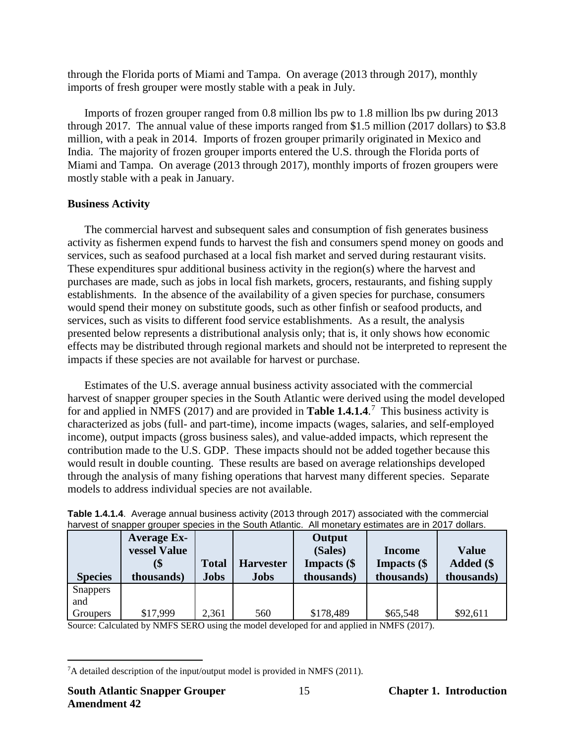through the Florida ports of Miami and Tampa. On average (2013 through 2017), monthly imports of fresh grouper were mostly stable with a peak in July.

Imports of frozen grouper ranged from 0.8 million lbs pw to 1.8 million lbs pw during 2013 through 2017. The annual value of these imports ranged from $1.5 million (2017 dollars) to $3.8 million, with a peak in 2014. Imports of frozen grouper primarily originated in Mexico and India. The majority of frozen grouper imports entered the U.S. through the Florida ports of Miami and Tampa. On average (2013 through 2017), monthly imports of frozen groupers were mostly stable with a peak in January.

**Business Activity**

The commercial harvest and subsequent sales and consumption of fish generates business activity as fishermen expend funds to harvest the fish and consumers spend money on goods and services, such as seafood purchased at a local fish market and served during restaurant visits. These expenditures spur additional business activity in the region(s) where the harvest and purchases are made, such as jobs in local fish markets, grocers, restaurants, and fishing supply establishments. In the absence of the availability of a given species for purchase, consumers would spend their money on substitute goods, such as other finfish or seafood products, and services, such as visits to different food service establishments. As a result, the analysis presented below represents a distributional analysis only; that is, it only shows how economic effects may be distributed through regional markets and should not be interpreted to represent the impacts if these species are not available for harvest or purchase.

Estimates of the U.S. average annual business activity associated with the commercial harvest of snapper grouper species in the South Atlantic were derived using the model developed for and applied in NMFS (2017) and are provided in **Table 1.4.1.4**.[7] This business activity is characterized as jobs (full- and part-time), income impacts (wages, salaries, and self-employed income), output impacts (gross business sales), and value-added impacts, which represent the contribution made to the U.S. GDP. These impacts should not be added together because this would result in double counting. These results are based on average relationships developed through the analysis of many fishing operations that harvest many different species. Separate models to address individual species are not available.

**Table 1.4.1.4**. Average annual business activity (2013 through 2017) associated with the commercial harvest of snapper grouper species in the South Atlantic. All monetary estimates are in 2017 dollars.

| Species | Average Ex-vessel Value ($ thousands) | Total Jobs | Harvester Jobs | Output (Sales) Impacts ($ thousands) | Income Impacts ($ thousands) | Value Added ($ thousands) |
|---|---|---|---|---|---|---|
| Snappers and Groupers | $17,999 | 2,361 | 560 | $178,489 | $65,548 | $92,611 |

Source: Calculated by NMFS SERO using the model developed for and applied in NMFS (2017).

[7] A detailed description of the input/output model is provided in NMFS (2011).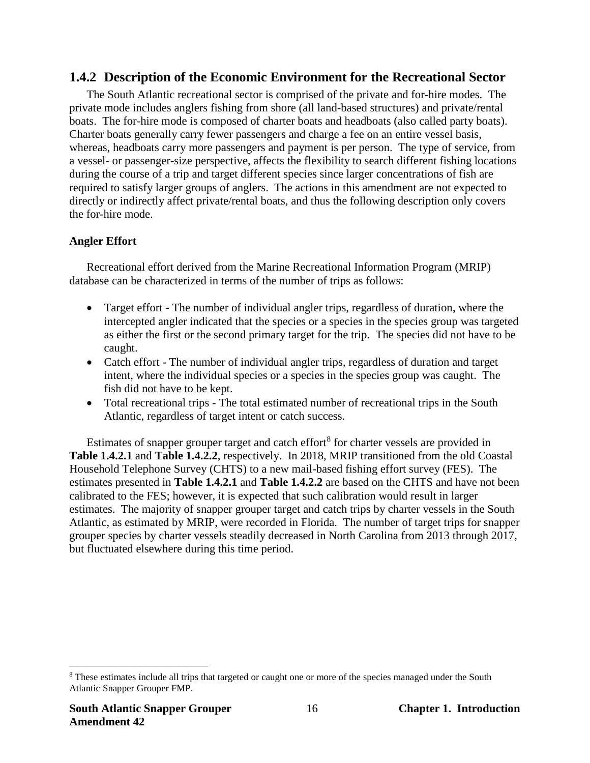## 1.4.2 Description of the Economic Environment for the Recreational Sector

The South Atlantic recreational sector is comprised of the private and for-hire modes. The private mode includes anglers fishing from shore (all land-based structures) and private/rental boats. The for-hire mode is composed of charter boats and headboats (also called party boats). Charter boats generally carry fewer passengers and charge a fee on an entire vessel basis, whereas, headboats carry more passengers and payment is per person. The type of service, from a vessel- or passenger-size perspective, affects the flexibility to search different fishing locations during the course of a trip and target different species since larger concentrations of fish are required to satisfy larger groups of anglers. The actions in this amendment are not expected to directly or indirectly affect private/rental boats, and thus the following description only covers the for-hire mode.

### Angler Effort

Recreational effort derived from the Marine Recreational Information Program (MRIP) database can be characterized in terms of the number of trips as follows:

- Target effort - The number of individual angler trips, regardless of duration, where the intercepted angler indicated that the species or a species in the species group was targeted as either the first or the second primary target for the trip. The species did not have to be caught.
- Catch effort - The number of individual angler trips, regardless of duration and target intent, where the individual species or a species in the species group was caught. The fish did not have to be kept.
- Total recreational trips - The total estimated number of recreational trips in the South Atlantic, regardless of target intent or catch success.

Estimates of snapper grouper target and catch effort[8] for charter vessels are provided in **Table 1.4.2.1** and **Table 1.4.2.2**, respectively. In 2018, MRIP transitioned from the old Coastal Household Telephone Survey (CHTS) to a new mail-based fishing effort survey (FES). The estimates presented in **Table 1.4.2.1** and **Table 1.4.2.2** are based on the CHTS and have not been calibrated to the FES; however, it is expected that such calibration would result in larger estimates. The majority of snapper grouper target and catch trips by charter vessels in the South Atlantic, as estimated by MRIP, were recorded in Florida. The number of target trips for snapper grouper species by charter vessels steadily decreased in North Carolina from 2013 through 2017, but fluctuated elsewhere during this time period.

[8] These estimates include all trips that targeted or caught one or more of the species managed under the South Atlantic Snapper Grouper FMP.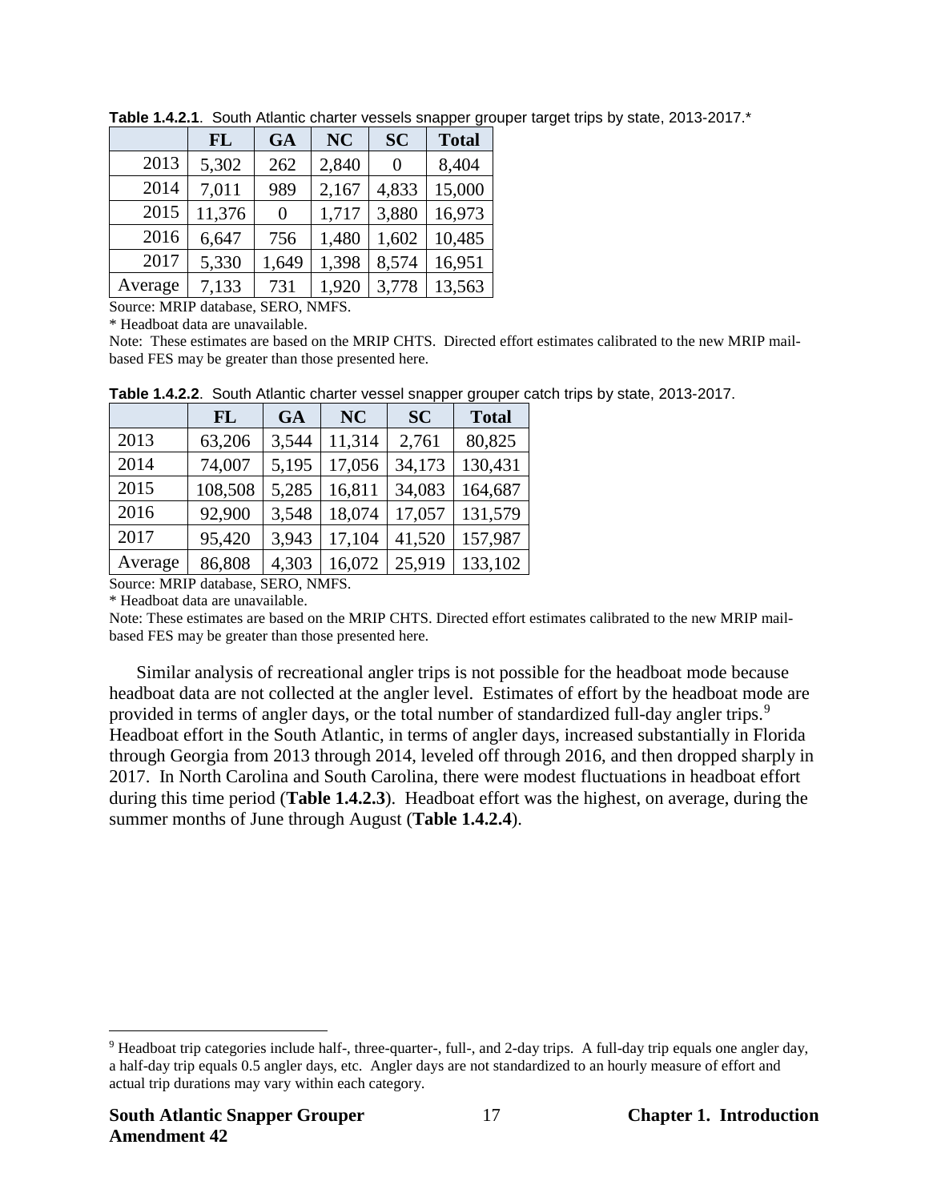**Table 1.4.2.1**. South Atlantic charter vessels snapper grouper target trips by state, 2013-2017.*

| | FL | GA | NC | SC | Total |
|---|---|---|---|---|---|
| 2013 | 5,302 | 262 | 2,840 | 0 | 8,404 |
| 2014 | 7,011 | 989 | 2,167 | 4,833 | 15,000 |
| 2015 | 11,376 | 0 | 1,717 | 3,880 | 16,973 |
| 2016 | 6,647 | 756 | 1,480 | 1,602 | 10,485 |
| 2017 | 5,330 | 1,649 | 1,398 | 8,574 | 16,951 |
| Average | 7,133 | 731 | 1,920 | 3,778 | 13,563 |

Source: MRIP database, SERO, NMFS.

* Headboat data are unavailable.

Note: These estimates are based on the MRIP CHTS. Directed effort estimates calibrated to the new MRIP mail-based FES may be greater than those presented here.

**Table 1.4.2.2**. South Atlantic charter vessel snapper grouper catch trips by state, 2013-2017.

| | FL | GA | NC | SC | Total |
|---|---|---|---|---|---|
| 2013 | 63,206 | 3,544 | 11,314 | 2,761 | 80,825 |
| 2014 | 74,007 | 5,195 | 17,056 | 34,173 | 130,431 |
| 2015 | 108,508 | 5,285 | 16,811 | 34,083 | 164,687 |
| 2016 | 92,900 | 3,548 | 18,074 | 17,057 | 131,579 |
| 2017 | 95,420 | 3,943 | 17,104 | 41,520 | 157,987 |
| Average | 86,808 | 4,303 | 16,072 | 25,919 | 133,102 |

Source: MRIP database, SERO, NMFS.

* Headboat data are unavailable.

Note: These estimates are based on the MRIP CHTS. Directed effort estimates calibrated to the new MRIP mail-based FES may be greater than those presented here.

Similar analysis of recreational angler trips is not possible for the headboat mode because headboat data are not collected at the angler level. Estimates of effort by the headboat mode are provided in terms of angler days, or the total number of standardized full-day angler trips.[9] Headboat effort in the South Atlantic, in terms of angler days, increased substantially in Florida through Georgia from 2013 through 2014, leveled off through 2016, and then dropped sharply in 2017. In North Carolina and South Carolina, there were modest fluctuations in headboat effort during this time period (**Table 1.4.2.3**). Headboat effort was the highest, on average, during the summer months of June through August (**Table 1.4.2.4**).

[9] Headboat trip categories include half-, three-quarter-, full-, and 2-day trips. A full-day trip equals one angler day, a half-day trip equals 0.5 angler days, etc. Angler days are not standardized to an hourly measure of effort and actual trip durations may vary within each category.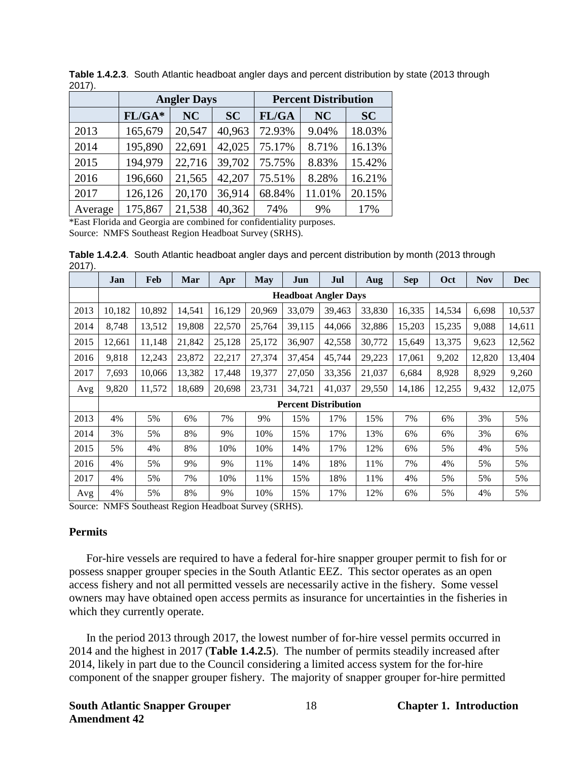**Table 1.4.2.3**. South Atlantic headboat angler days and percent distribution by state (2013 through 2017).

| | Angler Days | | | Percent Distribution | | |
|---|---|---|---|---|---|---|
| | FL/GA* | NC | SC | FL/GA | NC | SC |
| 2013 | 165,679 | 20,547 | 40,963 | 72.93% | 9.04% | 18.03% |
| 2014 | 195,890 | 22,691 | 42,025 | 75.17% | 8.71% | 16.13% |
| 2015 | 194,979 | 22,716 | 39,702 | 75.75% | 8.83% | 15.42% |
| 2016 | 196,660 | 21,565 | 42,207 | 75.51% | 8.28% | 16.21% |
| 2017 | 126,126 | 20,170 | 36,914 | 68.84% | 11.01% | 20.15% |
| Average | 175,867 | 21,538 | 40,362 | 74% | 9% | 17% |

*East Florida and Georgia are combined for confidentiality purposes.
Source: NMFS Southeast Region Headboat Survey (SRHS).

**Table 1.4.2.4**. South Atlantic headboat angler days and percent distribution by month (2013 through 2017).

| | Jan | Feb | Mar | Apr | May | Jun | Jul | Aug | Sep | Oct | Nov | Dec |
|---|---|---|---|---|---|---|---|---|---|---|---|---|
| | **Headboat Angler Days** | | | | | | | | | | | |
| 2013 | 10,182 | 10,892 | 14,541 | 16,129 | 20,969 | 33,079 | 39,463 | 33,830 | 16,335 | 14,534 | 6,698 | 10,537 |
| 2014 | 8,748 | 13,512 | 19,808 | 22,570 | 25,764 | 39,115 | 44,066 | 32,886 | 15,203 | 15,235 | 9,088 | 14,611 |
| 2015 | 12,661 | 11,148 | 21,842 | 25,128 | 25,172 | 36,907 | 42,558 | 30,772 | 15,649 | 13,375 | 9,623 | 12,562 |
| 2016 | 9,818 | 12,243 | 23,872 | 22,217 | 27,374 | 37,454 | 45,744 | 29,223 | 17,061 | 9,202 | 12,820 | 13,404 |
| 2017 | 7,693 | 10,066 | 13,382 | 17,448 | 19,377 | 27,050 | 33,356 | 21,037 | 6,684 | 8,928 | 8,929 | 9,260 |
| Avg | 9,820 | 11,572 | 18,689 | 20,698 | 23,731 | 34,721 | 41,037 | 29,550 | 14,186 | 12,255 | 9,432 | 12,075 |
| | **Percent Distribution** | | | | | | | | | | | |
| 2013 | 4% | 5% | 6% | 7% | 9% | 15% | 17% | 15% | 7% | 6% | 3% | 5% |
| 2014 | 3% | 5% | 8% | 9% | 10% | 15% | 17% | 13% | 6% | 6% | 3% | 6% |
| 2015 | 5% | 4% | 8% | 10% | 10% | 14% | 17% | 12% | 6% | 5% | 4% | 5% |
| 2016 | 4% | 5% | 9% | 9% | 11% | 14% | 18% | 11% | 7% | 4% | 5% | 5% |
| 2017 | 4% | 5% | 7% | 10% | 11% | 15% | 18% | 11% | 4% | 5% | 5% | 5% |
| Avg | 4% | 5% | 8% | 9% | 10% | 15% | 17% | 12% | 6% | 5% | 4% | 5% |

Source: NMFS Southeast Region Headboat Survey (SRHS).

### Permits

For-hire vessels are required to have a federal for-hire snapper grouper permit to fish for or possess snapper grouper species in the South Atlantic EEZ. This sector operates as an open access fishery and not all permitted vessels are necessarily active in the fishery. Some vessel owners may have obtained open access permits as insurance for uncertainties in the fisheries in which they currently operate.

In the period 2013 through 2017, the lowest number of for-hire vessel permits occurred in 2014 and the highest in 2017 (**Table 1.4.2.5**). The number of permits steadily increased after 2014, likely in part due to the Council considering a limited access system for the for-hire component of the snapper grouper fishery. The majority of snapper grouper for-hire permitted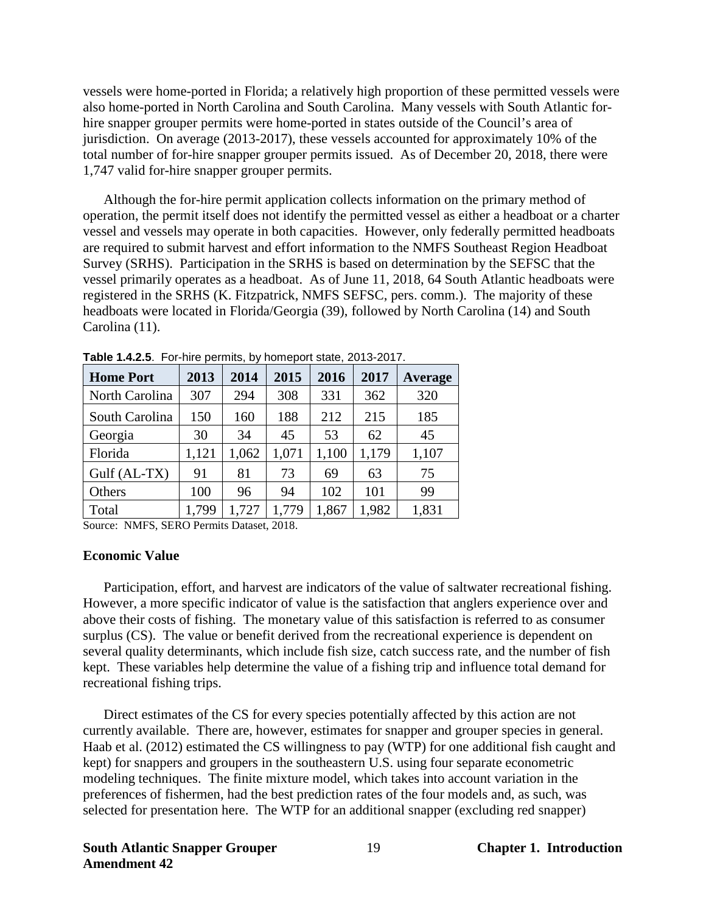vessels were home-ported in Florida; a relatively high proportion of these permitted vessels were also home-ported in North Carolina and South Carolina. Many vessels with South Atlantic for-hire snapper grouper permits were home-ported in states outside of the Council's area of jurisdiction. On average (2013-2017), these vessels accounted for approximately 10% of the total number of for-hire snapper grouper permits issued. As of December 20, 2018, there were 1,747 valid for-hire snapper grouper permits.

Although the for-hire permit application collects information on the primary method of operation, the permit itself does not identify the permitted vessel as either a headboat or a charter vessel and vessels may operate in both capacities. However, only federally permitted headboats are required to submit harvest and effort information to the NMFS Southeast Region Headboat Survey (SRHS). Participation in the SRHS is based on determination by the SEFSC that the vessel primarily operates as a headboat. As of June 11, 2018, 64 South Atlantic headboats were registered in the SRHS (K. Fitzpatrick, NMFS SEFSC, pers. comm.). The majority of these headboats were located in Florida/Georgia (39), followed by North Carolina (14) and South Carolina (11).

**Table 1.4.2.5**. For-hire permits, by homeport state, 2013-2017.

| Home Port | 2013 | 2014 | 2015 | 2016 | 2017 | Average |
|---|---|---|---|---|---|---|
| North Carolina | 307 | 294 | 308 | 331 | 362 | 320 |
| South Carolina | 150 | 160 | 188 | 212 | 215 | 185 |
| Georgia | 30 | 34 | 45 | 53 | 62 | 45 |
| Florida | 1,121 | 1,062 | 1,071 | 1,100 | 1,179 | 1,107 |
| Gulf (AL-TX) | 91 | 81 | 73 | 69 | 63 | 75 |
| Others | 100 | 96 | 94 | 102 | 101 | 99 |
| Total | 1,799 | 1,727 | 1,779 | 1,867 | 1,982 | 1,831 |

Source: NMFS, SERO Permits Dataset, 2018.

### Economic Value

Participation, effort, and harvest are indicators of the value of saltwater recreational fishing. However, a more specific indicator of value is the satisfaction that anglers experience over and above their costs of fishing. The monetary value of this satisfaction is referred to as consumer surplus (CS). The value or benefit derived from the recreational experience is dependent on several quality determinants, which include fish size, catch success rate, and the number of fish kept. These variables help determine the value of a fishing trip and influence total demand for recreational fishing trips.

Direct estimates of the CS for every species potentially affected by this action are not currently available. There are, however, estimates for snapper and grouper species in general. Haab et al. (2012) estimated the CS willingness to pay (WTP) for one additional fish caught and kept) for snappers and groupers in the southeastern U.S. using four separate econometric modeling techniques. The finite mixture model, which takes into account variation in the preferences of fishermen, had the best prediction rates of the four models and, as such, was selected for presentation here. The WTP for an additional snapper (excluding red snapper)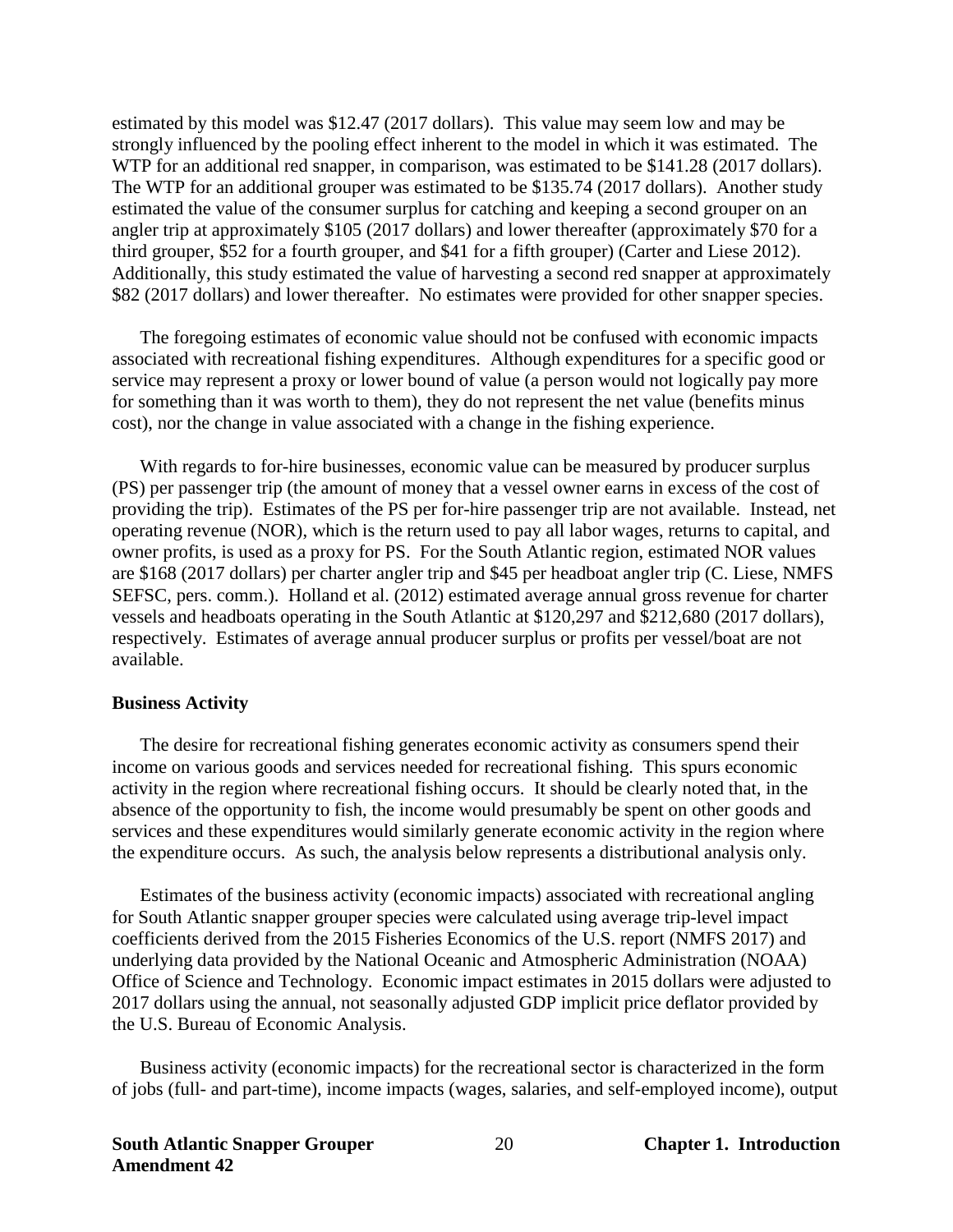estimated by this model was $12.47 (2017 dollars). This value may seem low and may be strongly influenced by the pooling effect inherent to the model in which it was estimated. The WTP for an additional red snapper, in comparison, was estimated to be $141.28 (2017 dollars). The WTP for an additional grouper was estimated to be $135.74 (2017 dollars). Another study estimated the value of the consumer surplus for catching and keeping a second grouper on an angler trip at approximately $105 (2017 dollars) and lower thereafter (approximately $70 for a third grouper, $52 for a fourth grouper, and $41 for a fifth grouper) (Carter and Liese 2012). Additionally, this study estimated the value of harvesting a second red snapper at approximately $82 (2017 dollars) and lower thereafter. No estimates were provided for other snapper species.

The foregoing estimates of economic value should not be confused with economic impacts associated with recreational fishing expenditures. Although expenditures for a specific good or service may represent a proxy or lower bound of value (a person would not logically pay more for something than it was worth to them), they do not represent the net value (benefits minus cost), nor the change in value associated with a change in the fishing experience.

With regards to for-hire businesses, economic value can be measured by producer surplus (PS) per passenger trip (the amount of money that a vessel owner earns in excess of the cost of providing the trip). Estimates of the PS per for-hire passenger trip are not available. Instead, net operating revenue (NOR), which is the return used to pay all labor wages, returns to capital, and owner profits, is used as a proxy for PS. For the South Atlantic region, estimated NOR values are $168 (2017 dollars) per charter angler trip and $45 per headboat angler trip (C. Liese, NMFS SEFSC, pers. comm.). Holland et al. (2012) estimated average annual gross revenue for charter vessels and headboats operating in the South Atlantic at $120,297 and $212,680 (2017 dollars), respectively. Estimates of average annual producer surplus or profits per vessel/boat are not available.

**Business Activity**

The desire for recreational fishing generates economic activity as consumers spend their income on various goods and services needed for recreational fishing. This spurs economic activity in the region where recreational fishing occurs. It should be clearly noted that, in the absence of the opportunity to fish, the income would presumably be spent on other goods and services and these expenditures would similarly generate economic activity in the region where the expenditure occurs. As such, the analysis below represents a distributional analysis only.

Estimates of the business activity (economic impacts) associated with recreational angling for South Atlantic snapper grouper species were calculated using average trip-level impact coefficients derived from the 2015 Fisheries Economics of the U.S. report (NMFS 2017) and underlying data provided by the National Oceanic and Atmospheric Administration (NOAA) Office of Science and Technology. Economic impact estimates in 2015 dollars were adjusted to 2017 dollars using the annual, not seasonally adjusted GDP implicit price deflator provided by the U.S. Bureau of Economic Analysis.

Business activity (economic impacts) for the recreational sector is characterized in the form of jobs (full- and part-time), income impacts (wages, salaries, and self-employed income), output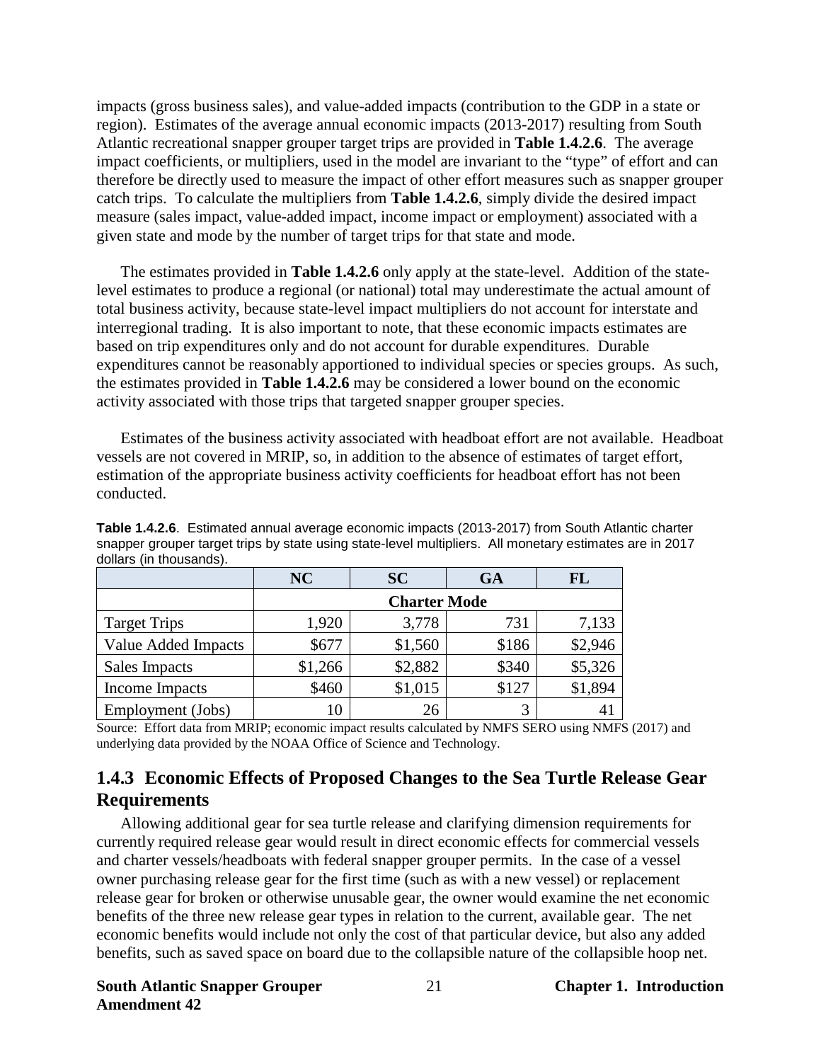impacts (gross business sales), and value-added impacts (contribution to the GDP in a state or region). Estimates of the average annual economic impacts (2013-2017) resulting from South Atlantic recreational snapper grouper target trips are provided in **Table 1.4.2.6**. The average impact coefficients, or multipliers, used in the model are invariant to the "type" of effort and can therefore be directly used to measure the impact of other effort measures such as snapper grouper catch trips. To calculate the multipliers from **Table 1.4.2.6**, simply divide the desired impact measure (sales impact, value-added impact, income impact or employment) associated with a given state and mode by the number of target trips for that state and mode.

The estimates provided in **Table 1.4.2.6** only apply at the state-level. Addition of the state-level estimates to produce a regional (or national) total may underestimate the actual amount of total business activity, because state-level impact multipliers do not account for interstate and interregional trading. It is also important to note, that these economic impacts estimates are based on trip expenditures only and do not account for durable expenditures. Durable expenditures cannot be reasonably apportioned to individual species or species groups. As such, the estimates provided in **Table 1.4.2.6** may be considered a lower bound on the economic activity associated with those trips that targeted snapper grouper species.

Estimates of the business activity associated with headboat effort are not available. Headboat vessels are not covered in MRIP, so, in addition to the absence of estimates of target effort, estimation of the appropriate business activity coefficients for headboat effort has not been conducted.

**Table 1.4.2.6**. Estimated annual average economic impacts (2013-2017) from South Atlantic charter snapper grouper target trips by state using state-level multipliers. All monetary estimates are in 2017 dollars (in thousands).

| | NC | SC | GA | FL |
|---|---|---|---|---|
| | Charter Mode | | | |
| Target Trips | 1,920 | 3,778 | 731 | 7,133 |
| Value Added Impacts | $677 | $1,560 | $186 | $2,946 |
| Sales Impacts | $1,266 | $2,882 | $340 | $5,326 |
| Income Impacts | $460 | $1,015 | $127 | $1,894 |
| Employment (Jobs) | 10 | 26 | 3 | 41 |

Source: Effort data from MRIP; economic impact results calculated by NMFS SERO using NMFS (2017) and underlying data provided by the NOAA Office of Science and Technology.

## 1.4.3 Economic Effects of Proposed Changes to the Sea Turtle Release Gear Requirements

Allowing additional gear for sea turtle release and clarifying dimension requirements for currently required release gear would result in direct economic effects for commercial vessels and charter vessels/headboats with federal snapper grouper permits. In the case of a vessel owner purchasing release gear for the first time (such as with a new vessel) or replacement release gear for broken or otherwise unusable gear, the owner would examine the net economic benefits of the three new release gear types in relation to the current, available gear. The net economic benefits would include not only the cost of that particular device, but also any added benefits, such as saved space on board due to the collapsible nature of the collapsible hoop net.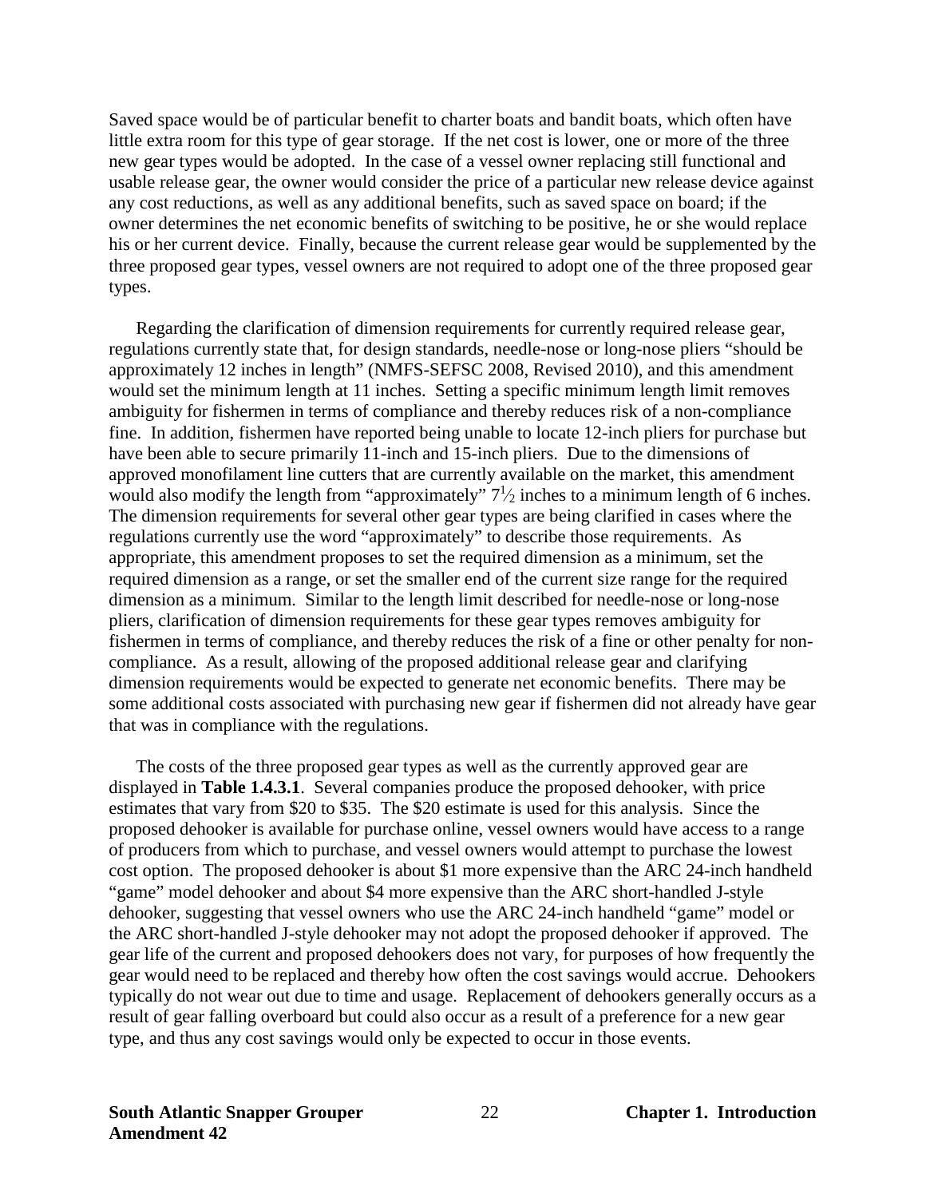Saved space would be of particular benefit to charter boats and bandit boats, which often have little extra room for this type of gear storage. If the net cost is lower, one or more of the three new gear types would be adopted. In the case of a vessel owner replacing still functional and usable release gear, the owner would consider the price of a particular new release device against any cost reductions, as well as any additional benefits, such as saved space on board; if the owner determines the net economic benefits of switching to be positive, he or she would replace his or her current device. Finally, because the current release gear would be supplemented by the three proposed gear types, vessel owners are not required to adopt one of the three proposed gear types.

Regarding the clarification of dimension requirements for currently required release gear, regulations currently state that, for design standards, needle-nose or long-nose pliers "should be approximately 12 inches in length" (NMFS-SEFSC 2008, Revised 2010), and this amendment would set the minimum length at 11 inches. Setting a specific minimum length limit removes ambiguity for fishermen in terms of compliance and thereby reduces risk of a non-compliance fine. In addition, fishermen have reported being unable to locate 12-inch pliers for purchase but have been able to secure primarily 11-inch and 15-inch pliers. Due to the dimensions of approved monofilament line cutters that are currently available on the market, this amendment would also modify the length from "approximately" 7½ inches to a minimum length of 6 inches. The dimension requirements for several other gear types are being clarified in cases where the regulations currently use the word "approximately" to describe those requirements. As appropriate, this amendment proposes to set the required dimension as a minimum, set the required dimension as a range, or set the smaller end of the current size range for the required dimension as a minimum. Similar to the length limit described for needle-nose or long-nose pliers, clarification of dimension requirements for these gear types removes ambiguity for fishermen in terms of compliance, and thereby reduces the risk of a fine or other penalty for non-compliance. As a result, allowing of the proposed additional release gear and clarifying dimension requirements would be expected to generate net economic benefits. There may be some additional costs associated with purchasing new gear if fishermen did not already have gear that was in compliance with the regulations.

The costs of the three proposed gear types as well as the currently approved gear are displayed in **Table 1.4.3.1**. Several companies produce the proposed dehooker, with price estimates that vary from $20 to $35. The $20 estimate is used for this analysis. Since the proposed dehooker is available for purchase online, vessel owners would have access to a range of producers from which to purchase, and vessel owners would attempt to purchase the lowest cost option. The proposed dehooker is about $1 more expensive than the ARC 24-inch handheld "game" model dehooker and about $4 more expensive than the ARC short-handled J-style dehooker, suggesting that vessel owners who use the ARC 24-inch handheld "game" model or the ARC short-handled J-style dehooker may not adopt the proposed dehooker if approved. The gear life of the current and proposed dehookers does not vary, for purposes of how frequently the gear would need to be replaced and thereby how often the cost savings would accrue. Dehookers typically do not wear out due to time and usage. Replacement of dehookers generally occurs as a result of gear falling overboard but could also occur as a result of a preference for a new gear type, and thus any cost savings would only be expected to occur in those events.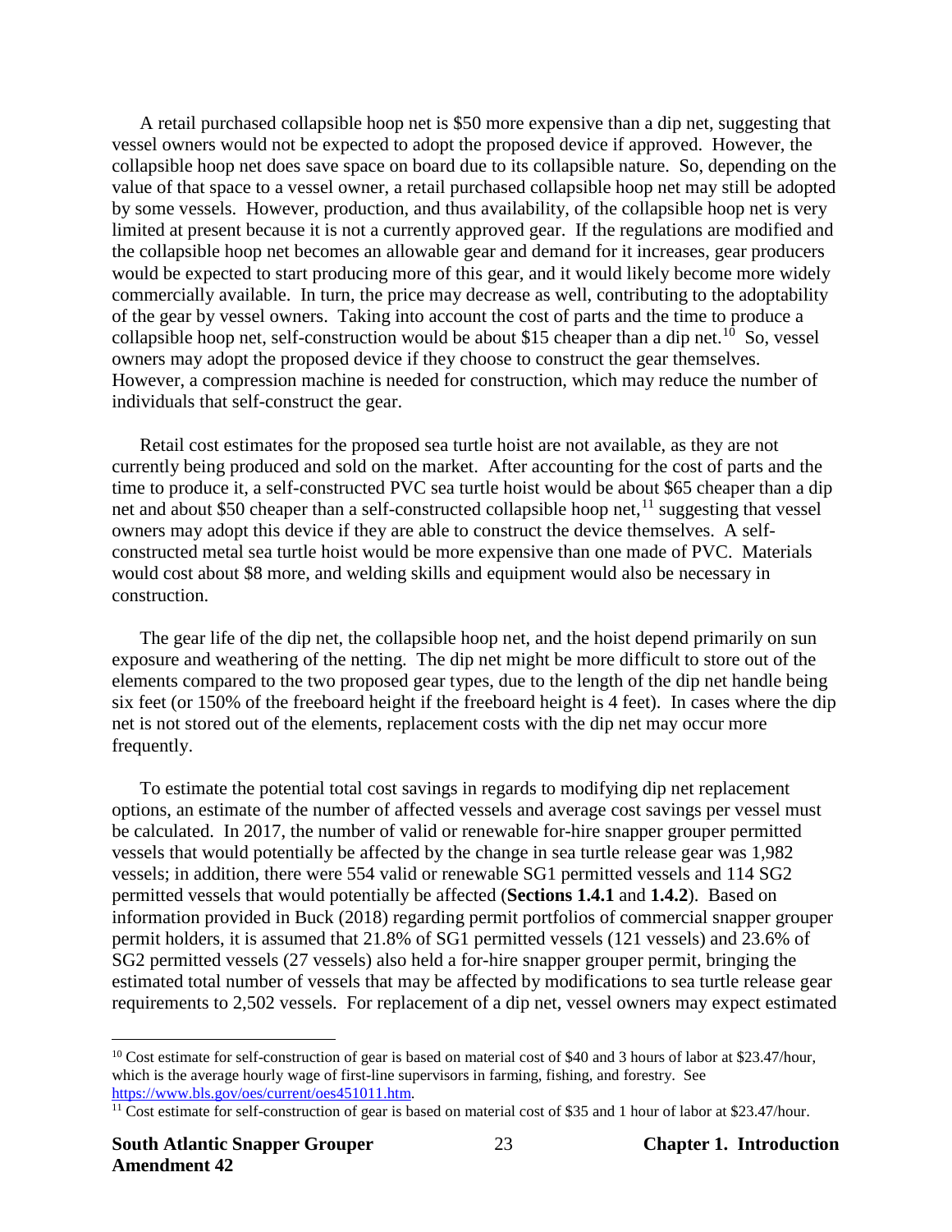A retail purchased collapsible hoop net is $50 more expensive than a dip net, suggesting that vessel owners would not be expected to adopt the proposed device if approved. However, the collapsible hoop net does save space on board due to its collapsible nature. So, depending on the value of that space to a vessel owner, a retail purchased collapsible hoop net may still be adopted by some vessels. However, production, and thus availability, of the collapsible hoop net is very limited at present because it is not a currently approved gear. If the regulations are modified and the collapsible hoop net becomes an allowable gear and demand for it increases, gear producers would be expected to start producing more of this gear, and it would likely become more widely commercially available. In turn, the price may decrease as well, contributing to the adoptability of the gear by vessel owners. Taking into account the cost of parts and the time to produce a collapsible hoop net, self-construction would be about $15 cheaper than a dip net.[10] So, vessel owners may adopt the proposed device if they choose to construct the gear themselves. However, a compression machine is needed for construction, which may reduce the number of individuals that self-construct the gear.

Retail cost estimates for the proposed sea turtle hoist are not available, as they are not currently being produced and sold on the market. After accounting for the cost of parts and the time to produce it, a self-constructed PVC sea turtle hoist would be about $65 cheaper than a dip net and about $50 cheaper than a self-constructed collapsible hoop net,[11] suggesting that vessel owners may adopt this device if they are able to construct the device themselves. A self-constructed metal sea turtle hoist would be more expensive than one made of PVC. Materials would cost about $8 more, and welding skills and equipment would also be necessary in construction.

The gear life of the dip net, the collapsible hoop net, and the hoist depend primarily on sun exposure and weathering of the netting. The dip net might be more difficult to store out of the elements compared to the two proposed gear types, due to the length of the dip net handle being six feet (or 150% of the freeboard height if the freeboard height is 4 feet). In cases where the dip net is not stored out of the elements, replacement costs with the dip net may occur more frequently.

To estimate the potential total cost savings in regards to modifying dip net replacement options, an estimate of the number of affected vessels and average cost savings per vessel must be calculated. In 2017, the number of valid or renewable for-hire snapper grouper permitted vessels that would potentially be affected by the change in sea turtle release gear was 1,982 vessels; in addition, there were 554 valid or renewable SG1 permitted vessels and 114 SG2 permitted vessels that would potentially be affected (**Sections 1.4.1** and **1.4.2**). Based on information provided in Buck (2018) regarding permit portfolios of commercial snapper grouper permit holders, it is assumed that 21.8% of SG1 permitted vessels (121 vessels) and 23.6% of SG2 permitted vessels (27 vessels) also held a for-hire snapper grouper permit, bringing the estimated total number of vessels that may be affected by modifications to sea turtle release gear requirements to 2,502 vessels. For replacement of a dip net, vessel owners may expect estimated

---

[10] Cost estimate for self-construction of gear is based on material cost of $40 and 3 hours of labor at $23.47/hour, which is the average hourly wage of first-line supervisors in farming, fishing, and forestry. See https://www.bls.gov/oes/current/oes451011.htm.

[11] Cost estimate for self-construction of gear is based on material cost of $35 and 1 hour of labor at $23.47/hour.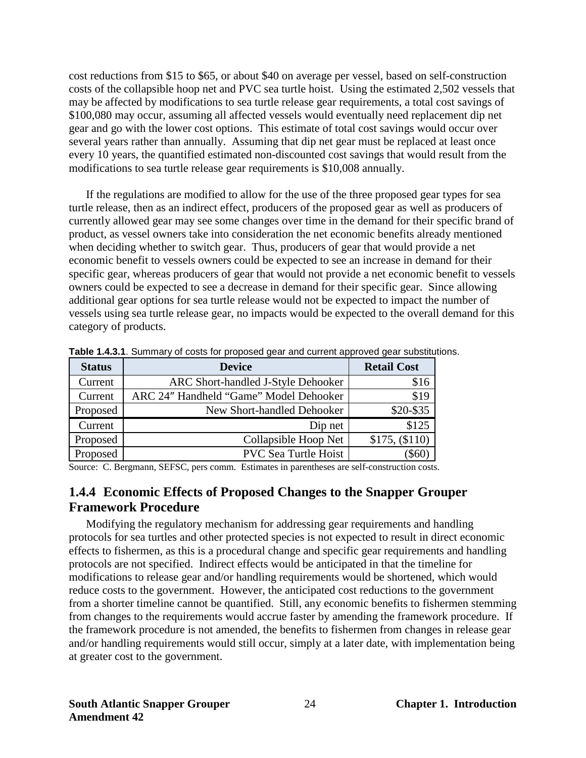cost reductions from $15 to $65, or about $40 on average per vessel, based on self-construction costs of the collapsible hoop net and PVC sea turtle hoist. Using the estimated 2,502 vessels that may be affected by modifications to sea turtle release gear requirements, a total cost savings of $100,080 may occur, assuming all affected vessels would eventually need replacement dip net gear and go with the lower cost options. This estimate of total cost savings would occur over several years rather than annually. Assuming that dip net gear must be replaced at least once every 10 years, the quantified estimated non-discounted cost savings that would result from the modifications to sea turtle release gear requirements is $10,008 annually.

If the regulations are modified to allow for the use of the three proposed gear types for sea turtle release, then as an indirect effect, producers of the proposed gear as well as producers of currently allowed gear may see some changes over time in the demand for their specific brand of product, as vessel owners take into consideration the net economic benefits already mentioned when deciding whether to switch gear. Thus, producers of gear that would provide a net economic benefit to vessels owners could be expected to see an increase in demand for their specific gear, whereas producers of gear that would not provide a net economic benefit to vessels owners could be expected to see a decrease in demand for their specific gear. Since allowing additional gear options for sea turtle release would not be expected to impact the number of vessels using sea turtle release gear, no impacts would be expected to the overall demand for this category of products.

**Table 1.4.3.1**. Summary of costs for proposed gear and current approved gear substitutions.

| Status | Device | Retail Cost |
|---|---|---|
| Current | ARC Short-handled J-Style Dehooker | $16 |
| Current | ARC 24″ Handheld "Game" Model Dehooker | $19 |
| Proposed | New Short-handled Dehooker | $20-$35 |
| Current | Dip net | $125 |
| Proposed | Collapsible Hoop Net | $175, ($110) |
| Proposed | PVC Sea Turtle Hoist | ($60) |

Source: C. Bergmann, SEFSC, pers comm. Estimates in parentheses are self-construction costs.

## 1.4.4 Economic Effects of Proposed Changes to the Snapper Grouper Framework Procedure

Modifying the regulatory mechanism for addressing gear requirements and handling protocols for sea turtles and other protected species is not expected to result in direct economic effects to fishermen, as this is a procedural change and specific gear requirements and handling protocols are not specified. Indirect effects would be anticipated in that the timeline for modifications to release gear and/or handling requirements would be shortened, which would reduce costs to the government. However, the anticipated cost reductions to the government from a shorter timeline cannot be quantified. Still, any economic benefits to fishermen stemming from changes to the requirements would accrue faster by amending the framework procedure. If the framework procedure is not amended, the benefits to fishermen from changes in release gear and/or handling requirements would still occur, simply at a later date, with implementation being at greater cost to the government.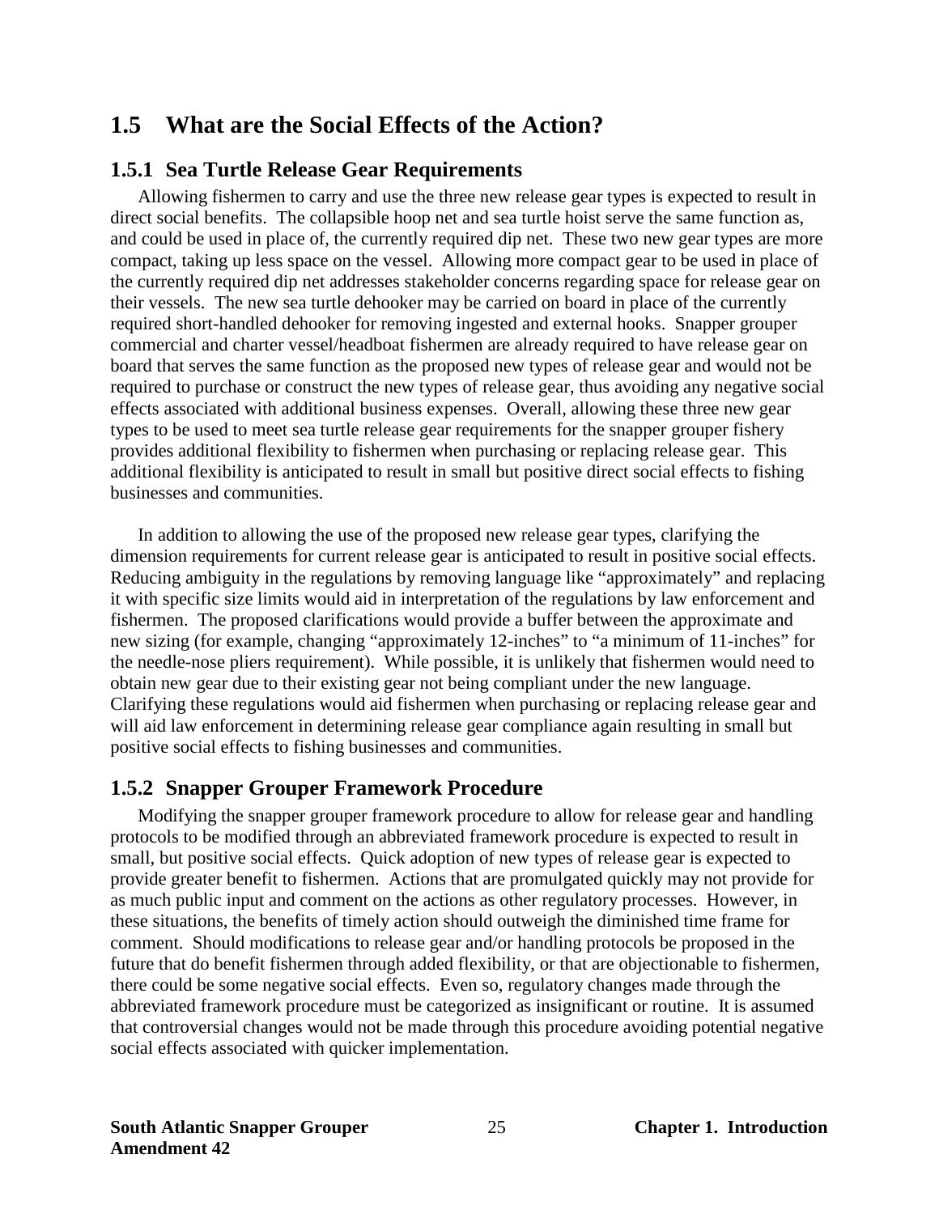## 1.5 What are the Social Effects of the Action?

### 1.5.1 Sea Turtle Release Gear Requirements

Allowing fishermen to carry and use the three new release gear types is expected to result in direct social benefits. The collapsible hoop net and sea turtle hoist serve the same function as, and could be used in place of, the currently required dip net. These two new gear types are more compact, taking up less space on the vessel. Allowing more compact gear to be used in place of the currently required dip net addresses stakeholder concerns regarding space for release gear on their vessels. The new sea turtle dehooker may be carried on board in place of the currently required short-handled dehooker for removing ingested and external hooks. Snapper grouper commercial and charter vessel/headboat fishermen are already required to have release gear on board that serves the same function as the proposed new types of release gear and would not be required to purchase or construct the new types of release gear, thus avoiding any negative social effects associated with additional business expenses. Overall, allowing these three new gear types to be used to meet sea turtle release gear requirements for the snapper grouper fishery provides additional flexibility to fishermen when purchasing or replacing release gear. This additional flexibility is anticipated to result in small but positive direct social effects to fishing businesses and communities.

In addition to allowing the use of the proposed new release gear types, clarifying the dimension requirements for current release gear is anticipated to result in positive social effects. Reducing ambiguity in the regulations by removing language like "approximately" and replacing it with specific size limits would aid in interpretation of the regulations by law enforcement and fishermen. The proposed clarifications would provide a buffer between the approximate and new sizing (for example, changing "approximately 12-inches" to "a minimum of 11-inches" for the needle-nose pliers requirement). While possible, it is unlikely that fishermen would need to obtain new gear due to their existing gear not being compliant under the new language. Clarifying these regulations would aid fishermen when purchasing or replacing release gear and will aid law enforcement in determining release gear compliance again resulting in small but positive social effects to fishing businesses and communities.

### 1.5.2 Snapper Grouper Framework Procedure

Modifying the snapper grouper framework procedure to allow for release gear and handling protocols to be modified through an abbreviated framework procedure is expected to result in small, but positive social effects. Quick adoption of new types of release gear is expected to provide greater benefit to fishermen. Actions that are promulgated quickly may not provide for as much public input and comment on the actions as other regulatory processes. However, in these situations, the benefits of timely action should outweigh the diminished time frame for comment. Should modifications to release gear and/or handling protocols be proposed in the future that do benefit fishermen through added flexibility, or that are objectionable to fishermen, there could be some negative social effects. Even so, regulatory changes made through the abbreviated framework procedure must be categorized as insignificant or routine. It is assumed that controversial changes would not be made through this procedure avoiding potential negative social effects associated with quicker implementation.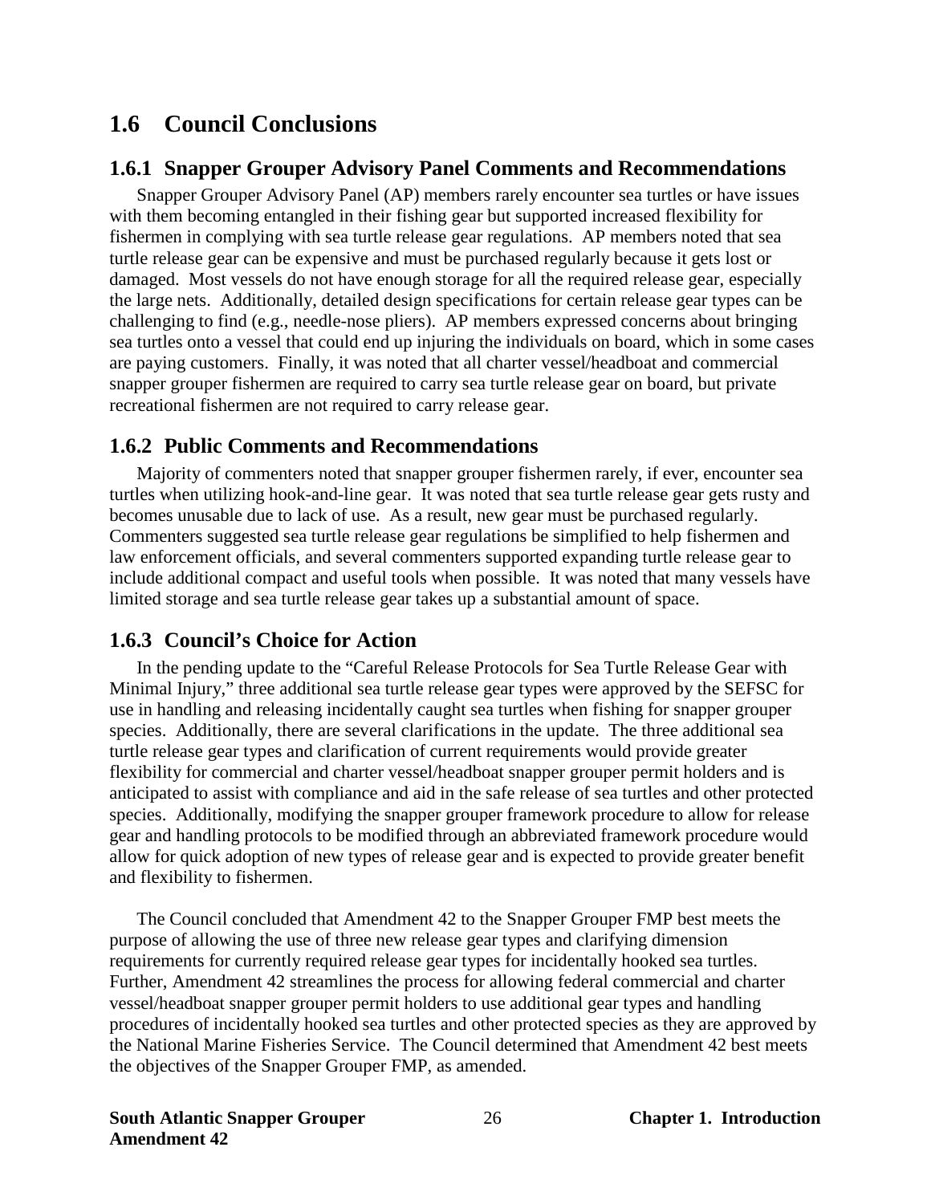## 1.6 Council Conclusions

### 1.6.1 Snapper Grouper Advisory Panel Comments and Recommendations

Snapper Grouper Advisory Panel (AP) members rarely encounter sea turtles or have issues with them becoming entangled in their fishing gear but supported increased flexibility for fishermen in complying with sea turtle release gear regulations. AP members noted that sea turtle release gear can be expensive and must be purchased regularly because it gets lost or damaged. Most vessels do not have enough storage for all the required release gear, especially the large nets. Additionally, detailed design specifications for certain release gear types can be challenging to find (e.g., needle-nose pliers). AP members expressed concerns about bringing sea turtles onto a vessel that could end up injuring the individuals on board, which in some cases are paying customers. Finally, it was noted that all charter vessel/headboat and commercial snapper grouper fishermen are required to carry sea turtle release gear on board, but private recreational fishermen are not required to carry release gear.

### 1.6.2 Public Comments and Recommendations

Majority of commenters noted that snapper grouper fishermen rarely, if ever, encounter sea turtles when utilizing hook-and-line gear. It was noted that sea turtle release gear gets rusty and becomes unusable due to lack of use. As a result, new gear must be purchased regularly. Commenters suggested sea turtle release gear regulations be simplified to help fishermen and law enforcement officials, and several commenters supported expanding turtle release gear to include additional compact and useful tools when possible. It was noted that many vessels have limited storage and sea turtle release gear takes up a substantial amount of space.

### 1.6.3 Council's Choice for Action

In the pending update to the "Careful Release Protocols for Sea Turtle Release Gear with Minimal Injury," three additional sea turtle release gear types were approved by the SEFSC for use in handling and releasing incidentally caught sea turtles when fishing for snapper grouper species. Additionally, there are several clarifications in the update. The three additional sea turtle release gear types and clarification of current requirements would provide greater flexibility for commercial and charter vessel/headboat snapper grouper permit holders and is anticipated to assist with compliance and aid in the safe release of sea turtles and other protected species. Additionally, modifying the snapper grouper framework procedure to allow for release gear and handling protocols to be modified through an abbreviated framework procedure would allow for quick adoption of new types of release gear and is expected to provide greater benefit and flexibility to fishermen.

The Council concluded that Amendment 42 to the Snapper Grouper FMP best meets the purpose of allowing the use of three new release gear types and clarifying dimension requirements for currently required release gear types for incidentally hooked sea turtles. Further, Amendment 42 streamlines the process for allowing federal commercial and charter vessel/headboat snapper grouper permit holders to use additional gear types and handling procedures of incidentally hooked sea turtles and other protected species as they are approved by the National Marine Fisheries Service. The Council determined that Amendment 42 best meets the objectives of the Snapper Grouper FMP, as amended.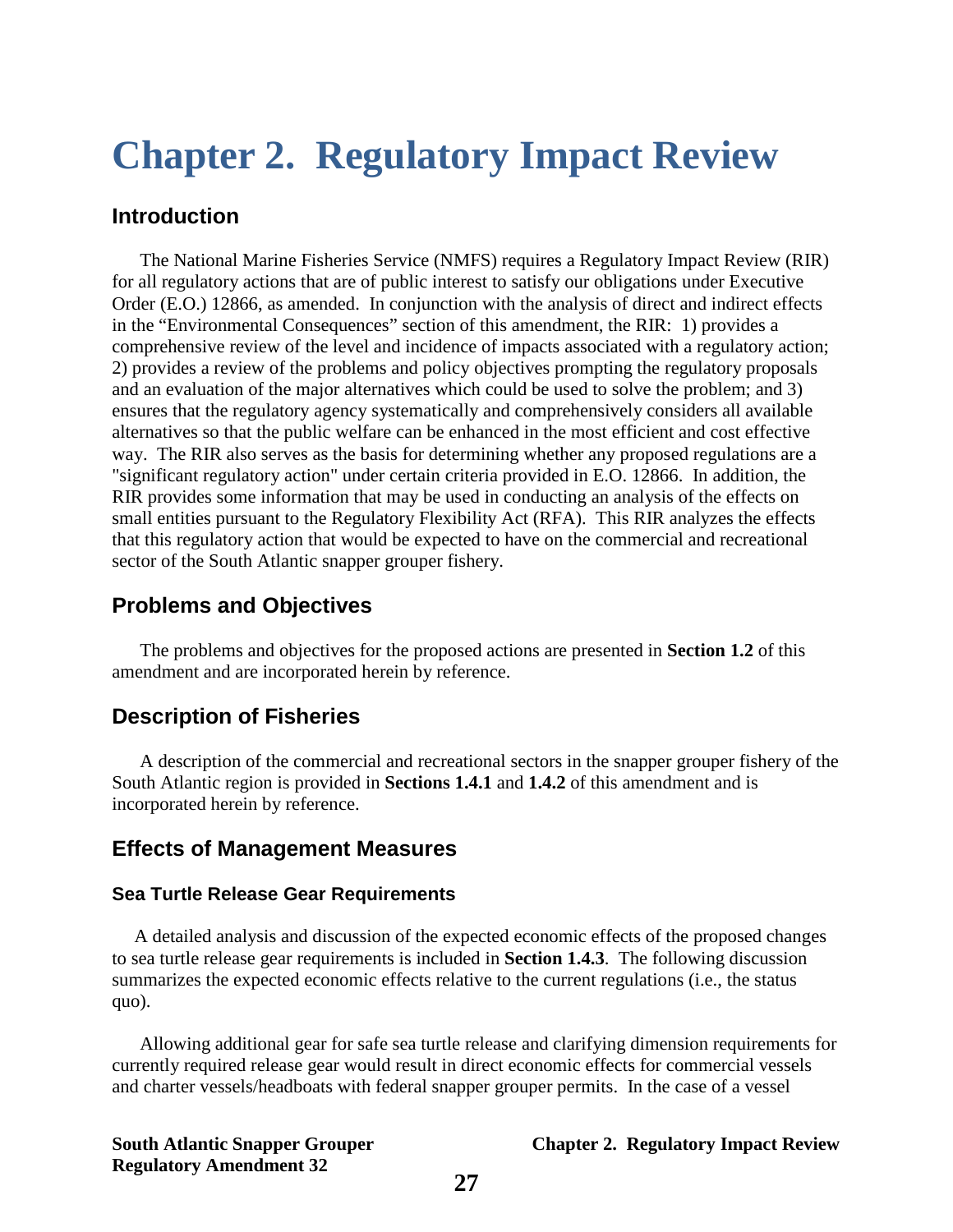# Chapter 2. Regulatory Impact Review

## Introduction

The National Marine Fisheries Service (NMFS) requires a Regulatory Impact Review (RIR) for all regulatory actions that are of public interest to satisfy our obligations under Executive Order (E.O.) 12866, as amended. In conjunction with the analysis of direct and indirect effects in the "Environmental Consequences" section of this amendment, the RIR: 1) provides a comprehensive review of the level and incidence of impacts associated with a regulatory action; 2) provides a review of the problems and policy objectives prompting the regulatory proposals and an evaluation of the major alternatives which could be used to solve the problem; and 3) ensures that the regulatory agency systematically and comprehensively considers all available alternatives so that the public welfare can be enhanced in the most efficient and cost effective way. The RIR also serves as the basis for determining whether any proposed regulations are a "significant regulatory action" under certain criteria provided in E.O. 12866. In addition, the RIR provides some information that may be used in conducting an analysis of the effects on small entities pursuant to the Regulatory Flexibility Act (RFA). This RIR analyzes the effects that this regulatory action that would be expected to have on the commercial and recreational sector of the South Atlantic snapper grouper fishery.

## Problems and Objectives

The problems and objectives for the proposed actions are presented in **Section 1.2** of this amendment and are incorporated herein by reference.

## Description of Fisheries

A description of the commercial and recreational sectors in the snapper grouper fishery of the South Atlantic region is provided in **Sections 1.4.1** and **1.4.2** of this amendment and is incorporated herein by reference.

## Effects of Management Measures

### Sea Turtle Release Gear Requirements

A detailed analysis and discussion of the expected economic effects of the proposed changes to sea turtle release gear requirements is included in **Section 1.4.3**. The following discussion summarizes the expected economic effects relative to the current regulations (i.e., the status quo).

Allowing additional gear for safe sea turtle release and clarifying dimension requirements for currently required release gear would result in direct economic effects for commercial vessels and charter vessels/headboats with federal snapper grouper permits. In the case of a vessel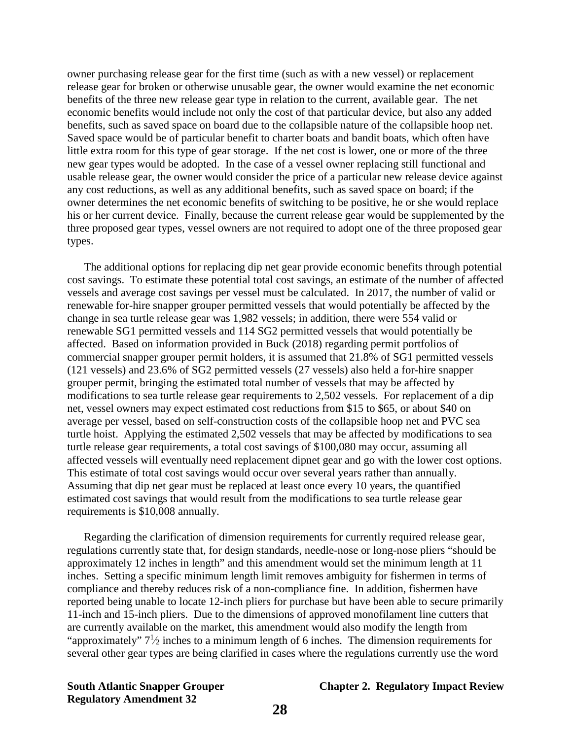owner purchasing release gear for the first time (such as with a new vessel) or replacement release gear for broken or otherwise unusable gear, the owner would examine the net economic benefits of the three new release gear type in relation to the current, available gear. The net economic benefits would include not only the cost of that particular device, but also any added benefits, such as saved space on board due to the collapsible nature of the collapsible hoop net. Saved space would be of particular benefit to charter boats and bandit boats, which often have little extra room for this type of gear storage. If the net cost is lower, one or more of the three new gear types would be adopted. In the case of a vessel owner replacing still functional and usable release gear, the owner would consider the price of a particular new release device against any cost reductions, as well as any additional benefits, such as saved space on board; if the owner determines the net economic benefits of switching to be positive, he or she would replace his or her current device. Finally, because the current release gear would be supplemented by the three proposed gear types, vessel owners are not required to adopt one of the three proposed gear types.

The additional options for replacing dip net gear provide economic benefits through potential cost savings. To estimate these potential total cost savings, an estimate of the number of affected vessels and average cost savings per vessel must be calculated. In 2017, the number of valid or renewable for-hire snapper grouper permitted vessels that would potentially be affected by the change in sea turtle release gear was 1,982 vessels; in addition, there were 554 valid or renewable SG1 permitted vessels and 114 SG2 permitted vessels that would potentially be affected. Based on information provided in Buck (2018) regarding permit portfolios of commercial snapper grouper permit holders, it is assumed that 21.8% of SG1 permitted vessels (121 vessels) and 23.6% of SG2 permitted vessels (27 vessels) also held a for-hire snapper grouper permit, bringing the estimated total number of vessels that may be affected by modifications to sea turtle release gear requirements to 2,502 vessels. For replacement of a dip net, vessel owners may expect estimated cost reductions from $15 to $65, or about $40 on average per vessel, based on self-construction costs of the collapsible hoop net and PVC sea turtle hoist. Applying the estimated 2,502 vessels that may be affected by modifications to sea turtle release gear requirements, a total cost savings of $100,080 may occur, assuming all affected vessels will eventually need replacement dipnet gear and go with the lower cost options. This estimate of total cost savings would occur over several years rather than annually. Assuming that dip net gear must be replaced at least once every 10 years, the quantified estimated cost savings that would result from the modifications to sea turtle release gear requirements is $10,008 annually.

Regarding the clarification of dimension requirements for currently required release gear, regulations currently state that, for design standards, needle-nose or long-nose pliers “should be approximately 12 inches in length” and this amendment would set the minimum length at 11 inches. Setting a specific minimum length limit removes ambiguity for fishermen in terms of compliance and thereby reduces risk of a non-compliance fine. In addition, fishermen have reported being unable to locate 12-inch pliers for purchase but have been able to secure primarily 11-inch and 15-inch pliers. Due to the dimensions of approved monofilament line cutters that are currently available on the market, this amendment would also modify the length from “approximately” 7½ inches to a minimum length of 6 inches. The dimension requirements for several other gear types are being clarified in cases where the regulations currently use the word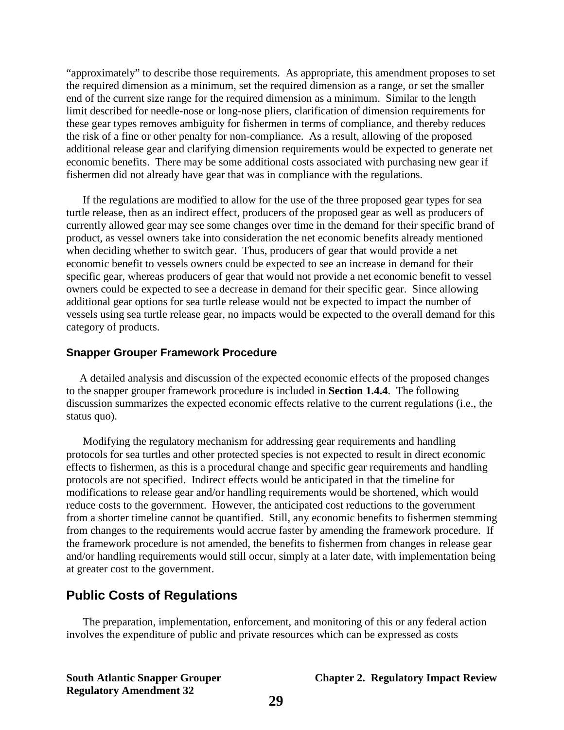"approximately" to describe those requirements. As appropriate, this amendment proposes to set the required dimension as a minimum, set the required dimension as a range, or set the smaller end of the current size range for the required dimension as a minimum. Similar to the length limit described for needle-nose or long-nose pliers, clarification of dimension requirements for these gear types removes ambiguity for fishermen in terms of compliance, and thereby reduces the risk of a fine or other penalty for non-compliance. As a result, allowing of the proposed additional release gear and clarifying dimension requirements would be expected to generate net economic benefits. There may be some additional costs associated with purchasing new gear if fishermen did not already have gear that was in compliance with the regulations.

If the regulations are modified to allow for the use of the three proposed gear types for sea turtle release, then as an indirect effect, producers of the proposed gear as well as producers of currently allowed gear may see some changes over time in the demand for their specific brand of product, as vessel owners take into consideration the net economic benefits already mentioned when deciding whether to switch gear. Thus, producers of gear that would provide a net economic benefit to vessels owners could be expected to see an increase in demand for their specific gear, whereas producers of gear that would not provide a net economic benefit to vessel owners could be expected to see a decrease in demand for their specific gear. Since allowing additional gear options for sea turtle release would not be expected to impact the number of vessels using sea turtle release gear, no impacts would be expected to the overall demand for this category of products.

### Snapper Grouper Framework Procedure

A detailed analysis and discussion of the expected economic effects of the proposed changes to the snapper grouper framework procedure is included in **Section 1.4.4**. The following discussion summarizes the expected economic effects relative to the current regulations (i.e., the status quo).

Modifying the regulatory mechanism for addressing gear requirements and handling protocols for sea turtles and other protected species is not expected to result in direct economic effects to fishermen, as this is a procedural change and specific gear requirements and handling protocols are not specified. Indirect effects would be anticipated in that the timeline for modifications to release gear and/or handling requirements would be shortened, which would reduce costs to the government. However, the anticipated cost reductions to the government from a shorter timeline cannot be quantified. Still, any economic benefits to fishermen stemming from changes to the requirements would accrue faster by amending the framework procedure. If the framework procedure is not amended, the benefits to fishermen from changes in release gear and/or handling requirements would still occur, simply at a later date, with implementation being at greater cost to the government.

## Public Costs of Regulations

The preparation, implementation, enforcement, and monitoring of this or any federal action involves the expenditure of public and private resources which can be expressed as costs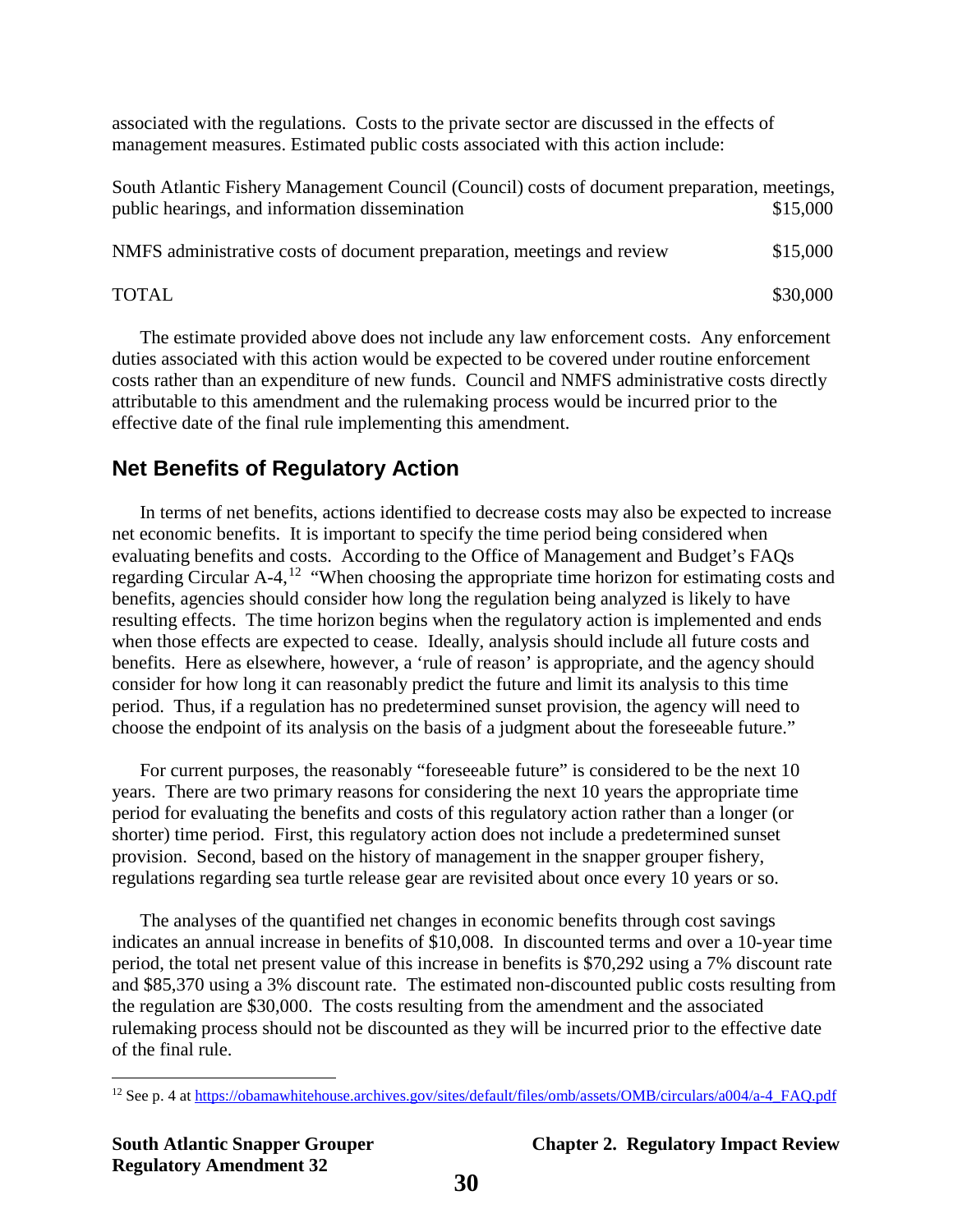associated with the regulations. Costs to the private sector are discussed in the effects of management measures. Estimated public costs associated with this action include:

| | |
|---|---|
| South Atlantic Fishery Management Council (Council) costs of document preparation, meetings, public hearings, and information dissemination | $15,000 |
| NMFS administrative costs of document preparation, meetings and review | $15,000 |
| TOTAL | $30,000 |

The estimate provided above does not include any law enforcement costs. Any enforcement duties associated with this action would be expected to be covered under routine enforcement costs rather than an expenditure of new funds. Council and NMFS administrative costs directly attributable to this amendment and the rulemaking process would be incurred prior to the effective date of the final rule implementing this amendment.

## Net Benefits of Regulatory Action

In terms of net benefits, actions identified to decrease costs may also be expected to increase net economic benefits. It is important to specify the time period being considered when evaluating benefits and costs. According to the Office of Management and Budget's FAQs regarding Circular A-4,[12] "When choosing the appropriate time horizon for estimating costs and benefits, agencies should consider how long the regulation being analyzed is likely to have resulting effects. The time horizon begins when the regulatory action is implemented and ends when those effects are expected to cease. Ideally, analysis should include all future costs and benefits. Here as elsewhere, however, a 'rule of reason' is appropriate, and the agency should consider for how long it can reasonably predict the future and limit its analysis to this time period. Thus, if a regulation has no predetermined sunset provision, the agency will need to choose the endpoint of its analysis on the basis of a judgment about the foreseeable future."

For current purposes, the reasonably "foreseeable future" is considered to be the next 10 years. There are two primary reasons for considering the next 10 years the appropriate time period for evaluating the benefits and costs of this regulatory action rather than a longer (or shorter) time period. First, this regulatory action does not include a predetermined sunset provision. Second, based on the history of management in the snapper grouper fishery, regulations regarding sea turtle release gear are revisited about once every 10 years or so.

The analyses of the quantified net changes in economic benefits through cost savings indicates an annual increase in benefits of $10,008. In discounted terms and over a 10-year time period, the total net present value of this increase in benefits is $70,292 using a 7% discount rate and $85,370 using a 3% discount rate. The estimated non-discounted public costs resulting from the regulation are $30,000. The costs resulting from the amendment and the associated rulemaking process should not be discounted as they will be incurred prior to the effective date of the final rule.

[12] See p. 4 at https://obamawhitehouse.archives.gov/sites/default/files/omb/assets/OMB/circulars/a004/a-4_FAQ.pdf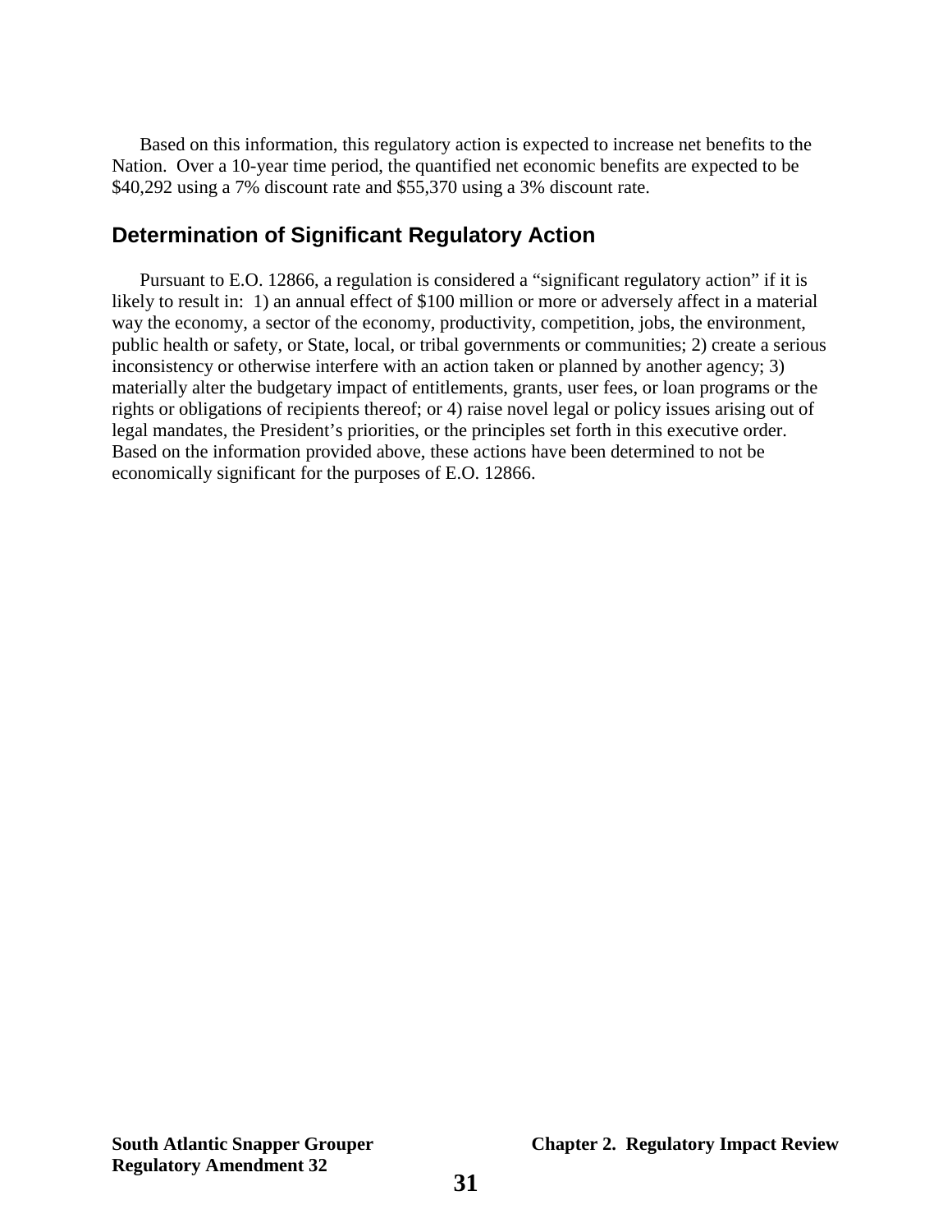Based on this information, this regulatory action is expected to increase net benefits to the Nation. Over a 10-year time period, the quantified net economic benefits are expected to be $40,292 using a 7% discount rate and $55,370 using a 3% discount rate.

## Determination of Significant Regulatory Action

Pursuant to E.O. 12866, a regulation is considered a "significant regulatory action" if it is likely to result in: 1) an annual effect of $100 million or more or adversely affect in a material way the economy, a sector of the economy, productivity, competition, jobs, the environment, public health or safety, or State, local, or tribal governments or communities; 2) create a serious inconsistency or otherwise interfere with an action taken or planned by another agency; 3) materially alter the budgetary impact of entitlements, grants, user fees, or loan programs or the rights or obligations of recipients thereof; or 4) raise novel legal or policy issues arising out of legal mandates, the President's priorities, or the principles set forth in this executive order. Based on the information provided above, these actions have been determined to not be economically significant for the purposes of E.O. 12866.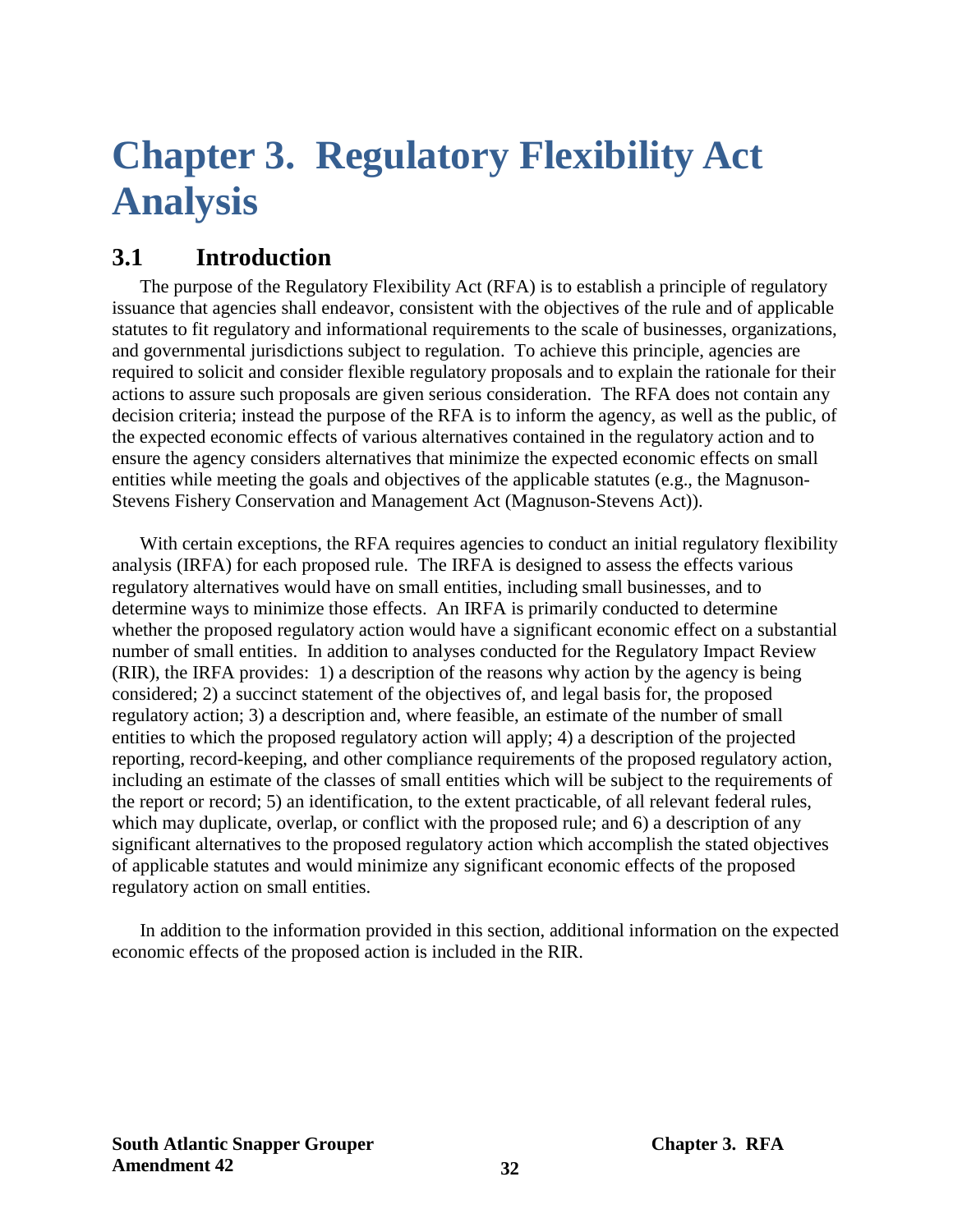# Chapter 3. Regulatory Flexibility Act Analysis

## 3.1 Introduction

The purpose of the Regulatory Flexibility Act (RFA) is to establish a principle of regulatory issuance that agencies shall endeavor, consistent with the objectives of the rule and of applicable statutes to fit regulatory and informational requirements to the scale of businesses, organizations, and governmental jurisdictions subject to regulation. To achieve this principle, agencies are required to solicit and consider flexible regulatory proposals and to explain the rationale for their actions to assure such proposals are given serious consideration. The RFA does not contain any decision criteria; instead the purpose of the RFA is to inform the agency, as well as the public, of the expected economic effects of various alternatives contained in the regulatory action and to ensure the agency considers alternatives that minimize the expected economic effects on small entities while meeting the goals and objectives of the applicable statutes (e.g., the Magnuson-Stevens Fishery Conservation and Management Act (Magnuson-Stevens Act)).

With certain exceptions, the RFA requires agencies to conduct an initial regulatory flexibility analysis (IRFA) for each proposed rule. The IRFA is designed to assess the effects various regulatory alternatives would have on small entities, including small businesses, and to determine ways to minimize those effects. An IRFA is primarily conducted to determine whether the proposed regulatory action would have a significant economic effect on a substantial number of small entities. In addition to analyses conducted for the Regulatory Impact Review (RIR), the IRFA provides: 1) a description of the reasons why action by the agency is being considered; 2) a succinct statement of the objectives of, and legal basis for, the proposed regulatory action; 3) a description and, where feasible, an estimate of the number of small entities to which the proposed regulatory action will apply; 4) a description of the projected reporting, record-keeping, and other compliance requirements of the proposed regulatory action, including an estimate of the classes of small entities which will be subject to the requirements of the report or record; 5) an identification, to the extent practicable, of all relevant federal rules, which may duplicate, overlap, or conflict with the proposed rule; and 6) a description of any significant alternatives to the proposed regulatory action which accomplish the stated objectives of applicable statutes and would minimize any significant economic effects of the proposed regulatory action on small entities.

In addition to the information provided in this section, additional information on the expected economic effects of the proposed action is included in the RIR.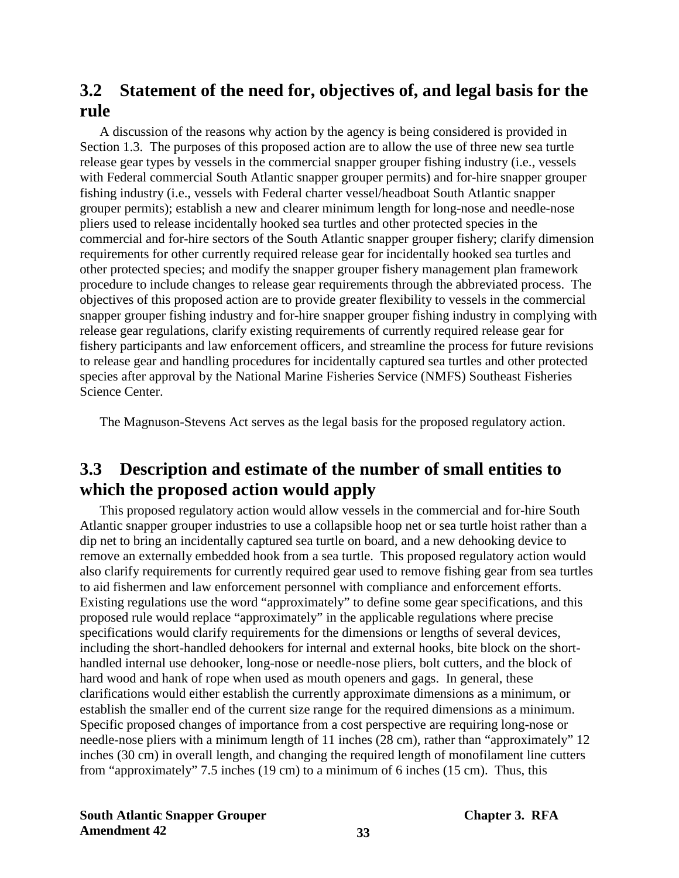## 3.2 Statement of the need for, objectives of, and legal basis for the rule

A discussion of the reasons why action by the agency is being considered is provided in Section 1.3. The purposes of this proposed action are to allow the use of three new sea turtle release gear types by vessels in the commercial snapper grouper fishing industry (i.e., vessels with Federal commercial South Atlantic snapper grouper permits) and for-hire snapper grouper fishing industry (i.e., vessels with Federal charter vessel/headboat South Atlantic snapper grouper permits); establish a new and clearer minimum length for long-nose and needle-nose pliers used to release incidentally hooked sea turtles and other protected species in the commercial and for-hire sectors of the South Atlantic snapper grouper fishery; clarify dimension requirements for other currently required release gear for incidentally hooked sea turtles and other protected species; and modify the snapper grouper fishery management plan framework procedure to include changes to release gear requirements through the abbreviated process. The objectives of this proposed action are to provide greater flexibility to vessels in the commercial snapper grouper fishing industry and for-hire snapper grouper fishing industry in complying with release gear regulations, clarify existing requirements of currently required release gear for fishery participants and law enforcement officers, and streamline the process for future revisions to release gear and handling procedures for incidentally captured sea turtles and other protected species after approval by the National Marine Fisheries Service (NMFS) Southeast Fisheries Science Center.

The Magnuson-Stevens Act serves as the legal basis for the proposed regulatory action.

## 3.3 Description and estimate of the number of small entities to which the proposed action would apply

This proposed regulatory action would allow vessels in the commercial and for-hire South Atlantic snapper grouper industries to use a collapsible hoop net or sea turtle hoist rather than a dip net to bring an incidentally captured sea turtle on board, and a new dehooking device to remove an externally embedded hook from a sea turtle. This proposed regulatory action would also clarify requirements for currently required gear used to remove fishing gear from sea turtles to aid fishermen and law enforcement personnel with compliance and enforcement efforts. Existing regulations use the word "approximately" to define some gear specifications, and this proposed rule would replace "approximately" in the applicable regulations where precise specifications would clarify requirements for the dimensions or lengths of several devices, including the short-handled dehookers for internal and external hooks, bite block on the short-handled internal use dehooker, long-nose or needle-nose pliers, bolt cutters, and the block of hard wood and hank of rope when used as mouth openers and gags. In general, these clarifications would either establish the currently approximate dimensions as a minimum, or establish the smaller end of the current size range for the required dimensions as a minimum. Specific proposed changes of importance from a cost perspective are requiring long-nose or needle-nose pliers with a minimum length of 11 inches (28 cm), rather than "approximately" 12 inches (30 cm) in overall length, and changing the required length of monofilament line cutters from "approximately" 7.5 inches (19 cm) to a minimum of 6 inches (15 cm). Thus, this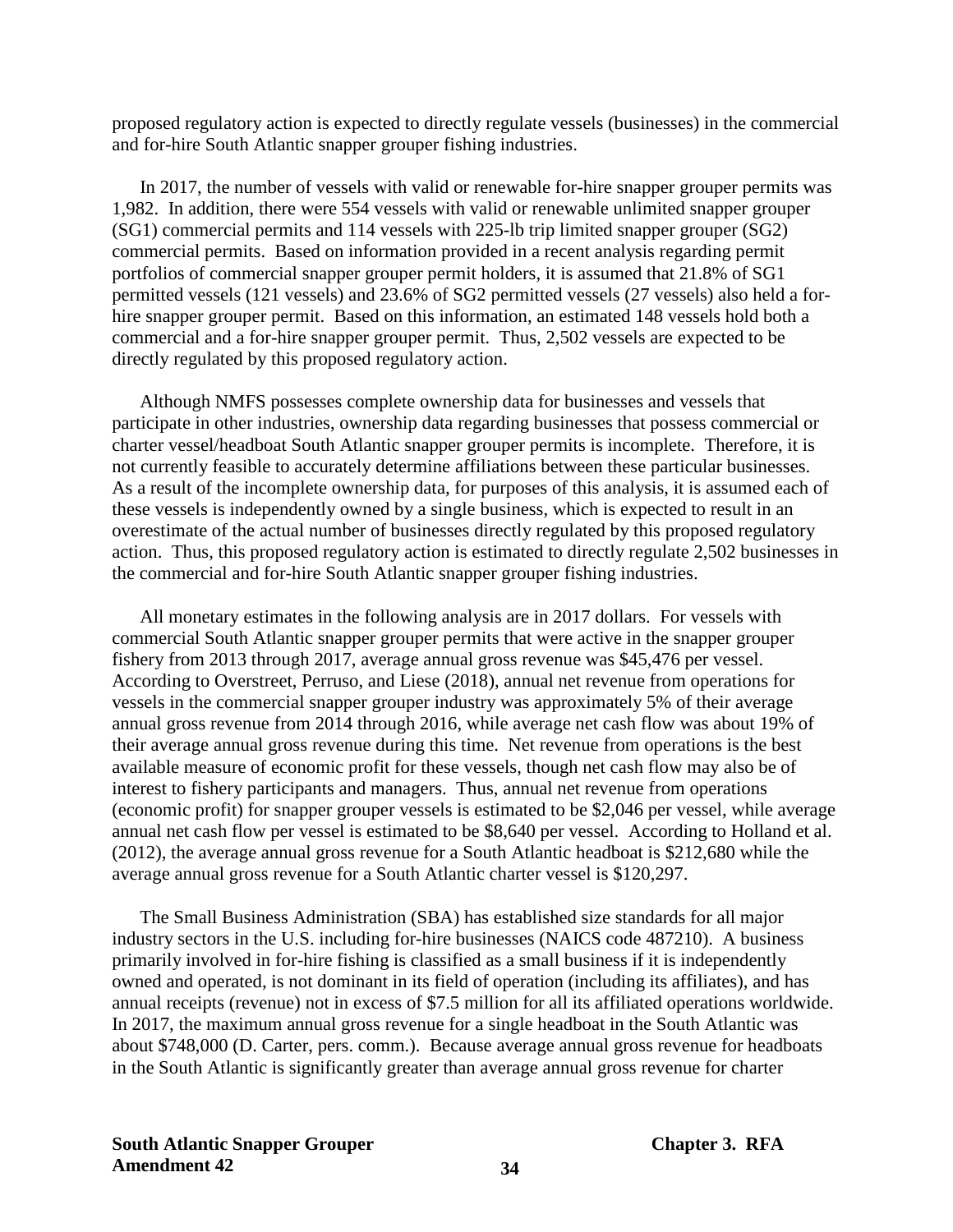proposed regulatory action is expected to directly regulate vessels (businesses) in the commercial and for-hire South Atlantic snapper grouper fishing industries.

In 2017, the number of vessels with valid or renewable for-hire snapper grouper permits was 1,982. In addition, there were 554 vessels with valid or renewable unlimited snapper grouper (SG1) commercial permits and 114 vessels with 225-lb trip limited snapper grouper (SG2) commercial permits. Based on information provided in a recent analysis regarding permit portfolios of commercial snapper grouper permit holders, it is assumed that 21.8% of SG1 permitted vessels (121 vessels) and 23.6% of SG2 permitted vessels (27 vessels) also held a for-hire snapper grouper permit. Based on this information, an estimated 148 vessels hold both a commercial and a for-hire snapper grouper permit. Thus, 2,502 vessels are expected to be directly regulated by this proposed regulatory action.

Although NMFS possesses complete ownership data for businesses and vessels that participate in other industries, ownership data regarding businesses that possess commercial or charter vessel/headboat South Atlantic snapper grouper permits is incomplete. Therefore, it is not currently feasible to accurately determine affiliations between these particular businesses. As a result of the incomplete ownership data, for purposes of this analysis, it is assumed each of these vessels is independently owned by a single business, which is expected to result in an overestimate of the actual number of businesses directly regulated by this proposed regulatory action. Thus, this proposed regulatory action is estimated to directly regulate 2,502 businesses in the commercial and for-hire South Atlantic snapper grouper fishing industries.

All monetary estimates in the following analysis are in 2017 dollars. For vessels with commercial South Atlantic snapper grouper permits that were active in the snapper grouper fishery from 2013 through 2017, average annual gross revenue was $45,476 per vessel. According to Overstreet, Perruso, and Liese (2018), annual net revenue from operations for vessels in the commercial snapper grouper industry was approximately 5% of their average annual gross revenue from 2014 through 2016, while average net cash flow was about 19% of their average annual gross revenue during this time. Net revenue from operations is the best available measure of economic profit for these vessels, though net cash flow may also be of interest to fishery participants and managers. Thus, annual net revenue from operations (economic profit) for snapper grouper vessels is estimated to be $2,046 per vessel, while average annual net cash flow per vessel is estimated to be $8,640 per vessel. According to Holland et al. (2012), the average annual gross revenue for a South Atlantic headboat is $212,680 while the average annual gross revenue for a South Atlantic charter vessel is $120,297.

The Small Business Administration (SBA) has established size standards for all major industry sectors in the U.S. including for-hire businesses (NAICS code 487210). A business primarily involved in for-hire fishing is classified as a small business if it is independently owned and operated, is not dominant in its field of operation (including its affiliates), and has annual receipts (revenue) not in excess of $7.5 million for all its affiliated operations worldwide. In 2017, the maximum annual gross revenue for a single headboat in the South Atlantic was about $748,000 (D. Carter, pers. comm.). Because average annual gross revenue for headboats in the South Atlantic is significantly greater than average annual gross revenue for charter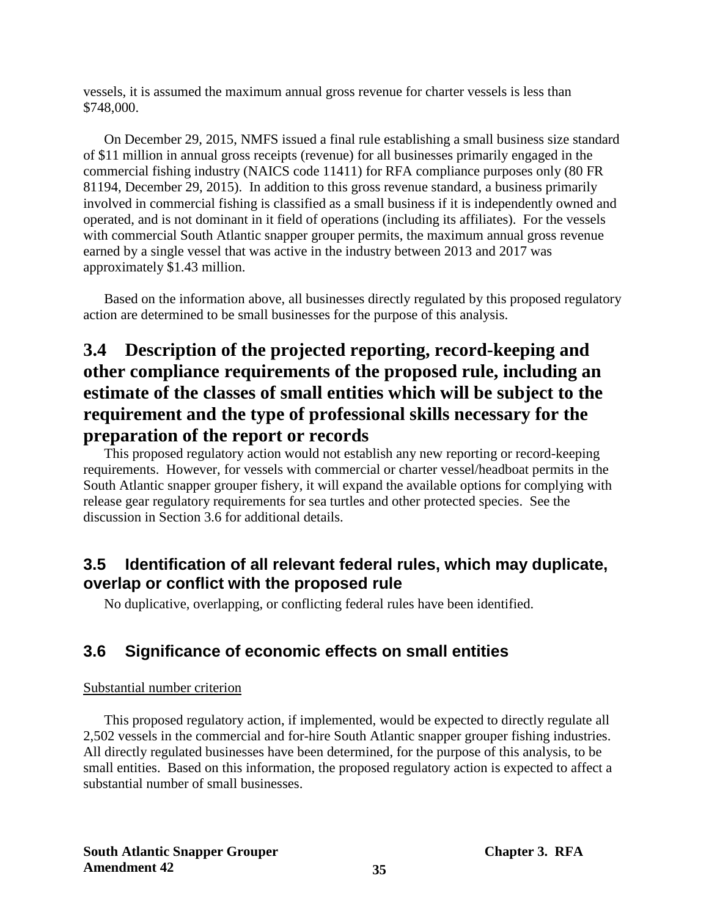vessels, it is assumed the maximum annual gross revenue for charter vessels is less than $748,000.

On December 29, 2015, NMFS issued a final rule establishing a small business size standard of $11 million in annual gross receipts (revenue) for all businesses primarily engaged in the commercial fishing industry (NAICS code 11411) for RFA compliance purposes only (80 FR 81194, December 29, 2015). In addition to this gross revenue standard, a business primarily involved in commercial fishing is classified as a small business if it is independently owned and operated, and is not dominant in it field of operations (including its affiliates). For the vessels with commercial South Atlantic snapper grouper permits, the maximum annual gross revenue earned by a single vessel that was active in the industry between 2013 and 2017 was approximately $1.43 million.

Based on the information above, all businesses directly regulated by this proposed regulatory action are determined to be small businesses for the purpose of this analysis.

## 3.4 Description of the projected reporting, record-keeping and other compliance requirements of the proposed rule, including an estimate of the classes of small entities which will be subject to the requirement and the type of professional skills necessary for the preparation of the report or records

This proposed regulatory action would not establish any new reporting or record-keeping requirements. However, for vessels with commercial or charter vessel/headboat permits in the South Atlantic snapper grouper fishery, it will expand the available options for complying with release gear regulatory requirements for sea turtles and other protected species. See the discussion in Section 3.6 for additional details.

## 3.5 Identification of all relevant federal rules, which may duplicate, overlap or conflict with the proposed rule

No duplicative, overlapping, or conflicting federal rules have been identified.

## 3.6 Significance of economic effects on small entities

Substantial number criterion

This proposed regulatory action, if implemented, would be expected to directly regulate all 2,502 vessels in the commercial and for-hire South Atlantic snapper grouper fishing industries. All directly regulated businesses have been determined, for the purpose of this analysis, to be small entities. Based on this information, the proposed regulatory action is expected to affect a substantial number of small businesses.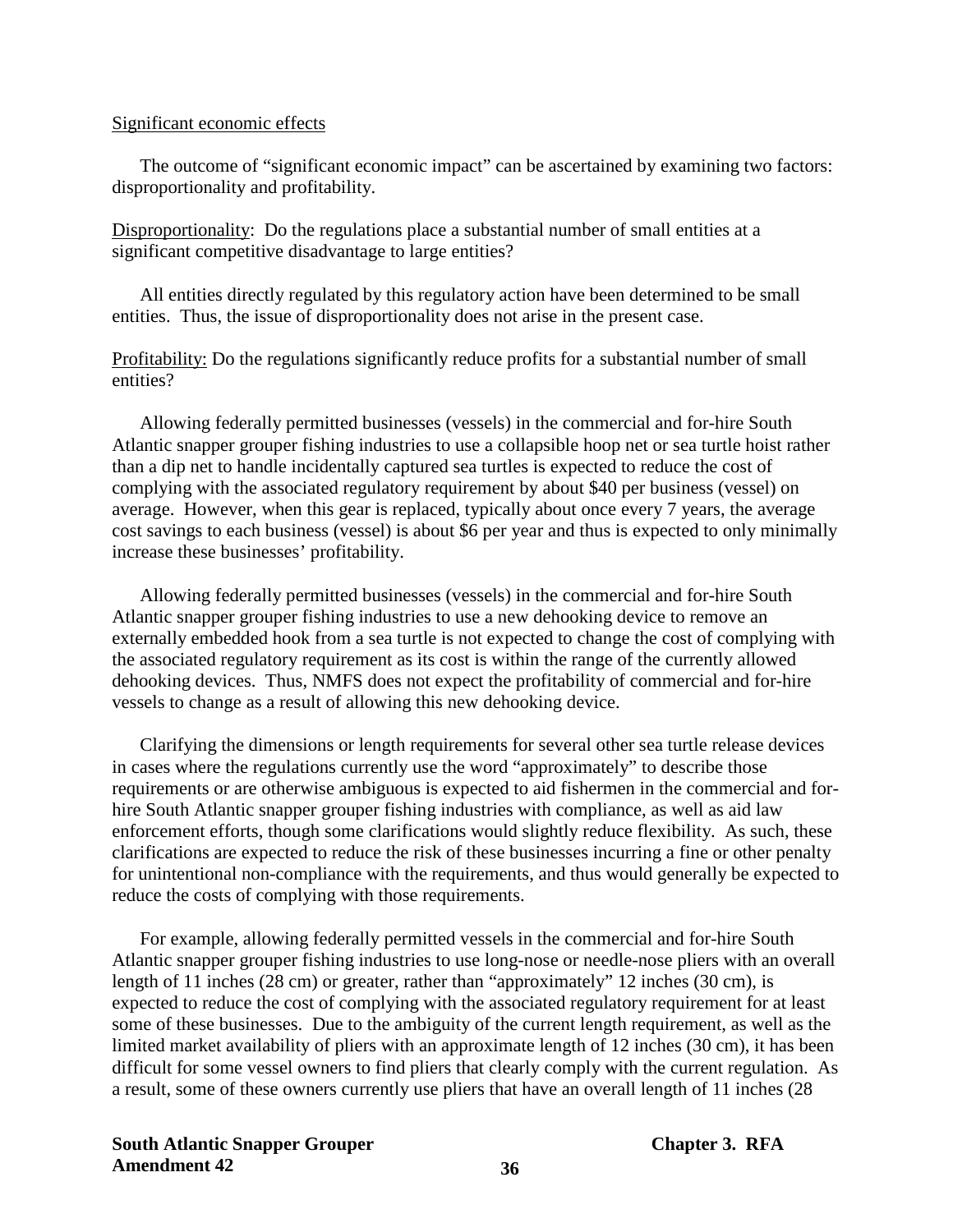Significant economic effects

The outcome of "significant economic impact" can be ascertained by examining two factors: disproportionality and profitability.

Disproportionality: Do the regulations place a substantial number of small entities at a significant competitive disadvantage to large entities?

All entities directly regulated by this regulatory action have been determined to be small entities. Thus, the issue of disproportionality does not arise in the present case.

Profitability: Do the regulations significantly reduce profits for a substantial number of small entities?

Allowing federally permitted businesses (vessels) in the commercial and for-hire South Atlantic snapper grouper fishing industries to use a collapsible hoop net or sea turtle hoist rather than a dip net to handle incidentally captured sea turtles is expected to reduce the cost of complying with the associated regulatory requirement by about $40 per business (vessel) on average. However, when this gear is replaced, typically about once every 7 years, the average cost savings to each business (vessel) is about $6 per year and thus is expected to only minimally increase these businesses' profitability.

Allowing federally permitted businesses (vessels) in the commercial and for-hire South Atlantic snapper grouper fishing industries to use a new dehooking device to remove an externally embedded hook from a sea turtle is not expected to change the cost of complying with the associated regulatory requirement as its cost is within the range of the currently allowed dehooking devices. Thus, NMFS does not expect the profitability of commercial and for-hire vessels to change as a result of allowing this new dehooking device.

Clarifying the dimensions or length requirements for several other sea turtle release devices in cases where the regulations currently use the word "approximately" to describe those requirements or are otherwise ambiguous is expected to aid fishermen in the commercial and for-hire South Atlantic snapper grouper fishing industries with compliance, as well as aid law enforcement efforts, though some clarifications would slightly reduce flexibility. As such, these clarifications are expected to reduce the risk of these businesses incurring a fine or other penalty for unintentional non-compliance with the requirements, and thus would generally be expected to reduce the costs of complying with those requirements.

For example, allowing federally permitted vessels in the commercial and for-hire South Atlantic snapper grouper fishing industries to use long-nose or needle-nose pliers with an overall length of 11 inches (28 cm) or greater, rather than "approximately" 12 inches (30 cm), is expected to reduce the cost of complying with the associated regulatory requirement for at least some of these businesses. Due to the ambiguity of the current length requirement, as well as the limited market availability of pliers with an approximate length of 12 inches (30 cm), it has been difficult for some vessel owners to find pliers that clearly comply with the current regulation. As a result, some of these owners currently use pliers that have an overall length of 11 inches (28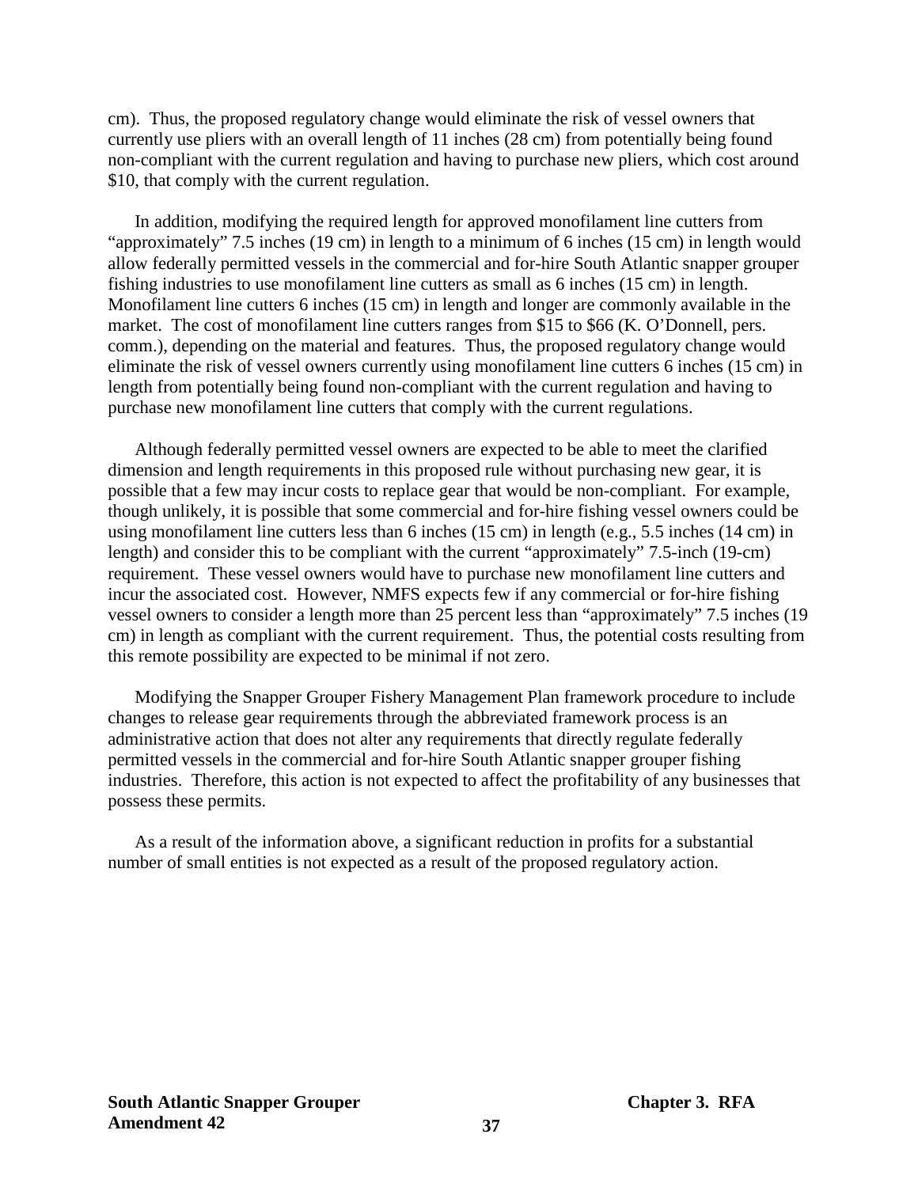cm). Thus, the proposed regulatory change would eliminate the risk of vessel owners that currently use pliers with an overall length of 11 inches (28 cm) from potentially being found non-compliant with the current regulation and having to purchase new pliers, which cost around $10, that comply with the current regulation.

In addition, modifying the required length for approved monofilament line cutters from "approximately" 7.5 inches (19 cm) in length to a minimum of 6 inches (15 cm) in length would allow federally permitted vessels in the commercial and for-hire South Atlantic snapper grouper fishing industries to use monofilament line cutters as small as 6 inches (15 cm) in length. Monofilament line cutters 6 inches (15 cm) in length and longer are commonly available in the market. The cost of monofilament line cutters ranges from $15 to $66 (K. O'Donnell, pers. comm.), depending on the material and features. Thus, the proposed regulatory change would eliminate the risk of vessel owners currently using monofilament line cutters 6 inches (15 cm) in length from potentially being found non-compliant with the current regulation and having to purchase new monofilament line cutters that comply with the current regulations.

Although federally permitted vessel owners are expected to be able to meet the clarified dimension and length requirements in this proposed rule without purchasing new gear, it is possible that a few may incur costs to replace gear that would be non-compliant. For example, though unlikely, it is possible that some commercial and for-hire fishing vessel owners could be using monofilament line cutters less than 6 inches (15 cm) in length (e.g., 5.5 inches (14 cm) in length) and consider this to be compliant with the current "approximately" 7.5-inch (19-cm) requirement. These vessel owners would have to purchase new monofilament line cutters and incur the associated cost. However, NMFS expects few if any commercial or for-hire fishing vessel owners to consider a length more than 25 percent less than "approximately" 7.5 inches (19 cm) in length as compliant with the current requirement. Thus, the potential costs resulting from this remote possibility are expected to be minimal if not zero.

Modifying the Snapper Grouper Fishery Management Plan framework procedure to include changes to release gear requirements through the abbreviated framework process is an administrative action that does not alter any requirements that directly regulate federally permitted vessels in the commercial and for-hire South Atlantic snapper grouper fishing industries. Therefore, this action is not expected to affect the profitability of any businesses that possess these permits.

As a result of the information above, a significant reduction in profits for a substantial number of small entities is not expected as a result of the proposed regulatory action.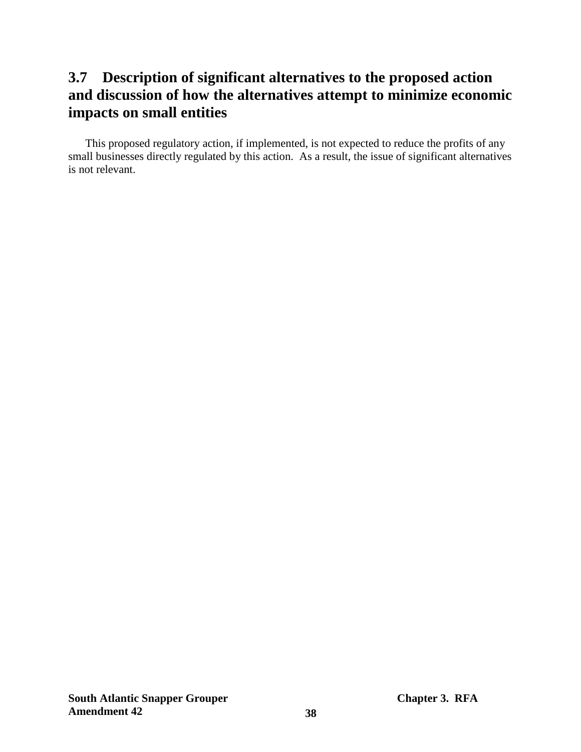## 3.7 Description of significant alternatives to the proposed action and discussion of how the alternatives attempt to minimize economic impacts on small entities

This proposed regulatory action, if implemented, is not expected to reduce the profits of any small businesses directly regulated by this action. As a result, the issue of significant alternatives is not relevant.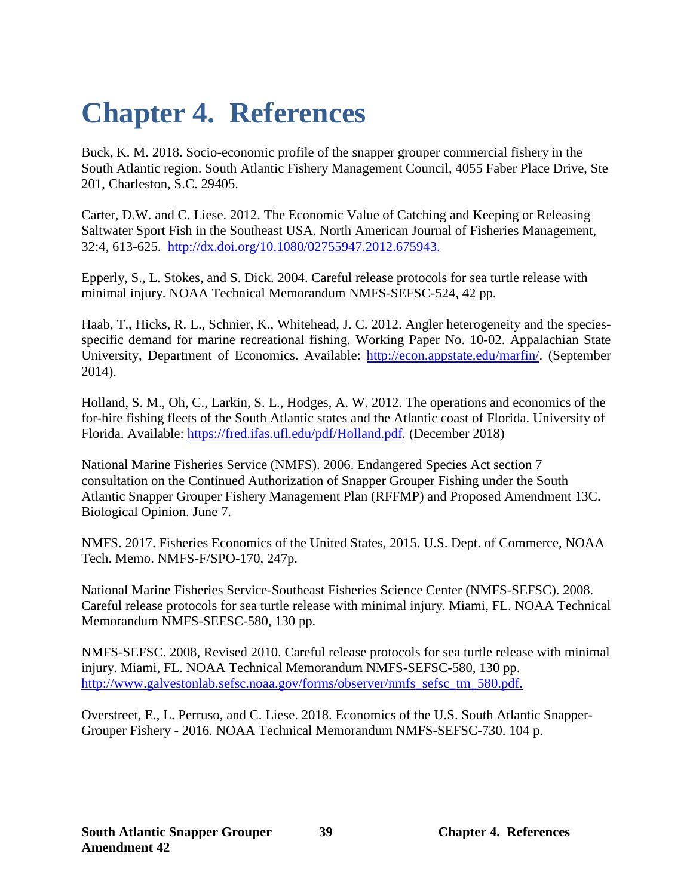# Chapter 4. References

Buck, K. M. 2018. Socio-economic profile of the snapper grouper commercial fishery in the South Atlantic region. South Atlantic Fishery Management Council, 4055 Faber Place Drive, Ste 201, Charleston, S.C. 29405.

Carter, D.W. and C. Liese. 2012. The Economic Value of Catching and Keeping or Releasing Saltwater Sport Fish in the Southeast USA. North American Journal of Fisheries Management, 32:4, 613-625. http://dx.doi.org/10.1080/02755947.2012.675943.

Epperly, S., L. Stokes, and S. Dick. 2004. Careful release protocols for sea turtle release with minimal injury. NOAA Technical Memorandum NMFS-SEFSC-524, 42 pp.

Haab, T., Hicks, R. L., Schnier, K., Whitehead, J. C. 2012. Angler heterogeneity and the species-specific demand for marine recreational fishing. Working Paper No. 10-02. Appalachian State University, Department of Economics. Available: http://econ.appstate.edu/marfin/. (September 2014).

Holland, S. M., Oh, C., Larkin, S. L., Hodges, A. W. 2012. The operations and economics of the for-hire fishing fleets of the South Atlantic states and the Atlantic coast of Florida. University of Florida. Available: https://fred.ifas.ufl.edu/pdf/Holland.pdf. (December 2018)

National Marine Fisheries Service (NMFS). 2006. Endangered Species Act section 7 consultation on the Continued Authorization of Snapper Grouper Fishing under the South Atlantic Snapper Grouper Fishery Management Plan (RFFMP) and Proposed Amendment 13C. Biological Opinion. June 7.

NMFS. 2017. Fisheries Economics of the United States, 2015. U.S. Dept. of Commerce, NOAA Tech. Memo. NMFS-F/SPO-170, 247p.

National Marine Fisheries Service-Southeast Fisheries Science Center (NMFS-SEFSC). 2008. Careful release protocols for sea turtle release with minimal injury. Miami, FL. NOAA Technical Memorandum NMFS-SEFSC-580, 130 pp.

NMFS-SEFSC. 2008, Revised 2010. Careful release protocols for sea turtle release with minimal injury. Miami, FL. NOAA Technical Memorandum NMFS-SEFSC-580, 130 pp. http://www.galvestonlab.sefsc.noaa.gov/forms/observer/nmfs_sefsc_tm_580.pdf.

Overstreet, E., L. Perruso, and C. Liese. 2018. Economics of the U.S. South Atlantic Snapper-Grouper Fishery - 2016. NOAA Technical Memorandum NMFS-SEFSC-730. 104 p.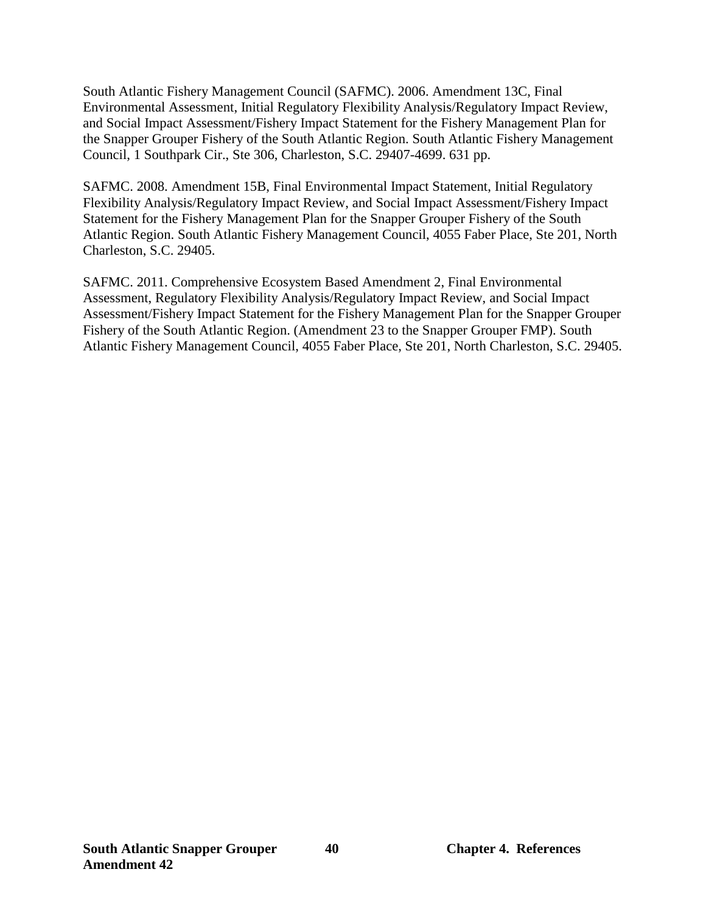South Atlantic Fishery Management Council (SAFMC). 2006. Amendment 13C, Final Environmental Assessment, Initial Regulatory Flexibility Analysis/Regulatory Impact Review, and Social Impact Assessment/Fishery Impact Statement for the Fishery Management Plan for the Snapper Grouper Fishery of the South Atlantic Region. South Atlantic Fishery Management Council, 1 Southpark Cir., Ste 306, Charleston, S.C. 29407-4699. 631 pp.

SAFMC. 2008. Amendment 15B, Final Environmental Impact Statement, Initial Regulatory Flexibility Analysis/Regulatory Impact Review, and Social Impact Assessment/Fishery Impact Statement for the Fishery Management Plan for the Snapper Grouper Fishery of the South Atlantic Region. South Atlantic Fishery Management Council, 4055 Faber Place, Ste 201, North Charleston, S.C. 29405.

SAFMC. 2011. Comprehensive Ecosystem Based Amendment 2, Final Environmental Assessment, Regulatory Flexibility Analysis/Regulatory Impact Review, and Social Impact Assessment/Fishery Impact Statement for the Fishery Management Plan for the Snapper Grouper Fishery of the South Atlantic Region. (Amendment 23 to the Snapper Grouper FMP). South Atlantic Fishery Management Council, 4055 Faber Place, Ste 201, North Charleston, S.C. 29405.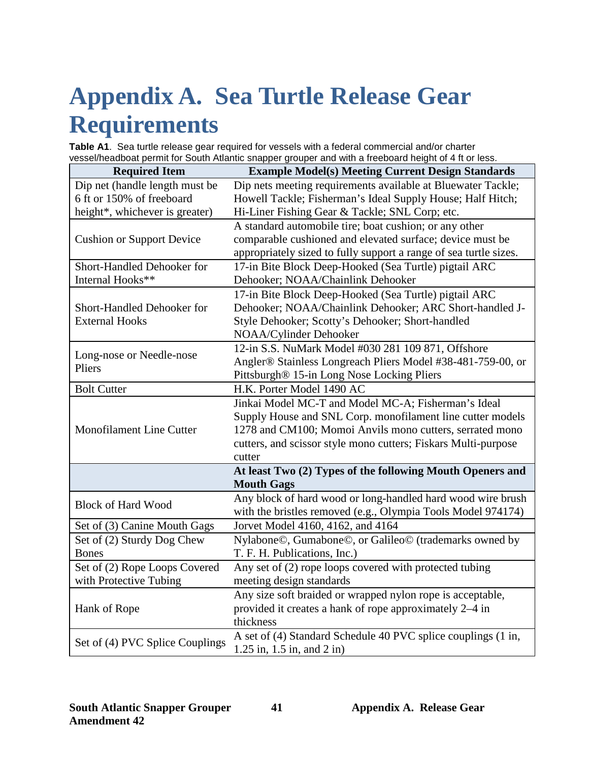# Appendix A. Sea Turtle Release Gear Requirements

**Table A1**. Sea turtle release gear required for vessels with a federal commercial and/or charter vessel/headboat permit for South Atlantic snapper grouper and with a freeboard height of 4 ft or less.

| Required Item | Example Model(s) Meeting Current Design Standards |
|---|---|
| Dip net (handle length must be 6 ft or 150% of freeboard height*, whichever is greater) | Dip nets meeting requirements available at Bluewater Tackle; Howell Tackle; Fisherman's Ideal Supply House; Half Hitch; Hi-Liner Fishing Gear & Tackle; SNL Corp; etc. |
| Cushion or Support Device | A standard automobile tire; boat cushion; or any other comparable cushioned and elevated surface; device must be appropriately sized to fully support a range of sea turtle sizes. |
| Short-Handled Dehooker for Internal Hooks** | 17-in Bite Block Deep-Hooked (Sea Turtle) pigtail ARC Dehooker; NOAA/Chainlink Dehooker |
| Short-Handled Dehooker for External Hooks | 17-in Bite Block Deep-Hooked (Sea Turtle) pigtail ARC Dehooker; NOAA/Chainlink Dehooker; ARC Short-handled J-Style Dehooker; Scotty's Dehooker; Short-handled NOAA/Cylinder Dehooker |
| Long-nose or Needle-nose Pliers | 12-in S.S. NuMark Model #030 281 109 871, Offshore Angler® Stainless Longreach Pliers Model #38-481-759-00, or Pittsburgh® 15-in Long Nose Locking Pliers |
| Bolt Cutter | H.K. Porter Model 1490 AC |
| Monofilament Line Cutter | Jinkai Model MC-T and Model MC-A; Fisherman's Ideal Supply House and SNL Corp. monofilament line cutter models 1278 and CM100; Momoi Anvils mono cutters, serrated mono cutters, and scissor style mono cutters; Fiskars Multi-purpose cutter |
| | **At least Two (2) Types of the following Mouth Openers and Mouth Gags** |
| Block of Hard Wood | Any block of hard wood or long-handled hard wood wire brush with the bristles removed (e.g., Olympia Tools Model 974174) |
| Set of (3) Canine Mouth Gags | Jorvet Model 4160, 4162, and 4164 |
| Set of (2) Sturdy Dog Chew Bones | Nylabone©, Gumabone©, or Galileo© (trademarks owned by T. F. H. Publications, Inc.) |
| Set of (2) Rope Loops Covered with Protective Tubing | Any set of (2) rope loops covered with protected tubing meeting design standards |
| Hank of Rope | Any size soft braided or wrapped nylon rope is acceptable, provided it creates a hank of rope approximately 2–4 in thickness |
| Set of (4) PVC Splice Couplings | A set of (4) Standard Schedule 40 PVC splice couplings (1 in, 1.25 in, 1.5 in, and 2 in) |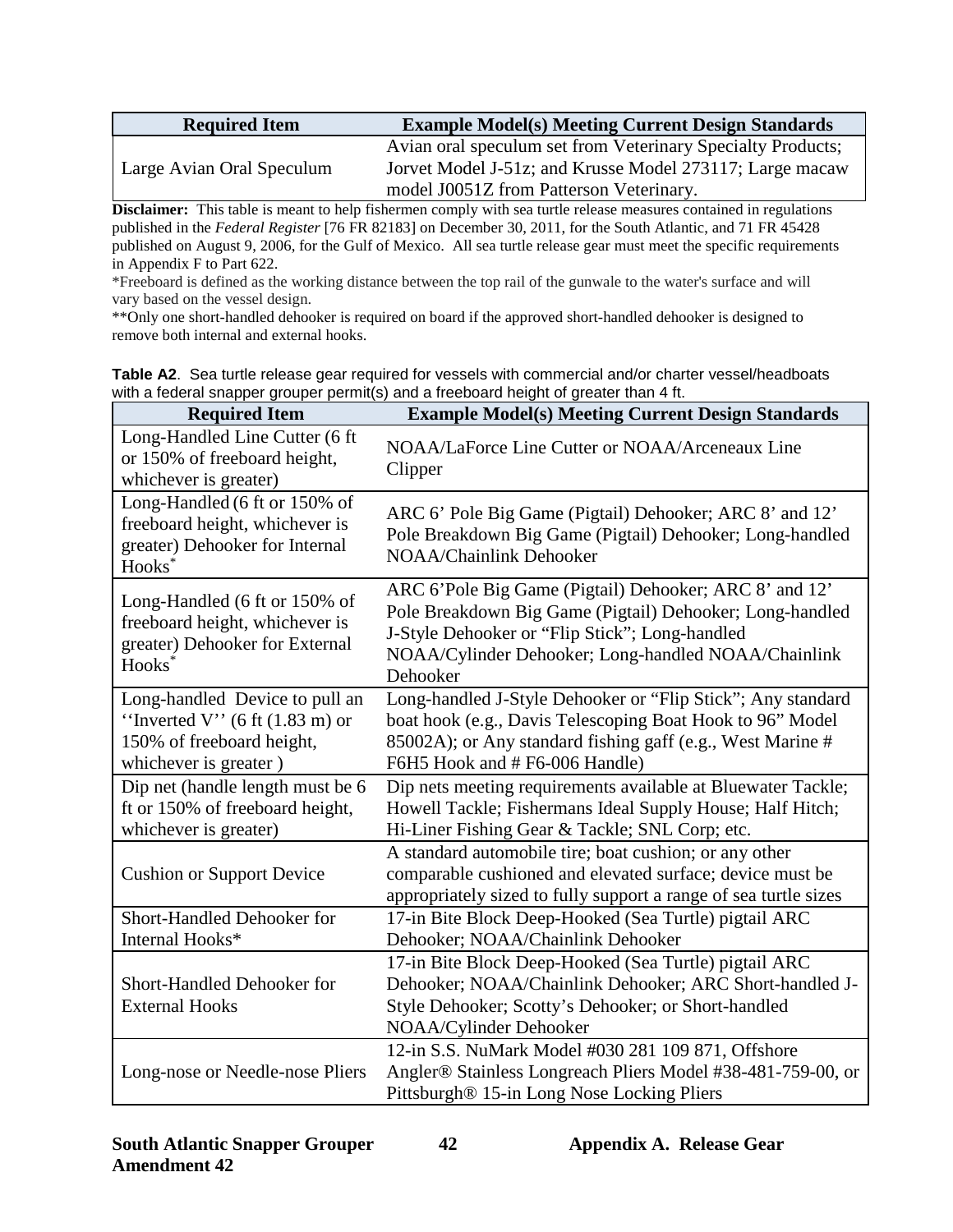| Required Item | Example Model(s) Meeting Current Design Standards |
|---|---|
| Large Avian Oral Speculum | Avian oral speculum set from Veterinary Specialty Products; Jorvet Model J-51z; and Krusse Model 273117; Large macaw model J0051Z from Patterson Veterinary. |

**Disclaimer:** This table is meant to help fishermen comply with sea turtle release measures contained in regulations published in the *Federal Register* [76 FR 82183] on December 30, 2011, for the South Atlantic, and 71 FR 45428 published on August 9, 2006, for the Gulf of Mexico. All sea turtle release gear must meet the specific requirements in Appendix F to Part 622.

*Freeboard is defined as the working distance between the top rail of the gunwale to the water's surface and will vary based on the vessel design.

**Only one short-handled dehooker is required on board if the approved short-handled dehooker is designed to remove both internal and external hooks.

**Table A2**. Sea turtle release gear required for vessels with commercial and/or charter vessel/headboats with a federal snapper grouper permit(s) and a freeboard height of greater than 4 ft.

| Required Item | Example Model(s) Meeting Current Design Standards |
|---|---|
| Long-Handled Line Cutter (6 ft or 150% of freeboard height, whichever is greater) | NOAA/LaForce Line Cutter or NOAA/Arceneaux Line Clipper |
| Long-Handled (6 ft or 150% of freeboard height, whichever is greater) Dehooker for Internal Hooks* | ARC 6' Pole Big Game (Pigtail) Dehooker; ARC 8' and 12' Pole Breakdown Big Game (Pigtail) Dehooker; Long-handled NOAA/Chainlink Dehooker |
| Long-Handled (6 ft or 150% of freeboard height, whichever is greater) Dehooker for External Hooks* | ARC 6'Pole Big Game (Pigtail) Dehooker; ARC 8' and 12' Pole Breakdown Big Game (Pigtail) Dehooker; Long-handled J-Style Dehooker or "Flip Stick"; Long-handled NOAA/Cylinder Dehooker; Long-handled NOAA/Chainlink Dehooker |
| Long-handled Device to pull an ''Inverted V'' (6 ft (1.83 m) or 150% of freeboard height, whichever is greater ) | Long-handled J-Style Dehooker or "Flip Stick"; Any standard boat hook (e.g., Davis Telescoping Boat Hook to 96" Model 85002A); or Any standard fishing gaff (e.g., West Marine # F6H5 Hook and # F6-006 Handle) |
| Dip net (handle length must be 6 ft or 150% of freeboard height, whichever is greater) | Dip nets meeting requirements available at Bluewater Tackle; Howell Tackle; Fishermans Ideal Supply House; Half Hitch; Hi-Liner Fishing Gear & Tackle; SNL Corp; etc. |
| Cushion or Support Device | A standard automobile tire; boat cushion; or any other comparable cushioned and elevated surface; device must be appropriately sized to fully support a range of sea turtle sizes |
| Short-Handled Dehooker for Internal Hooks* | 17-in Bite Block Deep-Hooked (Sea Turtle) pigtail ARC Dehooker; NOAA/Chainlink Dehooker |
| Short-Handled Dehooker for External Hooks | 17-in Bite Block Deep-Hooked (Sea Turtle) pigtail ARC Dehooker; NOAA/Chainlink Dehooker; ARC Short-handled J-Style Dehooker; Scotty's Dehooker; or Short-handled NOAA/Cylinder Dehooker |
| Long-nose or Needle-nose Pliers | 12-in S.S. NuMark Model #030 281 109 871, Offshore Angler® Stainless Longreach Pliers Model #38-481-759-00, or Pittsburgh® 15-in Long Nose Locking Pliers |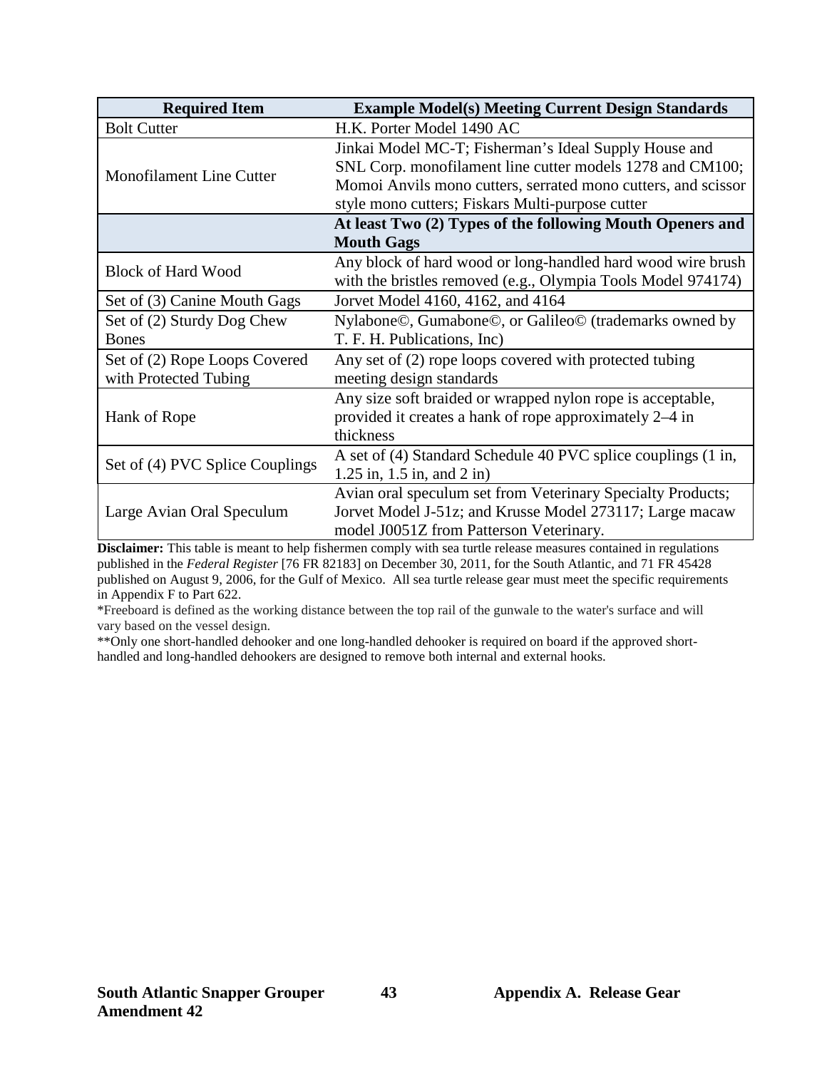| Required Item | Example Model(s) Meeting Current Design Standards |
|---|---|
| Bolt Cutter | H.K. Porter Model 1490 AC |
| Monofilament Line Cutter | Jinkai Model MC-T; Fisherman's Ideal Supply House and SNL Corp. monofilament line cutter models 1278 and CM100; Momoi Anvils mono cutters, serrated mono cutters, and scissor style mono cutters; Fiskars Multi-purpose cutter |
| | **At least Two (2) Types of the following Mouth Openers and Mouth Gags** |
| Block of Hard Wood | Any block of hard wood or long-handled hard wood wire brush with the bristles removed (e.g., Olympia Tools Model 974174) |
| Set of (3) Canine Mouth Gags | Jorvet Model 4160, 4162, and 4164 |
| Set of (2) Sturdy Dog Chew Bones | Nylabone©, Gumabone©, or Galileo© (trademarks owned by T. F. H. Publications, Inc) |
| Set of (2) Rope Loops Covered with Protected Tubing | Any set of (2) rope loops covered with protected tubing meeting design standards |
| Hank of Rope | Any size soft braided or wrapped nylon rope is acceptable, provided it creates a hank of rope approximately 2–4 in thickness |
| Set of (4) PVC Splice Couplings | A set of (4) Standard Schedule 40 PVC splice couplings (1 in, 1.25 in, 1.5 in, and 2 in) |
| Large Avian Oral Speculum | Avian oral speculum set from Veterinary Specialty Products; Jorvet Model J-51z; and Krusse Model 273117; Large macaw model J0051Z from Patterson Veterinary. |

**Disclaimer:** This table is meant to help fishermen comply with sea turtle release measures contained in regulations published in the *Federal Register* [76 FR 82183] on December 30, 2011, for the South Atlantic, and 71 FR 45428 published on August 9, 2006, for the Gulf of Mexico. All sea turtle release gear must meet the specific requirements in Appendix F to Part 622.

*Freeboard is defined as the working distance between the top rail of the gunwale to the water's surface and will vary based on the vessel design.

**Only one short-handled dehooker and one long-handled dehooker is required on board if the approved short-handled and long-handled dehookers are designed to remove both internal and external hooks.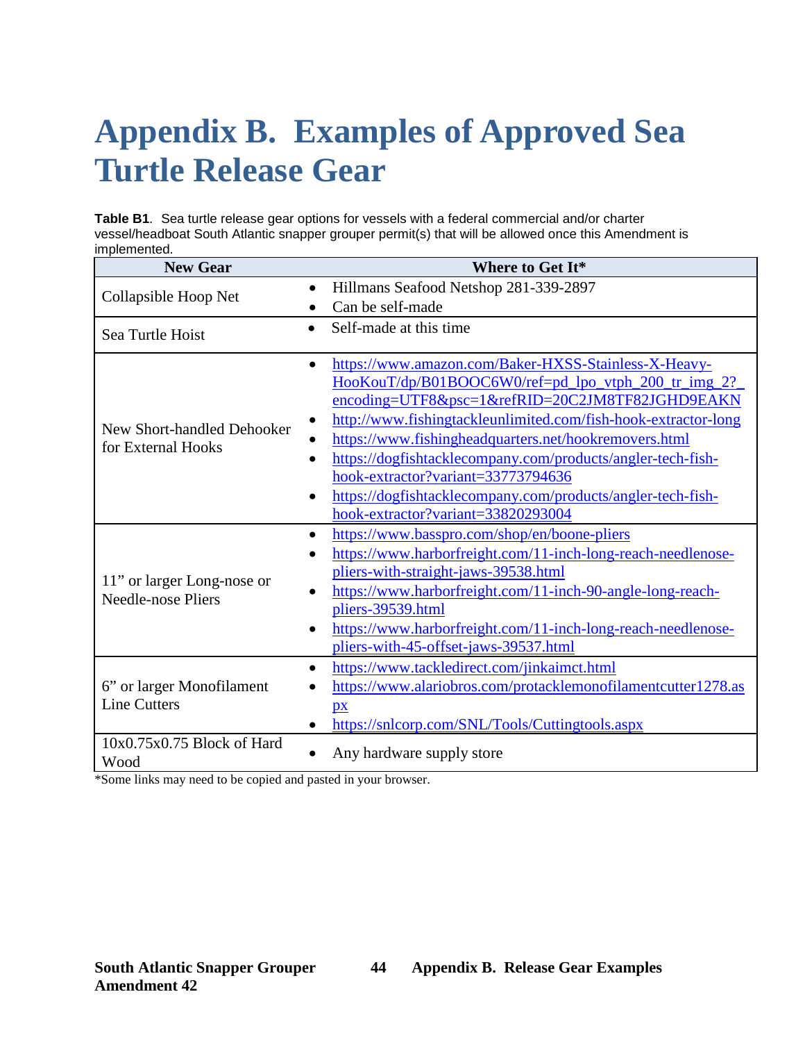# Appendix B. Examples of Approved Sea Turtle Release Gear

**Table B1**. Sea turtle release gear options for vessels with a federal commercial and/or charter vessel/headboat South Atlantic snapper grouper permit(s) that will be allowed once this Amendment is implemented.

| New Gear | Where to Get It* |
|---|---|
| Collapsible Hoop Net | • Hillmans Seafood Netshop 281-339-2897<br>• Can be self-made |
| Sea Turtle Hoist | • Self-made at this time |
| New Short-handled Dehooker for External Hooks | • https://www.amazon.com/Baker-HXSS-Stainless-X-Heavy-HooKouT/dp/B01BOOC6W0/ref=pd_lpo_vtph_200_tr_img_2?_encoding=UTF8&psc=1&refRID=20C2JM8TF82JGHD9EAKN<br>• http://www.fishingtackleunlimited.com/fish-hook-extractor-long<br>• https://www.fishingheadquarters.net/hookremovers.html<br>• https://dogfishtacklecompany.com/products/angler-tech-fish-hook-extractor?variant=33773794636<br>• https://dogfishtacklecompany.com/products/angler-tech-fish-hook-extractor?variant=33820293004 |
| 11" or larger Long-nose or Needle-nose Pliers | • https://www.basspro.com/shop/en/boone-pliers<br>• https://www.harborfreight.com/11-inch-long-reach-needlenose-pliers-with-straight-jaws-39538.html<br>• https://www.harborfreight.com/11-inch-90-angle-long-reach-pliers-39539.html<br>• https://www.harborfreight.com/11-inch-long-reach-needlenose-pliers-with-45-offset-jaws-39537.html |
| 6" or larger Monofilament Line Cutters | • https://www.tackledirect.com/jinkaimct.html<br>• https://www.alariobros.com/protacklemonofilamentcutter1278.aspx<br>• https://snlcorp.com/SNL/Tools/Cuttingtools.aspx |
| 10x0.75x0.75 Block of Hard Wood | • Any hardware supply store |

*Some links may need to be copied and pasted in your browser.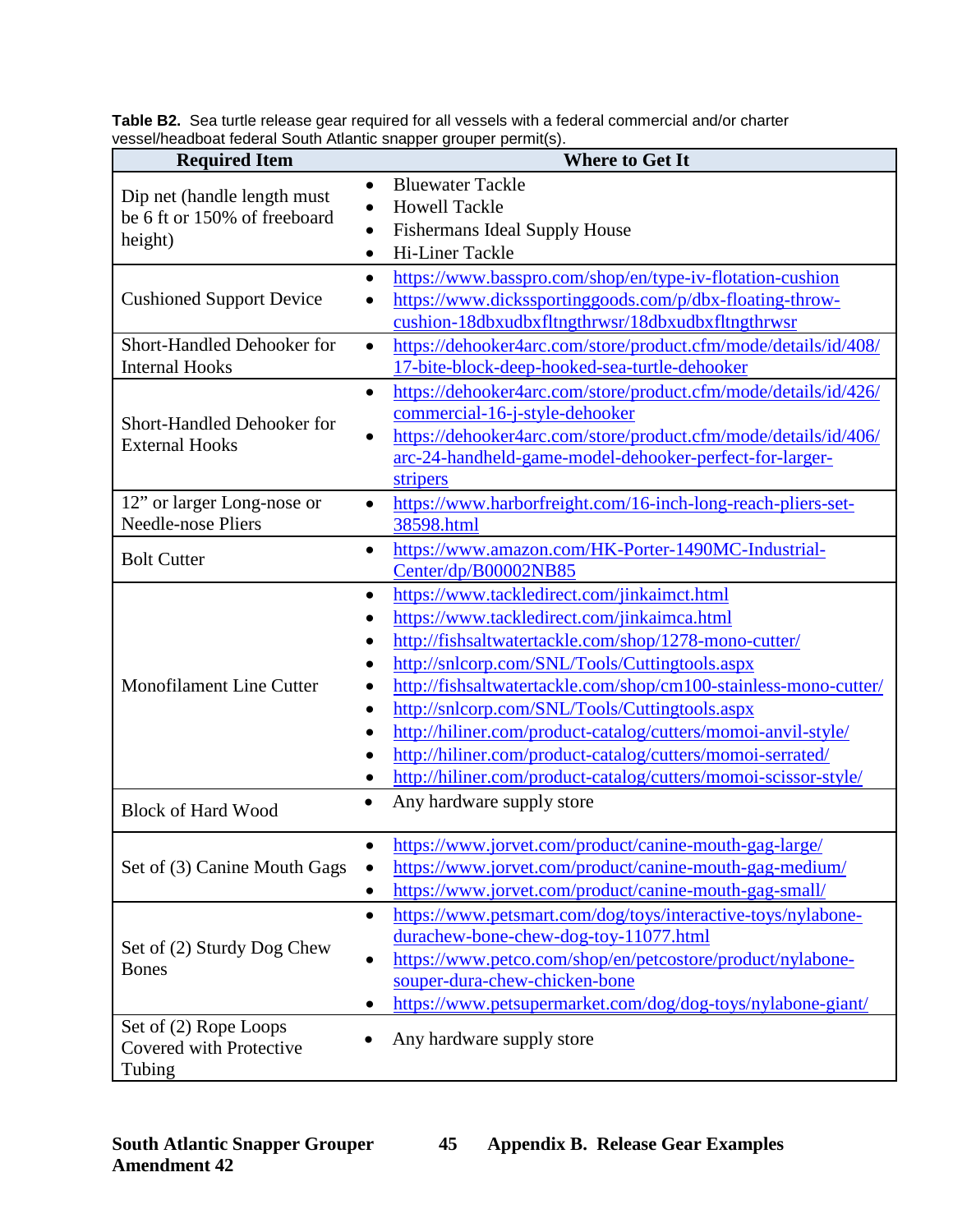**Table B2.** Sea turtle release gear required for all vessels with a federal commercial and/or charter vessel/headboat federal South Atlantic snapper grouper permit(s).

| Required Item | Where to Get It |
|---|---|
| Dip net (handle length must be 6 ft or 150% of freeboard height) | • Bluewater Tackle<br>• Howell Tackle<br>• Fishermans Ideal Supply House<br>• Hi-Liner Tackle |
| Cushioned Support Device | • https://www.basspro.com/shop/en/type-iv-flotation-cushion<br>• https://www.dickssportinggoods.com/p/dbx-floating-throw-cushion-18dbxudbxfltngthrwsr/18dbxudbxfltngthrwsr |
| Short-Handled Dehooker for Internal Hooks | • https://dehooker4arc.com/store/product.cfm/mode/details/id/408/17-bite-block-deep-hooked-sea-turtle-dehooker |
| Short-Handled Dehooker for External Hooks | • https://dehooker4arc.com/store/product.cfm/mode/details/id/426/commercial-16-j-style-dehooker<br>• https://dehooker4arc.com/store/product.cfm/mode/details/id/406/arc-24-handheld-game-model-dehooker-perfect-for-larger-stripers |
| 12" or larger Long-nose or Needle-nose Pliers | • https://www.harborfreight.com/16-inch-long-reach-pliers-set-38598.html |
| Bolt Cutter | • https://www.amazon.com/HK-Porter-1490MC-Industrial-Center/dp/B00002NB85 |
| Monofilament Line Cutter | • https://www.tackledirect.com/jinkaimct.html<br>• https://www.tackledirect.com/jinkaimca.html<br>• http://fishsaltwatertackle.com/shop/1278-mono-cutter/<br>• http://snlcorp.com/SNL/Tools/Cuttingtools.aspx<br>• http://fishsaltwatertackle.com/shop/cm100-stainless-mono-cutter/<br>• http://snlcorp.com/SNL/Tools/Cuttingtools.aspx<br>• http://hiliner.com/product-catalog/cutters/momoi-anvil-style/<br>• http://hiliner.com/product-catalog/cutters/momoi-serrated/<br>• http://hiliner.com/product-catalog/cutters/momoi-scissor-style/ |
| Block of Hard Wood | • Any hardware supply store |
| Set of (3) Canine Mouth Gags | • https://www.jorvet.com/product/canine-mouth-gag-large/<br>• https://www.jorvet.com/product/canine-mouth-gag-medium/<br>• https://www.jorvet.com/product/canine-mouth-gag-small/ |
| Set of (2) Sturdy Dog Chew Bones | • https://www.petsmart.com/dog/toys/interactive-toys/nylabone-durachew-bone-chew-dog-toy-11077.html<br>• https://www.petco.com/shop/en/petcostore/product/nylabone-souper-dura-chew-chicken-bone<br>• https://www.petsupermarket.com/dog/dog-toys/nylabone-giant/ |
| Set of (2) Rope Loops Covered with Protective Tubing | • Any hardware supply store |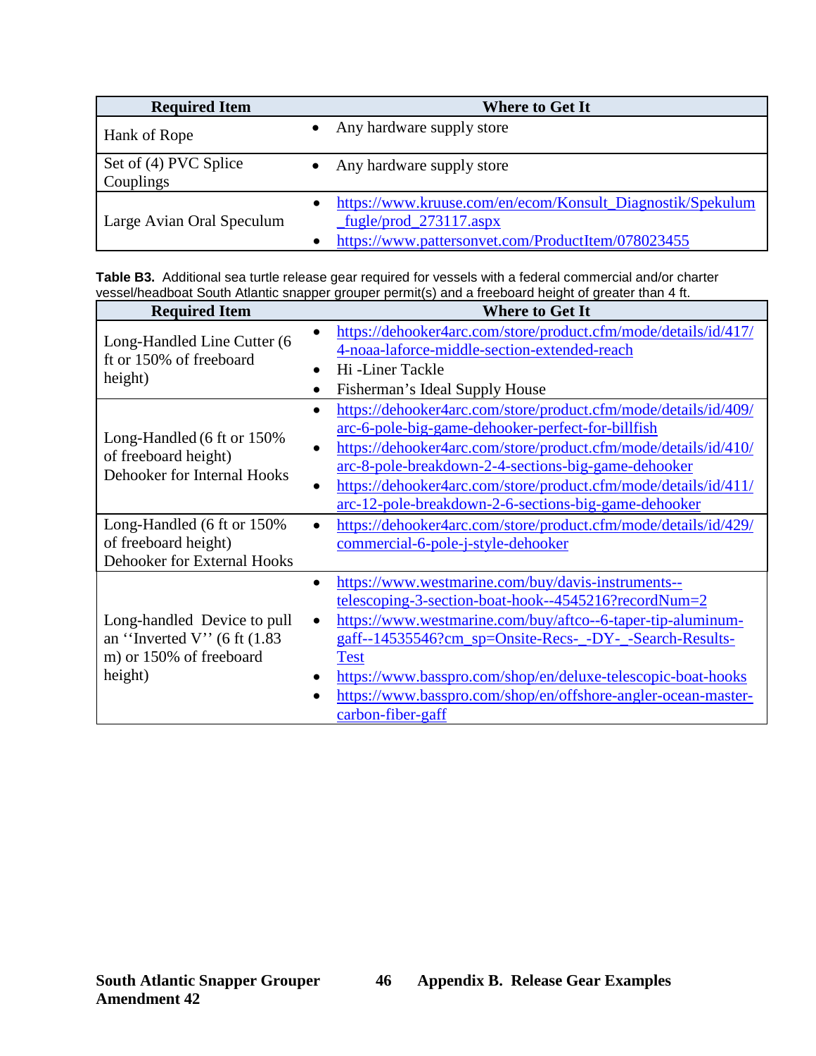| Required Item | Where to Get It |
|---|---|
| Hank of Rope | • Any hardware supply store |
| Set of (4) PVC Splice Couplings | • Any hardware supply store |
| Large Avian Oral Speculum | • https://www.kruuse.com/en/ecom/Konsult_Diagnostik/Spekulum_fugle/prod_273117.aspx<br>• https://www.pattersonvet.com/ProductItem/078023455 |

**Table B3.** Additional sea turtle release gear required for vessels with a federal commercial and/or charter vessel/headboat South Atlantic snapper grouper permit(s) and a freeboard height of greater than 4 ft.

| Required Item | Where to Get It |
|---|---|
| Long-Handled Line Cutter (6 ft or 150% of freeboard height) | • https://dehooker4arc.com/store/product.cfm/mode/details/id/417/4-noaa-laforce-middle-section-extended-reach<br>• Hi -Liner Tackle<br>• Fisherman's Ideal Supply House |
| Long-Handled (6 ft or 150% of freeboard height) Dehooker for Internal Hooks | • https://dehooker4arc.com/store/product.cfm/mode/details/id/409/arc-6-pole-big-game-dehooker-perfect-for-billfish<br>• https://dehooker4arc.com/store/product.cfm/mode/details/id/410/arc-8-pole-breakdown-2-4-sections-big-game-dehooker<br>• https://dehooker4arc.com/store/product.cfm/mode/details/id/411/arc-12-pole-breakdown-2-6-sections-big-game-dehooker |
| Long-Handled (6 ft or 150% of freeboard height) Dehooker for External Hooks | • https://dehooker4arc.com/store/product.cfm/mode/details/id/429/commercial-6-pole-j-style-dehooker |
| Long-handled Device to pull an ''Inverted V'' (6 ft (1.83 m) or 150% of freeboard height) | • https://www.westmarine.com/buy/davis-instruments--telescoping-3-section-boat-hook--4545216?recordNum=2<br>• https://www.westmarine.com/buy/aftco--6-taper-tip-aluminum-gaff--14535546?cm_sp=Onsite-Recs-_-DY-_-Search-Results-Test<br>• https://www.basspro.com/shop/en/deluxe-telescopic-boat-hooks<br>• https://www.basspro.com/shop/en/offshore-angler-ocean-master-carbon-fiber-gaff |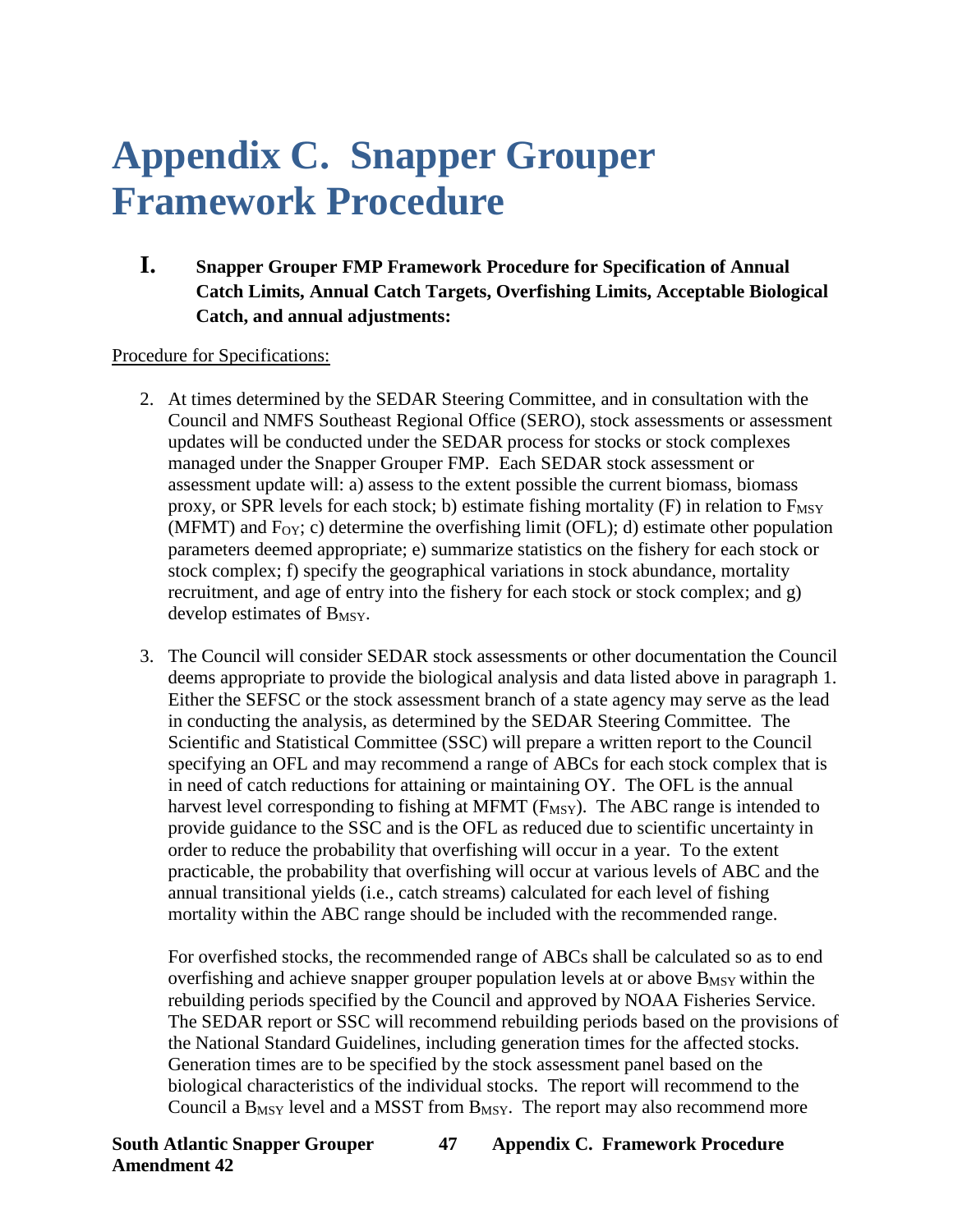# Appendix C. Snapper Grouper Framework Procedure

## I. Snapper Grouper FMP Framework Procedure for Specification of Annual Catch Limits, Annual Catch Targets, Overfishing Limits, Acceptable Biological Catch, and annual adjustments:

<u>Procedure for Specifications:</u>

2. At times determined by the SEDAR Steering Committee, and in consultation with the Council and NMFS Southeast Regional Office (SERO), stock assessments or assessment updates will be conducted under the SEDAR process for stocks or stock complexes managed under the Snapper Grouper FMP. Each SEDAR stock assessment or assessment update will: a) assess to the extent possible the current biomass, biomass proxy, or SPR levels for each stock; b) estimate fishing mortality (F) in relation to $F_{MSY}$ (MFMT) and $F_{OY}$; c) determine the overfishing limit (OFL); d) estimate other population parameters deemed appropriate; e) summarize statistics on the fishery for each stock or stock complex; f) specify the geographical variations in stock abundance, mortality recruitment, and age of entry into the fishery for each stock or stock complex; and g) develop estimates of $B_{MSY}$.

3. The Council will consider SEDAR stock assessments or other documentation the Council deems appropriate to provide the biological analysis and data listed above in paragraph 1. Either the SEFSC or the stock assessment branch of a state agency may serve as the lead in conducting the analysis, as determined by the SEDAR Steering Committee. The Scientific and Statistical Committee (SSC) will prepare a written report to the Council specifying an OFL and may recommend a range of ABCs for each stock complex that is in need of catch reductions for attaining or maintaining OY. The OFL is the annual harvest level corresponding to fishing at MFMT ($F_{MSY}$). The ABC range is intended to provide guidance to the SSC and is the OFL as reduced due to scientific uncertainty in order to reduce the probability that overfishing will occur in a year. To the extent practicable, the probability that overfishing will occur at various levels of ABC and the annual transitional yields (i.e., catch streams) calculated for each level of fishing mortality within the ABC range should be included with the recommended range.

   For overfished stocks, the recommended range of ABCs shall be calculated so as to end overfishing and achieve snapper grouper population levels at or above $B_{MSY}$ within the rebuilding periods specified by the Council and approved by NOAA Fisheries Service. The SEDAR report or SSC will recommend rebuilding periods based on the provisions of the National Standard Guidelines, including generation times for the affected stocks. Generation times are to be specified by the stock assessment panel based on the biological characteristics of the individual stocks. The report will recommend to the Council a $B_{MSY}$ level and a MSST from $B_{MSY}$. The report may also recommend more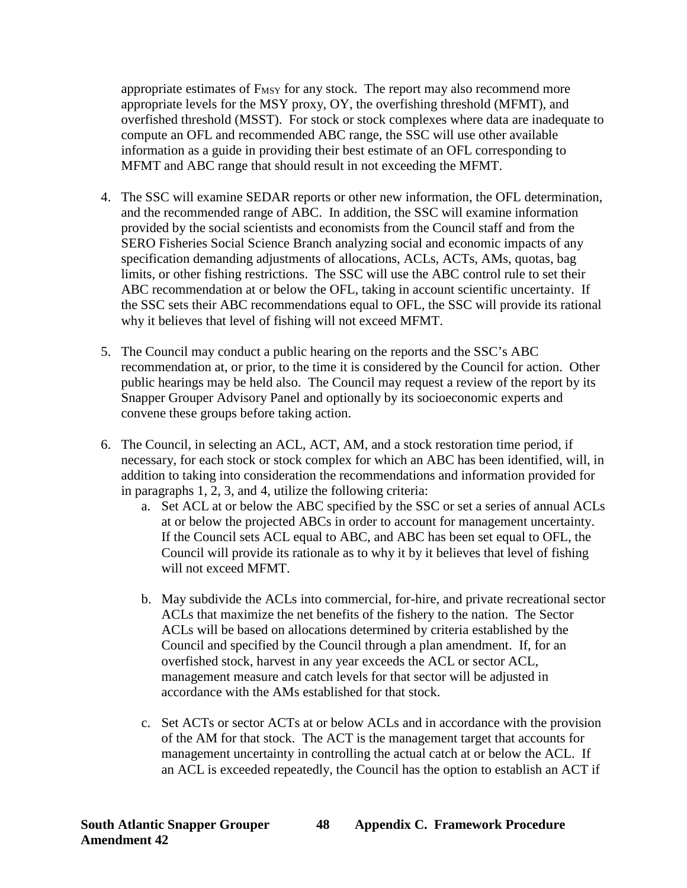appropriate estimates of $F_{MSY}$ for any stock. The report may also recommend more appropriate levels for the MSY proxy, OY, the overfishing threshold (MFMT), and overfished threshold (MSST). For stock or stock complexes where data are inadequate to compute an OFL and recommended ABC range, the SSC will use other available information as a guide in providing their best estimate of an OFL corresponding to MFMT and ABC range that should result in not exceeding the MFMT.

4. The SSC will examine SEDAR reports or other new information, the OFL determination, and the recommended range of ABC. In addition, the SSC will examine information provided by the social scientists and economists from the Council staff and from the SERO Fisheries Social Science Branch analyzing social and economic impacts of any specification demanding adjustments of allocations, ACLs, ACTs, AMs, quotas, bag limits, or other fishing restrictions. The SSC will use the ABC control rule to set their ABC recommendation at or below the OFL, taking in account scientific uncertainty. If the SSC sets their ABC recommendations equal to OFL, the SSC will provide its rational why it believes that level of fishing will not exceed MFMT.

5. The Council may conduct a public hearing on the reports and the SSC's ABC recommendation at, or prior, to the time it is considered by the Council for action. Other public hearings may be held also. The Council may request a review of the report by its Snapper Grouper Advisory Panel and optionally by its socioeconomic experts and convene these groups before taking action.

6. The Council, in selecting an ACL, ACT, AM, and a stock restoration time period, if necessary, for each stock or stock complex for which an ABC has been identified, will, in addition to taking into consideration the recommendations and information provided for in paragraphs 1, 2, 3, and 4, utilize the following criteria:
   a. Set ACL at or below the ABC specified by the SSC or set a series of annual ACLs at or below the projected ABCs in order to account for management uncertainty. If the Council sets ACL equal to ABC, and ABC has been set equal to OFL, the Council will provide its rationale as to why it by it believes that level of fishing will not exceed MFMT.

   b. May subdivide the ACLs into commercial, for-hire, and private recreational sector ACLs that maximize the net benefits of the fishery to the nation. The Sector ACLs will be based on allocations determined by criteria established by the Council and specified by the Council through a plan amendment. If, for an overfished stock, harvest in any year exceeds the ACL or sector ACL, management measure and catch levels for that sector will be adjusted in accordance with the AMs established for that stock.

   c. Set ACTs or sector ACTs at or below ACLs and in accordance with the provision of the AM for that stock. The ACT is the management target that accounts for management uncertainty in controlling the actual catch at or below the ACL. If an ACL is exceeded repeatedly, the Council has the option to establish an ACT if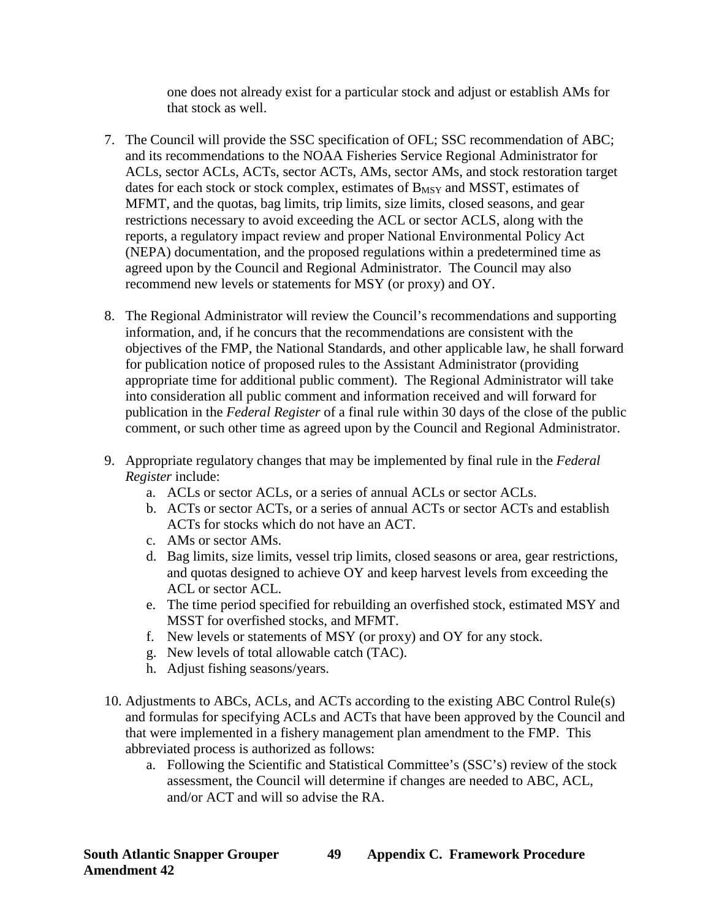one does not already exist for a particular stock and adjust or establish AMs for that stock as well.

7. The Council will provide the SSC specification of OFL; SSC recommendation of ABC; and its recommendations to the NOAA Fisheries Service Regional Administrator for ACLs, sector ACLs, ACTs, sector ACTs, AMs, sector AMs, and stock restoration target dates for each stock or stock complex, estimates of $B_{MSY}$ and MSST, estimates of MFMT, and the quotas, bag limits, trip limits, size limits, closed seasons, and gear restrictions necessary to avoid exceeding the ACL or sector ACLS, along with the reports, a regulatory impact review and proper National Environmental Policy Act (NEPA) documentation, and the proposed regulations within a predetermined time as agreed upon by the Council and Regional Administrator. The Council may also recommend new levels or statements for MSY (or proxy) and OY.

8. The Regional Administrator will review the Council's recommendations and supporting information, and, if he concurs that the recommendations are consistent with the objectives of the FMP, the National Standards, and other applicable law, he shall forward for publication notice of proposed rules to the Assistant Administrator (providing appropriate time for additional public comment). The Regional Administrator will take into consideration all public comment and information received and will forward for publication in the *Federal Register* of a final rule within 30 days of the close of the public comment, or such other time as agreed upon by the Council and Regional Administrator.

9. Appropriate regulatory changes that may be implemented by final rule in the *Federal Register* include:
   a. ACLs or sector ACLs, or a series of annual ACLs or sector ACLs.
   b. ACTs or sector ACTs, or a series of annual ACTs or sector ACTs and establish ACTs for stocks which do not have an ACT.
   c. AMs or sector AMs.
   d. Bag limits, size limits, vessel trip limits, closed seasons or area, gear restrictions, and quotas designed to achieve OY and keep harvest levels from exceeding the ACL or sector ACL.
   e. The time period specified for rebuilding an overfished stock, estimated MSY and MSST for overfished stocks, and MFMT.
   f. New levels or statements of MSY (or proxy) and OY for any stock.
   g. New levels of total allowable catch (TAC).
   h. Adjust fishing seasons/years.

10. Adjustments to ABCs, ACLs, and ACTs according to the existing ABC Control Rule(s) and formulas for specifying ACLs and ACTs that have been approved by the Council and that were implemented in a fishery management plan amendment to the FMP. This abbreviated process is authorized as follows:
    a. Following the Scientific and Statistical Committee's (SSC's) review of the stock assessment, the Council will determine if changes are needed to ABC, ACL, and/or ACT and will so advise the RA.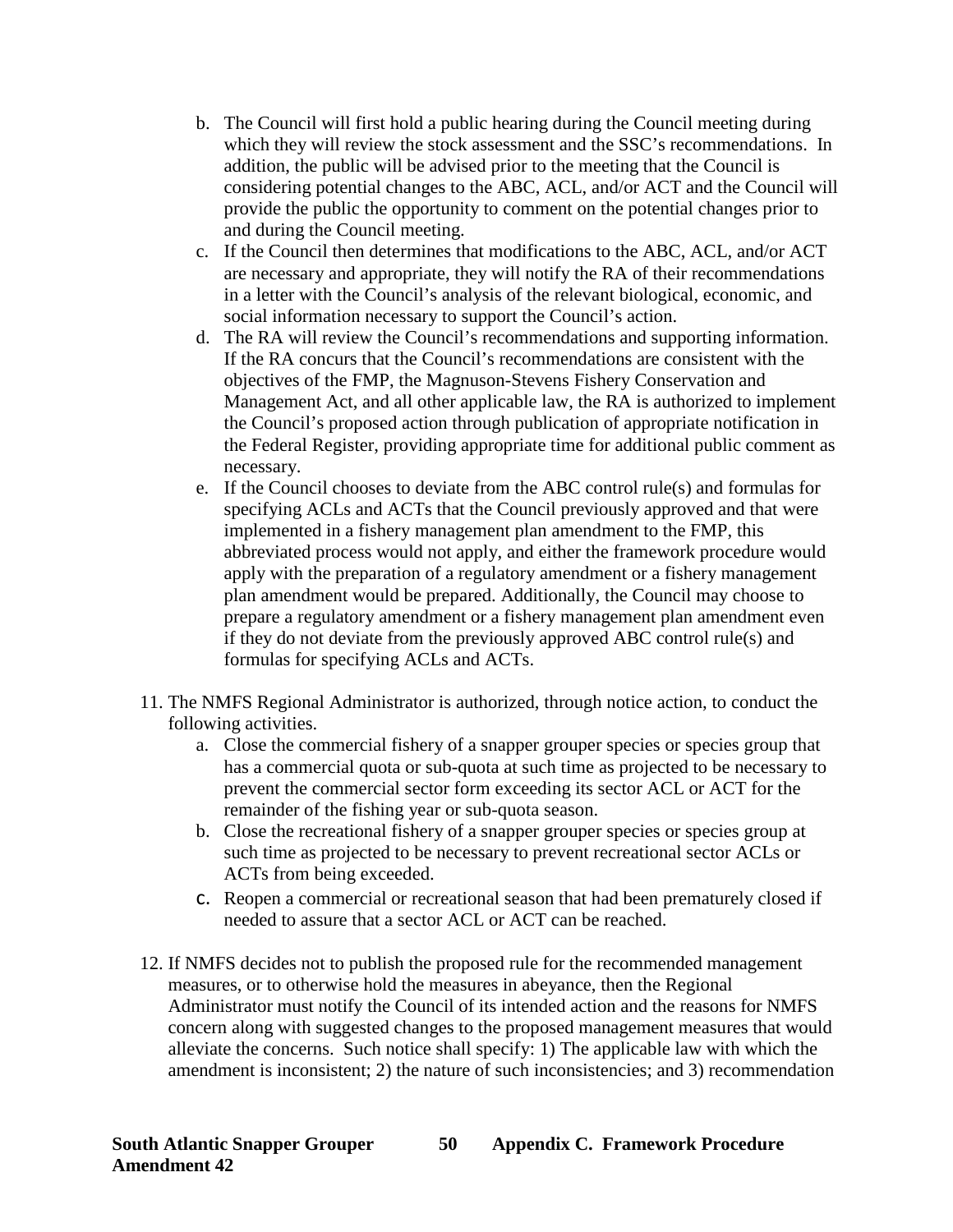b. The Council will first hold a public hearing during the Council meeting during which they will review the stock assessment and the SSC's recommendations. In addition, the public will be advised prior to the meeting that the Council is considering potential changes to the ABC, ACL, and/or ACT and the Council will provide the public the opportunity to comment on the potential changes prior to and during the Council meeting.
   c. If the Council then determines that modifications to the ABC, ACL, and/or ACT are necessary and appropriate, they will notify the RA of their recommendations in a letter with the Council's analysis of the relevant biological, economic, and social information necessary to support the Council's action.
   d. The RA will review the Council's recommendations and supporting information. If the RA concurs that the Council's recommendations are consistent with the objectives of the FMP, the Magnuson-Stevens Fishery Conservation and Management Act, and all other applicable law, the RA is authorized to implement the Council's proposed action through publication of appropriate notification in the Federal Register, providing appropriate time for additional public comment as necessary.
   e. If the Council chooses to deviate from the ABC control rule(s) and formulas for specifying ACLs and ACTs that the Council previously approved and that were implemented in a fishery management plan amendment to the FMP, this abbreviated process would not apply, and either the framework procedure would apply with the preparation of a regulatory amendment or a fishery management plan amendment would be prepared. Additionally, the Council may choose to prepare a regulatory amendment or a fishery management plan amendment even if they do not deviate from the previously approved ABC control rule(s) and formulas for specifying ACLs and ACTs.

11. The NMFS Regional Administrator is authorized, through notice action, to conduct the following activities.
    a. Close the commercial fishery of a snapper grouper species or species group that has a commercial quota or sub-quota at such time as projected to be necessary to prevent the commercial sector form exceeding its sector ACL or ACT for the remainder of the fishing year or sub-quota season.
    b. Close the recreational fishery of a snapper grouper species or species group at such time as projected to be necessary to prevent recreational sector ACLs or ACTs from being exceeded.
    c. Reopen a commercial or recreational season that had been prematurely closed if needed to assure that a sector ACL or ACT can be reached.

12. If NMFS decides not to publish the proposed rule for the recommended management measures, or to otherwise hold the measures in abeyance, then the Regional Administrator must notify the Council of its intended action and the reasons for NMFS concern along with suggested changes to the proposed management measures that would alleviate the concerns. Such notice shall specify: 1) The applicable law with which the amendment is inconsistent; 2) the nature of such inconsistencies; and 3) recommendation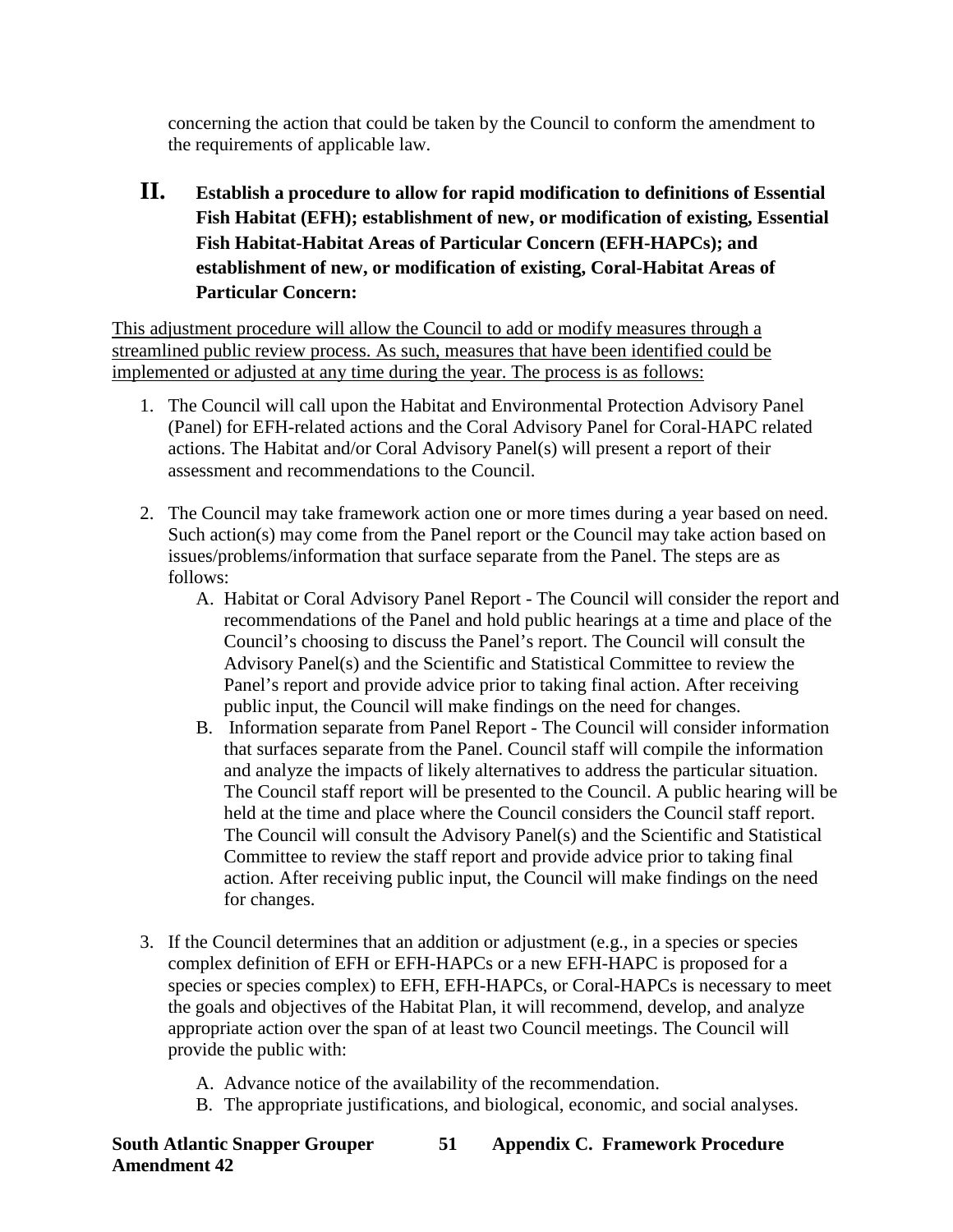concerning the action that could be taken by the Council to conform the amendment to the requirements of applicable law.

## II. Establish a procedure to allow for rapid modification to definitions of Essential Fish Habitat (EFH); establishment of new, or modification of existing, Essential Fish Habitat-Habitat Areas of Particular Concern (EFH-HAPCs); and establishment of new, or modification of existing, Coral-Habitat Areas of Particular Concern:

<u>This adjustment procedure will allow the Council to add or modify measures through a streamlined public review process. As such, measures that have been identified could be implemented or adjusted at any time during the year. The process is as follows:</u>

1. The Council will call upon the Habitat and Environmental Protection Advisory Panel (Panel) for EFH-related actions and the Coral Advisory Panel for Coral-HAPC related actions. The Habitat and/or Coral Advisory Panel(s) will present a report of their assessment and recommendations to the Council.

2. The Council may take framework action one or more times during a year based on need. Such action(s) may come from the Panel report or the Council may take action based on issues/problems/information that surface separate from the Panel. The steps are as follows:
   A. Habitat or Coral Advisory Panel Report - The Council will consider the report and recommendations of the Panel and hold public hearings at a time and place of the Council's choosing to discuss the Panel's report. The Council will consult the Advisory Panel(s) and the Scientific and Statistical Committee to review the Panel's report and provide advice prior to taking final action. After receiving public input, the Council will make findings on the need for changes.
   B. Information separate from Panel Report - The Council will consider information that surfaces separate from the Panel. Council staff will compile the information and analyze the impacts of likely alternatives to address the particular situation. The Council staff report will be presented to the Council. A public hearing will be held at the time and place where the Council considers the Council staff report. The Council will consult the Advisory Panel(s) and the Scientific and Statistical Committee to review the staff report and provide advice prior to taking final action. After receiving public input, the Council will make findings on the need for changes.

3. If the Council determines that an addition or adjustment (e.g., in a species or species complex definition of EFH or EFH-HAPCs or a new EFH-HAPC is proposed for a species or species complex) to EFH, EFH-HAPCs, or Coral-HAPCs is necessary to meet the goals and objectives of the Habitat Plan, it will recommend, develop, and analyze appropriate action over the span of at least two Council meetings. The Council will provide the public with:
   A. Advance notice of the availability of the recommendation.
   B. The appropriate justifications, and biological, economic, and social analyses.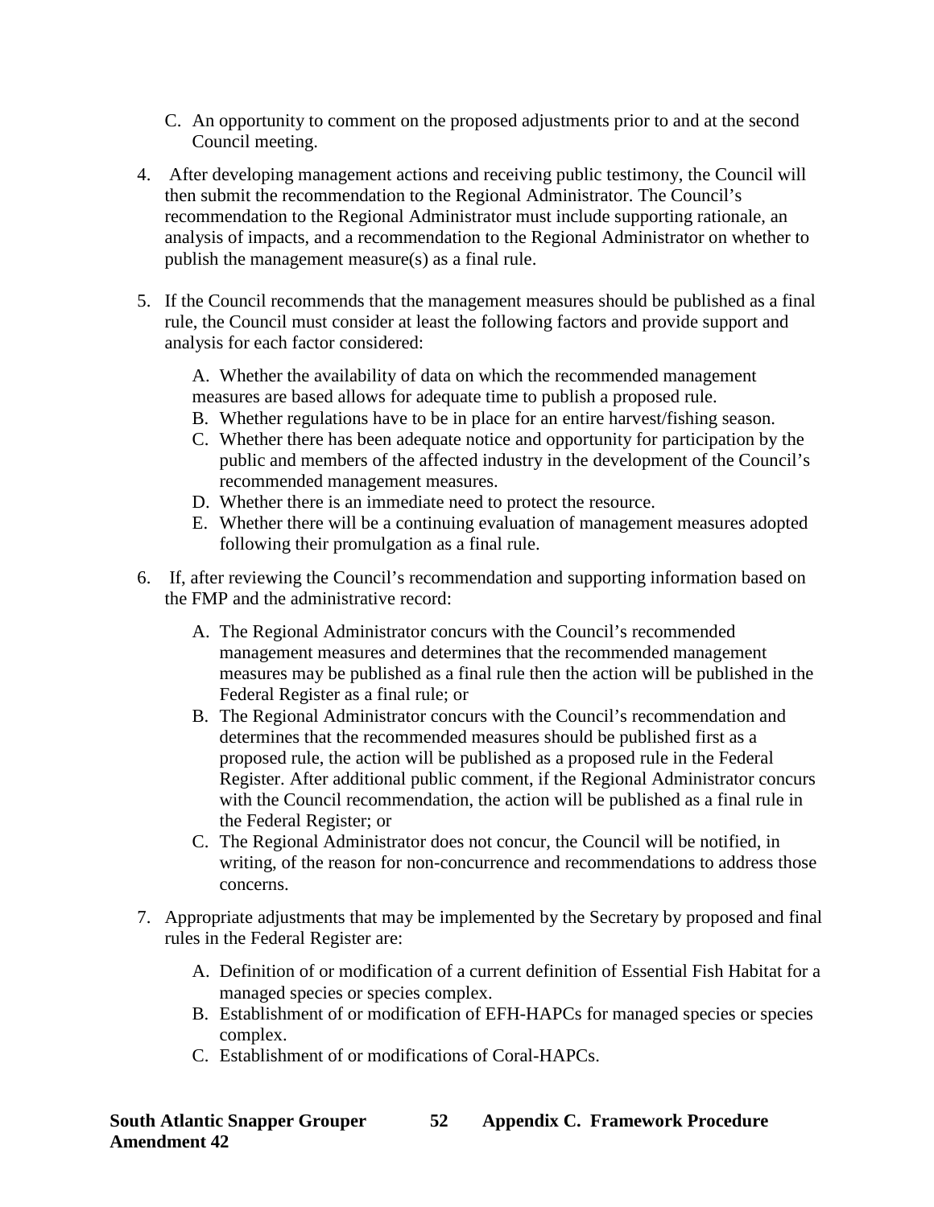C. An opportunity to comment on the proposed adjustments prior to and at the second Council meeting.

4. After developing management actions and receiving public testimony, the Council will then submit the recommendation to the Regional Administrator. The Council's recommendation to the Regional Administrator must include supporting rationale, an analysis of impacts, and a recommendation to the Regional Administrator on whether to publish the management measure(s) as a final rule.

5. If the Council recommends that the management measures should be published as a final rule, the Council must consider at least the following factors and provide support and analysis for each factor considered:

   A. Whether the availability of data on which the recommended management measures are based allows for adequate time to publish a proposed rule.
   B. Whether regulations have to be in place for an entire harvest/fishing season.
   C. Whether there has been adequate notice and opportunity for participation by the public and members of the affected industry in the development of the Council's recommended management measures.
   D. Whether there is an immediate need to protect the resource.
   E. Whether there will be a continuing evaluation of management measures adopted following their promulgation as a final rule.

6. If, after reviewing the Council's recommendation and supporting information based on the FMP and the administrative record:

   A. The Regional Administrator concurs with the Council's recommended management measures and determines that the recommended management measures may be published as a final rule then the action will be published in the Federal Register as a final rule; or
   B. The Regional Administrator concurs with the Council's recommendation and determines that the recommended measures should be published first as a proposed rule, the action will be published as a proposed rule in the Federal Register. After additional public comment, if the Regional Administrator concurs with the Council recommendation, the action will be published as a final rule in the Federal Register; or
   C. The Regional Administrator does not concur, the Council will be notified, in writing, of the reason for non-concurrence and recommendations to address those concerns.

7. Appropriate adjustments that may be implemented by the Secretary by proposed and final rules in the Federal Register are:

   A. Definition of or modification of a current definition of Essential Fish Habitat for a managed species or species complex.
   B. Establishment of or modification of EFH-HAPCs for managed species or species complex.
   C. Establishment of or modifications of Coral-HAPCs.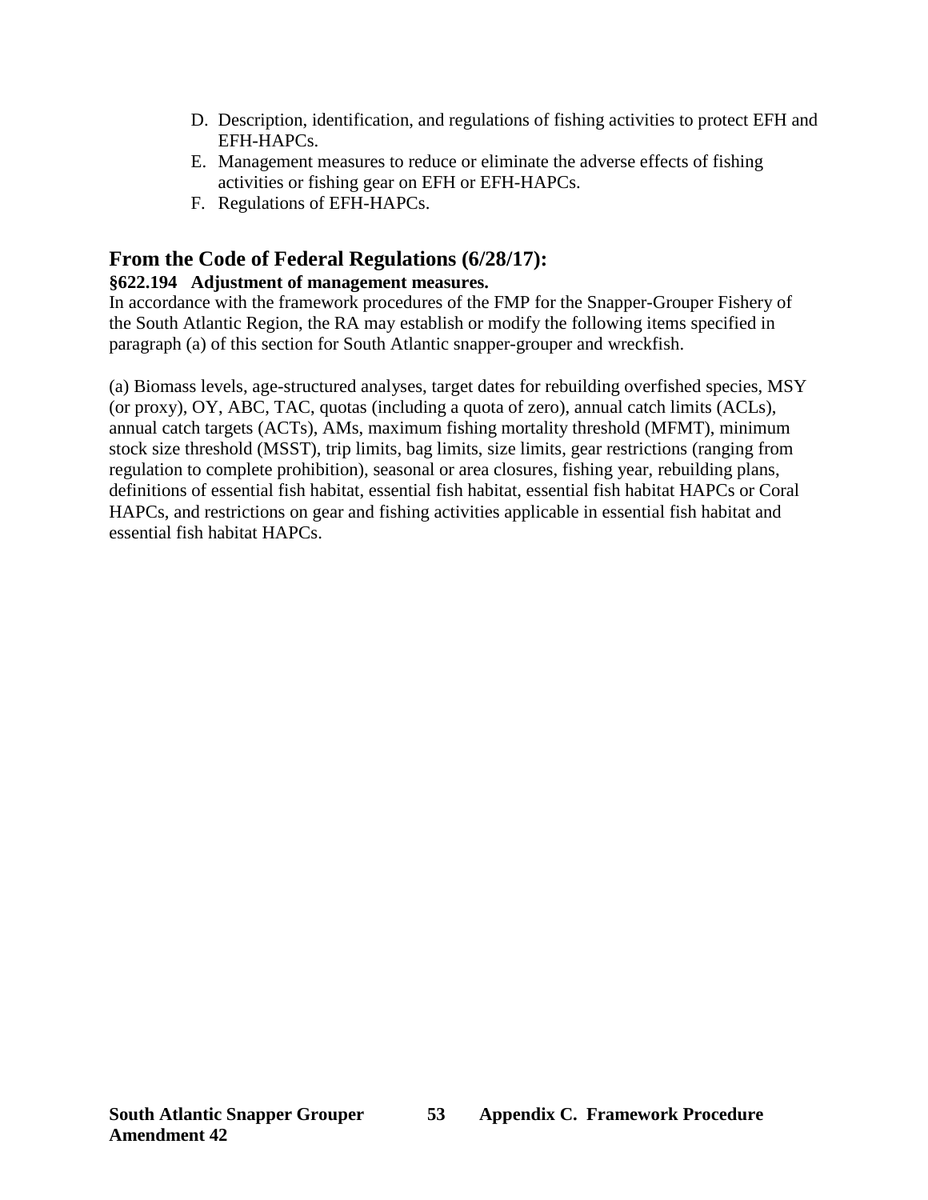D. Description, identification, and regulations of fishing activities to protect EFH and EFH-HAPCs.
E. Management measures to reduce or eliminate the adverse effects of fishing activities or fishing gear on EFH or EFH-HAPCs.
F. Regulations of EFH-HAPCs.

## From the Code of Federal Regulations (6/28/17):

**§622.194 Adjustment of management measures.**

In accordance with the framework procedures of the FMP for the Snapper-Grouper Fishery of the South Atlantic Region, the RA may establish or modify the following items specified in paragraph (a) of this section for South Atlantic snapper-grouper and wreckfish.

(a) Biomass levels, age-structured analyses, target dates for rebuilding overfished species, MSY (or proxy), OY, ABC, TAC, quotas (including a quota of zero), annual catch limits (ACLs), annual catch targets (ACTs), AMs, maximum fishing mortality threshold (MFMT), minimum stock size threshold (MSST), trip limits, bag limits, size limits, gear restrictions (ranging from regulation to complete prohibition), seasonal or area closures, fishing year, rebuilding plans, definitions of essential fish habitat, essential fish habitat, essential fish habitat HAPCs or Coral HAPCs, and restrictions on gear and fishing activities applicable in essential fish habitat and essential fish habitat HAPCs.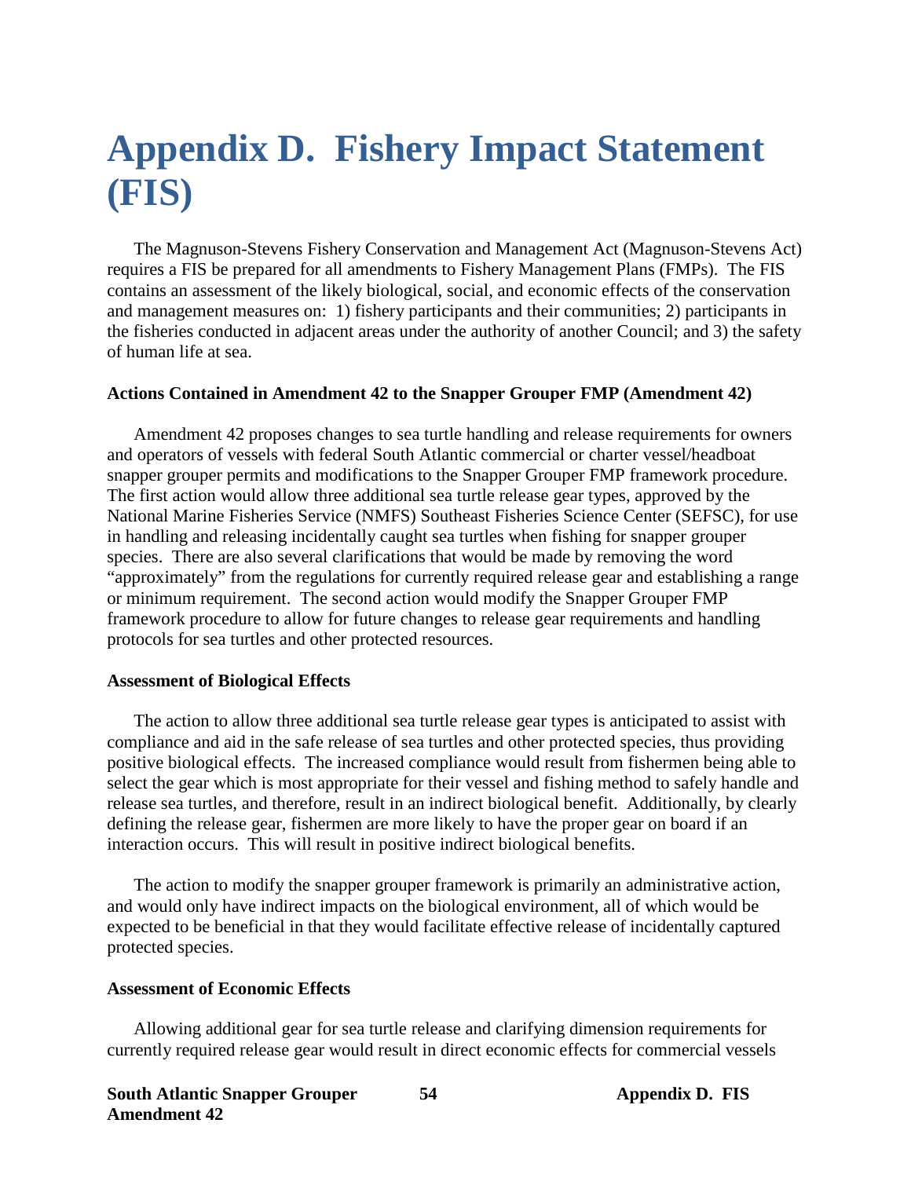# Appendix D. Fishery Impact Statement (FIS)

The Magnuson-Stevens Fishery Conservation and Management Act (Magnuson-Stevens Act) requires a FIS be prepared for all amendments to Fishery Management Plans (FMPs). The FIS contains an assessment of the likely biological, social, and economic effects of the conservation and management measures on: 1) fishery participants and their communities; 2) participants in the fisheries conducted in adjacent areas under the authority of another Council; and 3) the safety of human life at sea.

**Actions Contained in Amendment 42 to the Snapper Grouper FMP (Amendment 42)**

Amendment 42 proposes changes to sea turtle handling and release requirements for owners and operators of vessels with federal South Atlantic commercial or charter vessel/headboat snapper grouper permits and modifications to the Snapper Grouper FMP framework procedure. The first action would allow three additional sea turtle release gear types, approved by the National Marine Fisheries Service (NMFS) Southeast Fisheries Science Center (SEFSC), for use in handling and releasing incidentally caught sea turtles when fishing for snapper grouper species. There are also several clarifications that would be made by removing the word "approximately" from the regulations for currently required release gear and establishing a range or minimum requirement. The second action would modify the Snapper Grouper FMP framework procedure to allow for future changes to release gear requirements and handling protocols for sea turtles and other protected resources.

**Assessment of Biological Effects**

The action to allow three additional sea turtle release gear types is anticipated to assist with compliance and aid in the safe release of sea turtles and other protected species, thus providing positive biological effects. The increased compliance would result from fishermen being able to select the gear which is most appropriate for their vessel and fishing method to safely handle and release sea turtles, and therefore, result in an indirect biological benefit. Additionally, by clearly defining the release gear, fishermen are more likely to have the proper gear on board if an interaction occurs. This will result in positive indirect biological benefits.

The action to modify the snapper grouper framework is primarily an administrative action, and would only have indirect impacts on the biological environment, all of which would be expected to be beneficial in that they would facilitate effective release of incidentally captured protected species.

**Assessment of Economic Effects**

Allowing additional gear for sea turtle release and clarifying dimension requirements for currently required release gear would result in direct economic effects for commercial vessels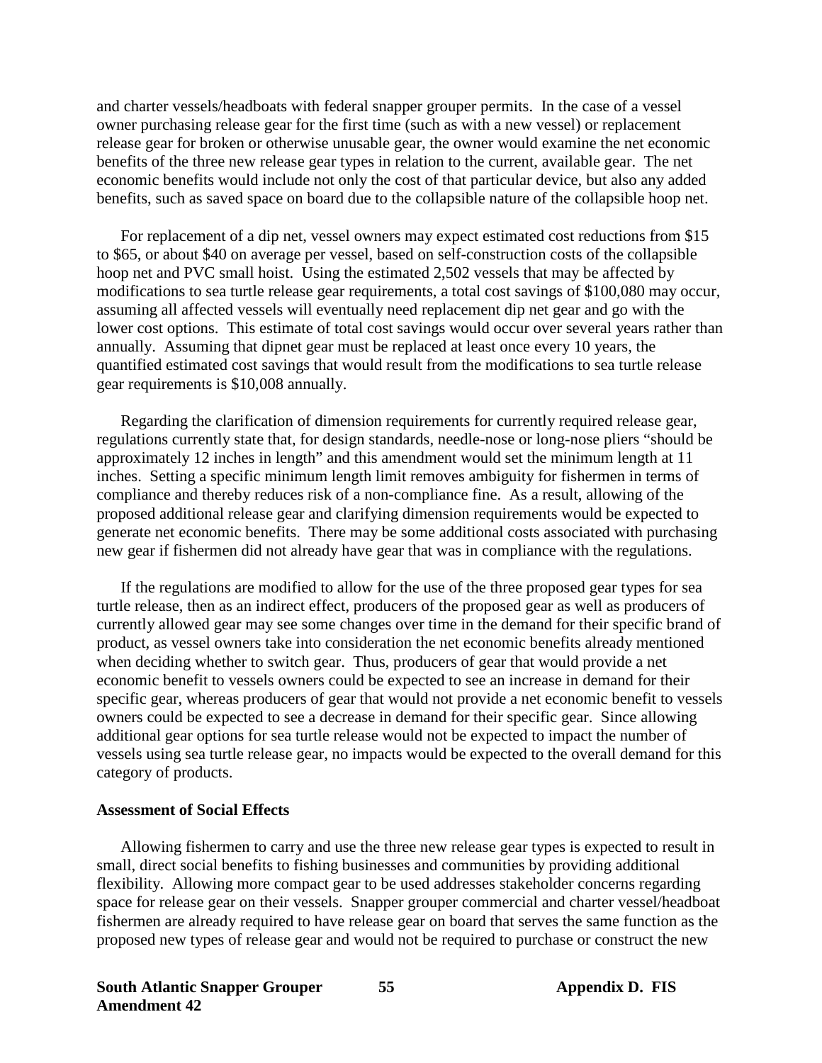and charter vessels/headboats with federal snapper grouper permits. In the case of a vessel owner purchasing release gear for the first time (such as with a new vessel) or replacement release gear for broken or otherwise unusable gear, the owner would examine the net economic benefits of the three new release gear types in relation to the current, available gear. The net economic benefits would include not only the cost of that particular device, but also any added benefits, such as saved space on board due to the collapsible nature of the collapsible hoop net.

For replacement of a dip net, vessel owners may expect estimated cost reductions from $15 to $65, or about $40 on average per vessel, based on self-construction costs of the collapsible hoop net and PVC small hoist. Using the estimated 2,502 vessels that may be affected by modifications to sea turtle release gear requirements, a total cost savings of $100,080 may occur, assuming all affected vessels will eventually need replacement dip net gear and go with the lower cost options. This estimate of total cost savings would occur over several years rather than annually. Assuming that dipnet gear must be replaced at least once every 10 years, the quantified estimated cost savings that would result from the modifications to sea turtle release gear requirements is $10,008 annually.

Regarding the clarification of dimension requirements for currently required release gear, regulations currently state that, for design standards, needle-nose or long-nose pliers "should be approximately 12 inches in length" and this amendment would set the minimum length at 11 inches. Setting a specific minimum length limit removes ambiguity for fishermen in terms of compliance and thereby reduces risk of a non-compliance fine. As a result, allowing of the proposed additional release gear and clarifying dimension requirements would be expected to generate net economic benefits. There may be some additional costs associated with purchasing new gear if fishermen did not already have gear that was in compliance with the regulations.

If the regulations are modified to allow for the use of the three proposed gear types for sea turtle release, then as an indirect effect, producers of the proposed gear as well as producers of currently allowed gear may see some changes over time in the demand for their specific brand of product, as vessel owners take into consideration the net economic benefits already mentioned when deciding whether to switch gear. Thus, producers of gear that would provide a net economic benefit to vessels owners could be expected to see an increase in demand for their specific gear, whereas producers of gear that would not provide a net economic benefit to vessels owners could be expected to see a decrease in demand for their specific gear. Since allowing additional gear options for sea turtle release would not be expected to impact the number of vessels using sea turtle release gear, no impacts would be expected to the overall demand for this category of products.

**Assessment of Social Effects**

Allowing fishermen to carry and use the three new release gear types is expected to result in small, direct social benefits to fishing businesses and communities by providing additional flexibility. Allowing more compact gear to be used addresses stakeholder concerns regarding space for release gear on their vessels. Snapper grouper commercial and charter vessel/headboat fishermen are already required to have release gear on board that serves the same function as the proposed new types of release gear and would not be required to purchase or construct the new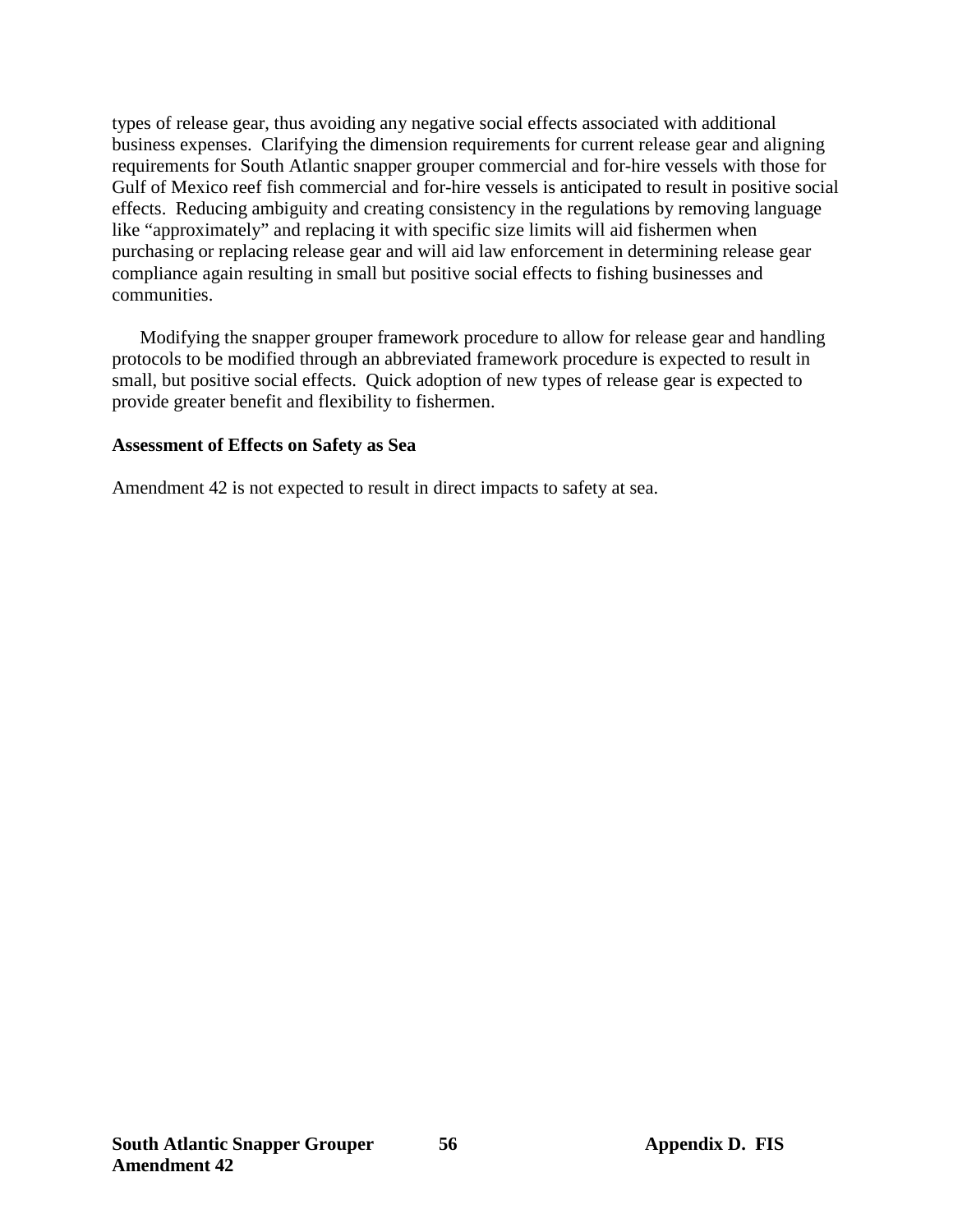types of release gear, thus avoiding any negative social effects associated with additional business expenses. Clarifying the dimension requirements for current release gear and aligning requirements for South Atlantic snapper grouper commercial and for-hire vessels with those for Gulf of Mexico reef fish commercial and for-hire vessels is anticipated to result in positive social effects. Reducing ambiguity and creating consistency in the regulations by removing language like "approximately" and replacing it with specific size limits will aid fishermen when purchasing or replacing release gear and will aid law enforcement in determining release gear compliance again resulting in small but positive social effects to fishing businesses and communities.

Modifying the snapper grouper framework procedure to allow for release gear and handling protocols to be modified through an abbreviated framework procedure is expected to result in small, but positive social effects. Quick adoption of new types of release gear is expected to provide greater benefit and flexibility to fishermen.

**Assessment of Effects on Safety as Sea**

Amendment 42 is not expected to result in direct impacts to safety at sea.